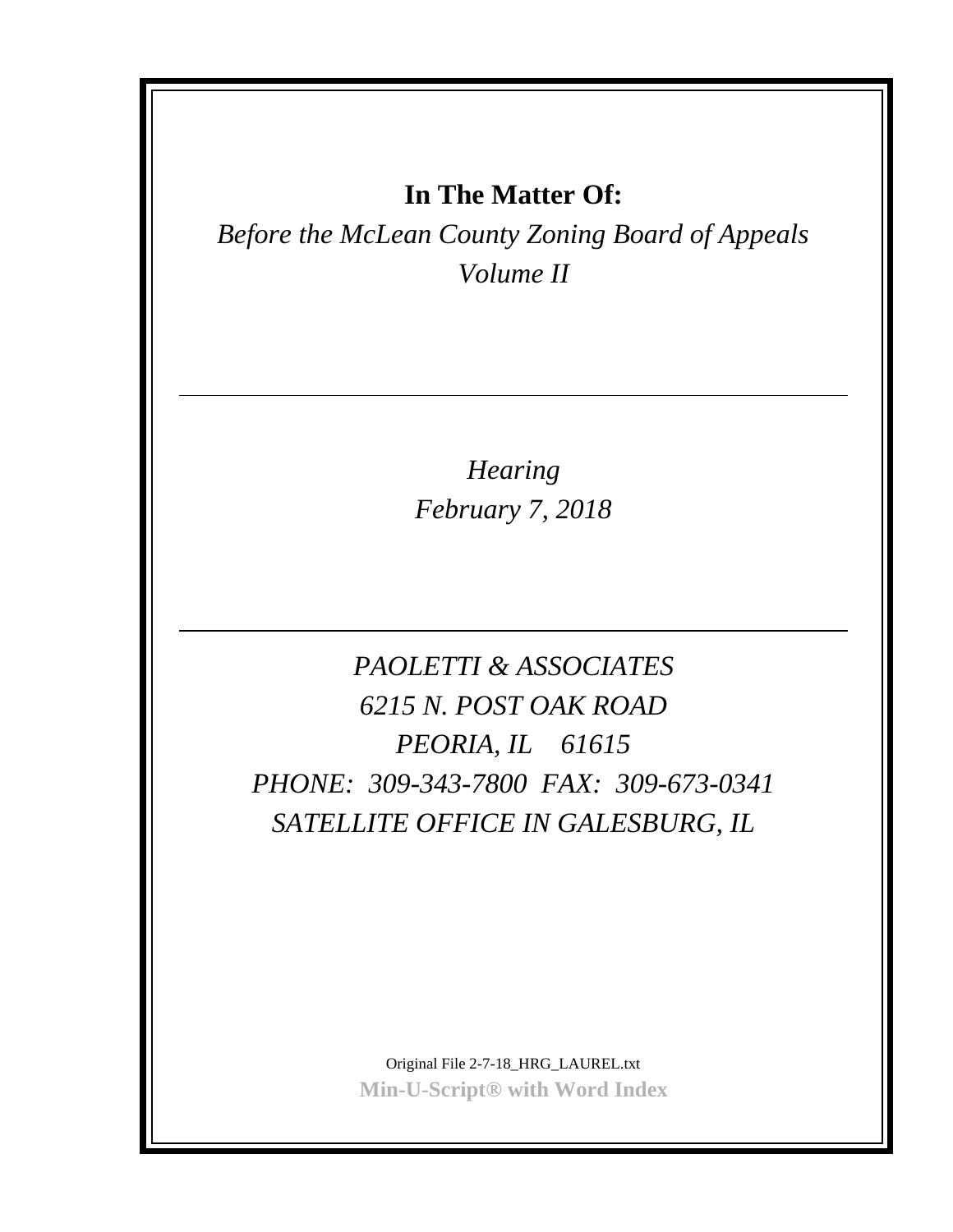**In The Matter Of:**

*Before the McLean County Zoning Board of Appeals*
*Volume II*

---

*Hearing*
*February 7, 2018*

---

*PAOLETTI & ASSOCIATES*
*6215 N. POST OAK ROAD*
*PEORIA, IL 61615*
*PHONE: 309-343-7800 FAX: 309-673-0341*
*SATELLITE OFFICE IN GALESBURG, IL*

Original File 2-7-18_HRG_LAUREL.txt
**Min-U-Script® with Word Index**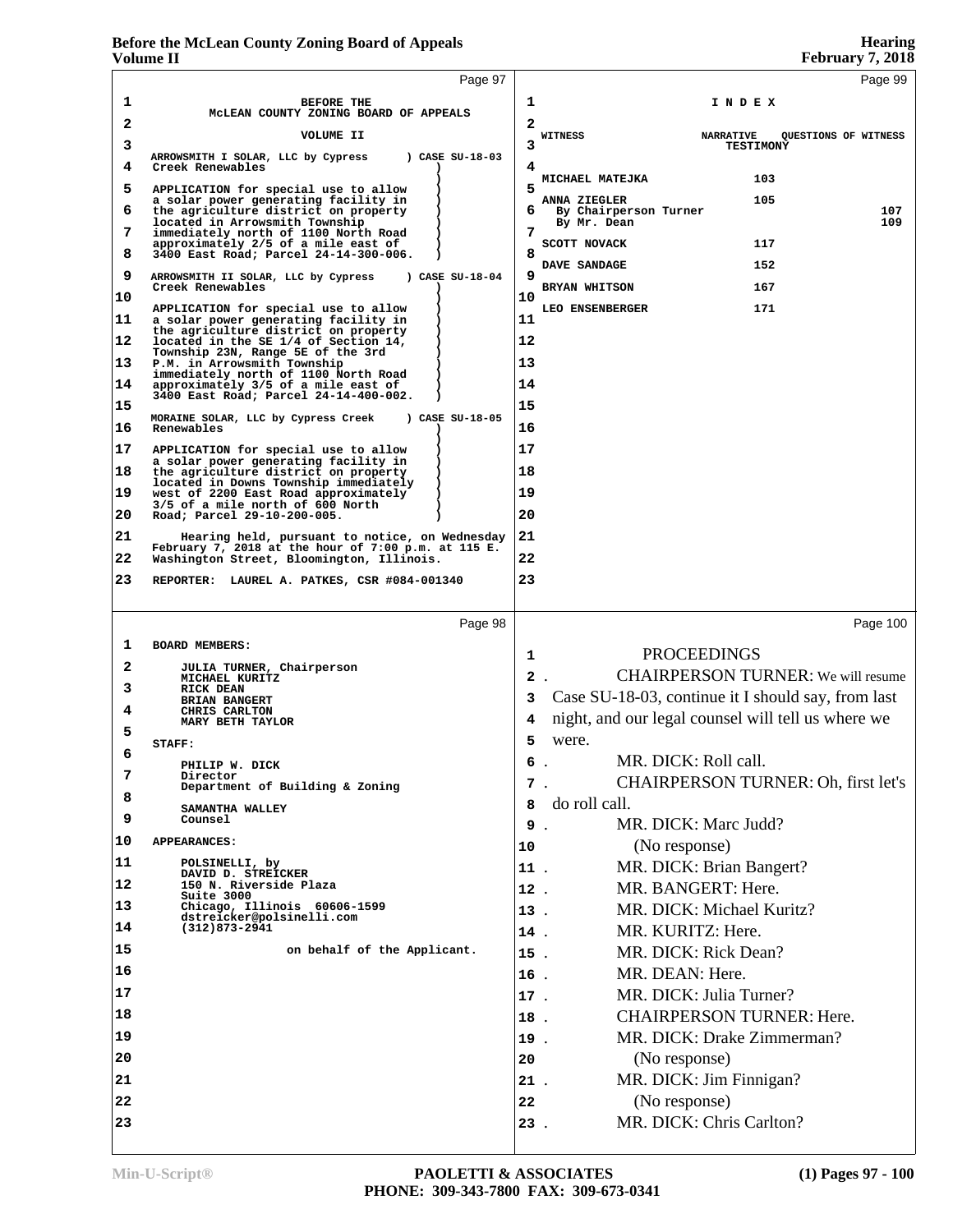BEFORE THE
McLEAN COUNTY ZONING BOARD OF APPEALS

VOLUME II

ARROWSMITH I SOLAR, LLC by Cypress Creek Renewables ) CASE SU-18-03

APPLICATION for special use to allow a solar power generating facility in the agriculture district on property located in Arrowsmith Township immediately north of 1100 North Road approximately 2/5 of a mile east of 3400 East Road; Parcel 24-14-300-006.

ARROWSMITH II SOLAR, LLC by Cypress Creek Renewables ) CASE SU-18-04

APPLICATION for special use to allow a solar power generating facility in the agriculture district on property located in the SE 1/4 of Section 14, Township 23N, Range 5E of the 3rd P.M. in Arrowsmith Township immediately north of 1100 North Road approximately 3/5 of a mile east of 3400 East Road; Parcel 24-14-400-002.

MORAINE SOLAR, LLC by Cypress Creek Renewables ) CASE SU-18-05

APPLICATION for special use to allow a solar power generating facility in the agriculture district on property located in Downs Township immediately west of 2200 East Road approximately 3/5 of a mile north of 600 North Road; Parcel 29-10-200-005.

Hearing held, pursuant to notice, on Wednesday February 7, 2018 at the hour of 7:00 p.m. at 115 E. Washington Street, Bloomington, Illinois.

REPORTER: LAUREL A. PATKES, CSR #084-001340

BOARD MEMBERS:

JULIA TURNER, Chairperson
MICHAEL KURITZ
RICK DEAN
BRIAN BANGERT
CHRIS CARLTON
MARY BETH TAYLOR

STAFF:

PHILIP W. DICK
Director
Department of Building & Zoning

SAMANTHA WALLEY
Counsel

APPEARANCES:

POLSINELLI, by
DAVID D. STREICKER
150 N. Riverside Plaza
Suite 3000
Chicago, Illinois 60606-1599
dstreicker@polsinelli.com
(312)873-2941

on behalf of the Applicant.

I N D E X

| WITNESS | NARRATIVE TESTIMONY | QUESTIONS OF WITNESS |
|---|---|---|
| MICHAEL MATEJKA | 103 | |
| ANNA ZIEGLER | 105 | |
| By Chairperson Turner | | 107 |
| By Mr. Dean | | 109 |
| SCOTT NOVACK | 117 | |
| DAVE SANDAGE | 152 | |
| BRYAN WHITSON | 167 | |
| LEO ENSENBERGER | 171 | |

PROCEEDINGS

CHAIRPERSON TURNER: We will resume Case SU-18-03, continue it I should say, from last night, and our legal counsel will tell us where we were.

MR. DICK: Roll call.

CHAIRPERSON TURNER: Oh, first let's do roll call.

MR. DICK: Marc Judd?

(No response)

MR. DICK: Brian Bangert?

MR. BANGERT: Here.

MR. DICK: Michael Kuritz?

MR. KURITZ: Here.

MR. DICK: Rick Dean?

MR. DEAN: Here.

MR. DICK: Julia Turner?

CHAIRPERSON TURNER: Here.

MR. DICK: Drake Zimmerman?

(No response)

MR. DICK: Jim Finnigan?

(No response)

MR. DICK: Chris Carlton?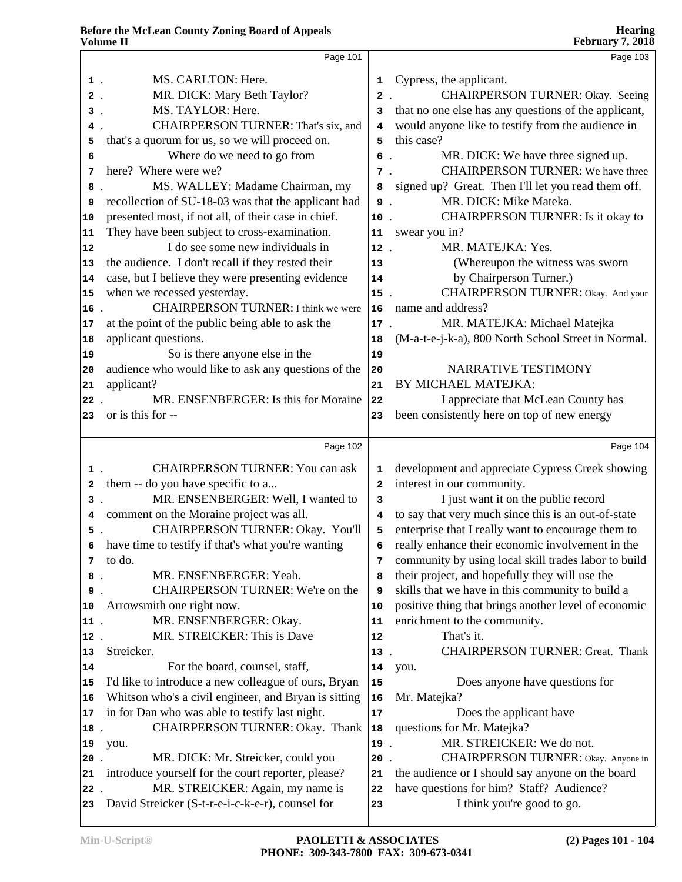Page 101

1 . MS. CARLTON: Here.
2 . MR. DICK: Mary Beth Taylor?
3 . MS. TAYLOR: Here.
4 . CHAIRPERSON TURNER: That's six, and
5 that's a quorum for us, so we will proceed on.
6 Where do we need to go from
7 here? Where were we?
8 . MS. WALLEY: Madame Chairman, my
9 recollection of SU-18-03 was that the applicant had
10 presented most, if not all, of their case in chief.
11 They have been subject to cross-examination.
12 I do see some new individuals in
13 the audience. I don't recall if they rested their
14 case, but I believe they were presenting evidence
15 when we recessed yesterday.
16 . CHAIRPERSON TURNER: I think we were
17 at the point of the public being able to ask the
18 applicant questions.
19 So is there anyone else in the
20 audience who would like to ask any questions of the
21 applicant?
22 . MR. ENSENBERGER: Is this for Moraine
23 or is this for --

Page 102

1 . CHAIRPERSON TURNER: You can ask
2 them -- do you have specific to a...
3 . MR. ENSENBERGER: Well, I wanted to
4 comment on the Moraine project was all.
5 . CHAIRPERSON TURNER: Okay. You'll
6 have time to testify if that's what you're wanting
7 to do.
8 . MR. ENSENBERGER: Yeah.
9 . CHAIRPERSON TURNER: We're on the
10 Arrowsmith one right now.
11 . MR. ENSENBERGER: Okay.
12 . MR. STREICKER: This is Dave
13 Streicker.
14 For the board, counsel, staff,
15 I'd like to introduce a new colleague of ours, Bryan
16 Whitson who's a civil engineer, and Bryan is sitting
17 in for Dan who was able to testify last night.
18 . CHAIRPERSON TURNER: Okay. Thank
19 you.
20 . MR. DICK: Mr. Streicker, could you
21 introduce yourself for the court reporter, please?
22 . MR. STREICKER: Again, my name is
23 David Streicker (S-t-r-e-i-c-k-e-r), counsel for

Page 103

1 Cypress, the applicant.
2 . CHAIRPERSON TURNER: Okay. Seeing
3 that no one else has any questions of the applicant,
4 would anyone like to testify from the audience in
5 this case?
6 . MR. DICK: We have three signed up.
7 . CHAIRPERSON TURNER: We have three
8 signed up? Great. Then I'll let you read them off.
9 . MR. DICK: Mike Mateka.
10 . CHAIRPERSON TURNER: Is it okay to
11 swear you in?
12 . MR. MATEJKA: Yes.
13 (Whereupon the witness was sworn
14 by Chairperson Turner.)
15 . CHAIRPERSON TURNER: Okay. And your
16 name and address?
17 . MR. MATEJKA: Michael Matejka
18 (M-a-t-e-j-k-a), 800 North School Street in Normal.
19
20 NARRATIVE TESTIMONY
21 BY MICHAEL MATEJKA:
22 I appreciate that McLean County has
23 been consistently here on top of new energy

Page 104

1 development and appreciate Cypress Creek showing
2 interest in our community.
3 I just want it on the public record
4 to say that very much since this is an out-of-state
5 enterprise that I really want to encourage them to
6 really enhance their economic involvement in the
7 community by using local skill trades labor to build
8 their project, and hopefully they will use the
9 skills that we have in this community to build a
10 positive thing that brings another level of economic
11 enrichment to the community.
12 That's it.
13 . CHAIRPERSON TURNER: Great. Thank
14 you.
15 Does anyone have questions for
16 Mr. Matejka?
17 Does the applicant have
18 questions for Mr. Matejka?
19 . MR. STREICKER: We do not.
20 . CHAIRPERSON TURNER: Okay. Anyone in
21 the audience or I should say anyone on the board
22 have questions for him? Staff? Audience?
23 I think you're good to go.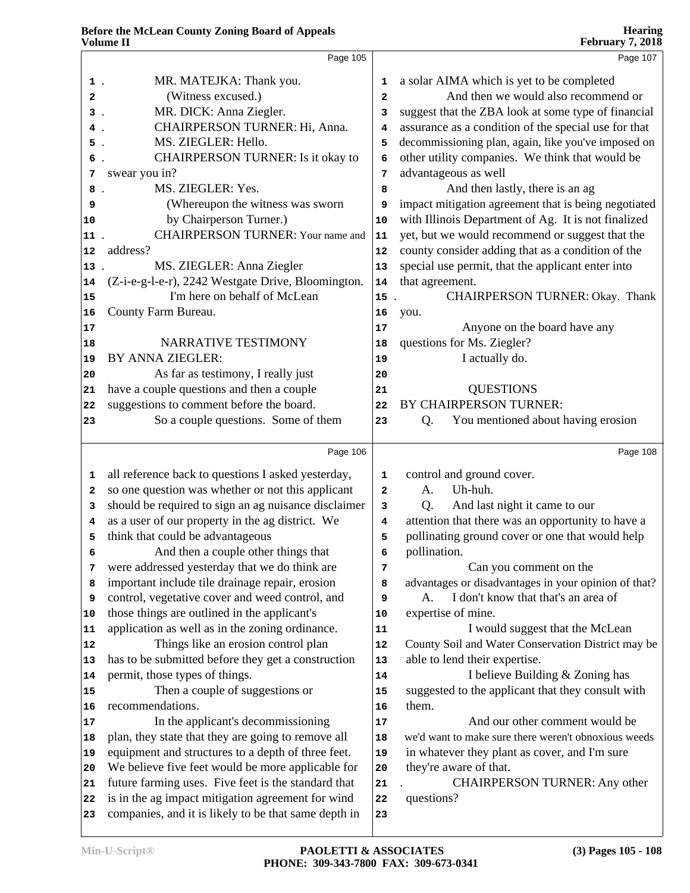MR. MATEJKA: Thank you.

(Witness excused.)

MR. DICK: Anna Ziegler.

CHAIRPERSON TURNER: Hi, Anna.

MS. ZIEGLER: Hello.

CHAIRPERSON TURNER: Is it okay to swear you in?

MS. ZIEGLER: Yes.

(Whereupon the witness was sworn by Chairperson Turner.)

CHAIRPERSON TURNER: Your name and address?

MS. ZIEGLER: Anna Ziegler (Z-i-e-g-l-e-r), 2242 Westgate Drive, Bloomington.

I'm here on behalf of McLean County Farm Bureau.

NARRATIVE TESTIMONY

BY ANNA ZIEGLER:

As far as testimony, I really just have a couple questions and then a couple suggestions to comment before the board.

So a couple questions. Some of them all reference back to questions I asked yesterday, so one question was whether or not this applicant should be required to sign an ag nuisance disclaimer as a user of our property in the ag district. We think that could be advantageous

And then a couple other things that were addressed yesterday that we do think are important include tile drainage repair, erosion control, vegetative cover and weed control, and those things are outlined in the applicant's application as well as in the zoning ordinance.

Things like an erosion control plan has to be submitted before they get a construction permit, those types of things.

Then a couple of suggestions or recommendations.

In the applicant's decommissioning plan, they state that they are going to remove all equipment and structures to a depth of three feet. We believe five feet would be more applicable for future farming uses. Five feet is the standard that is in the ag impact mitigation agreement for wind companies, and it is likely to be that same depth in a solar AIMA which is yet to be completed

And then we would also recommend or suggest that the ZBA look at some type of financial assurance as a condition of the special use for that decommissioning plan, again, like you've imposed on other utility companies. We think that would be advantageous as well

And then lastly, there is an ag impact mitigation agreement that is being negotiated with Illinois Department of Ag. It is not finalized yet, but we would recommend or suggest that the county consider adding that as a condition of the special use permit, that the applicant enter into that agreement.

CHAIRPERSON TURNER: Okay. Thank you.

Anyone on the board have any questions for Ms. Ziegler?

I actually do.

QUESTIONS

BY CHAIRPERSON TURNER:

Q. You mentioned about having erosion control and ground cover.

A. Uh-huh.

Q. And last night it came to our attention that there was an opportunity to have a pollinating ground cover or one that would help pollination.

Can you comment on the advantages or disadvantages in your opinion of that?

A. I don't know that that's an area of expertise of mine.

I would suggest that the McLean County Soil and Water Conservation District may be able to lend their expertise.

I believe Building & Zoning has suggested to the applicant that they consult with them.

And our other comment would be we'd want to make sure there weren't obnoxious weeds in whatever they plant as cover, and I'm sure they're aware of that.

CHAIRPERSON TURNER: Any other questions?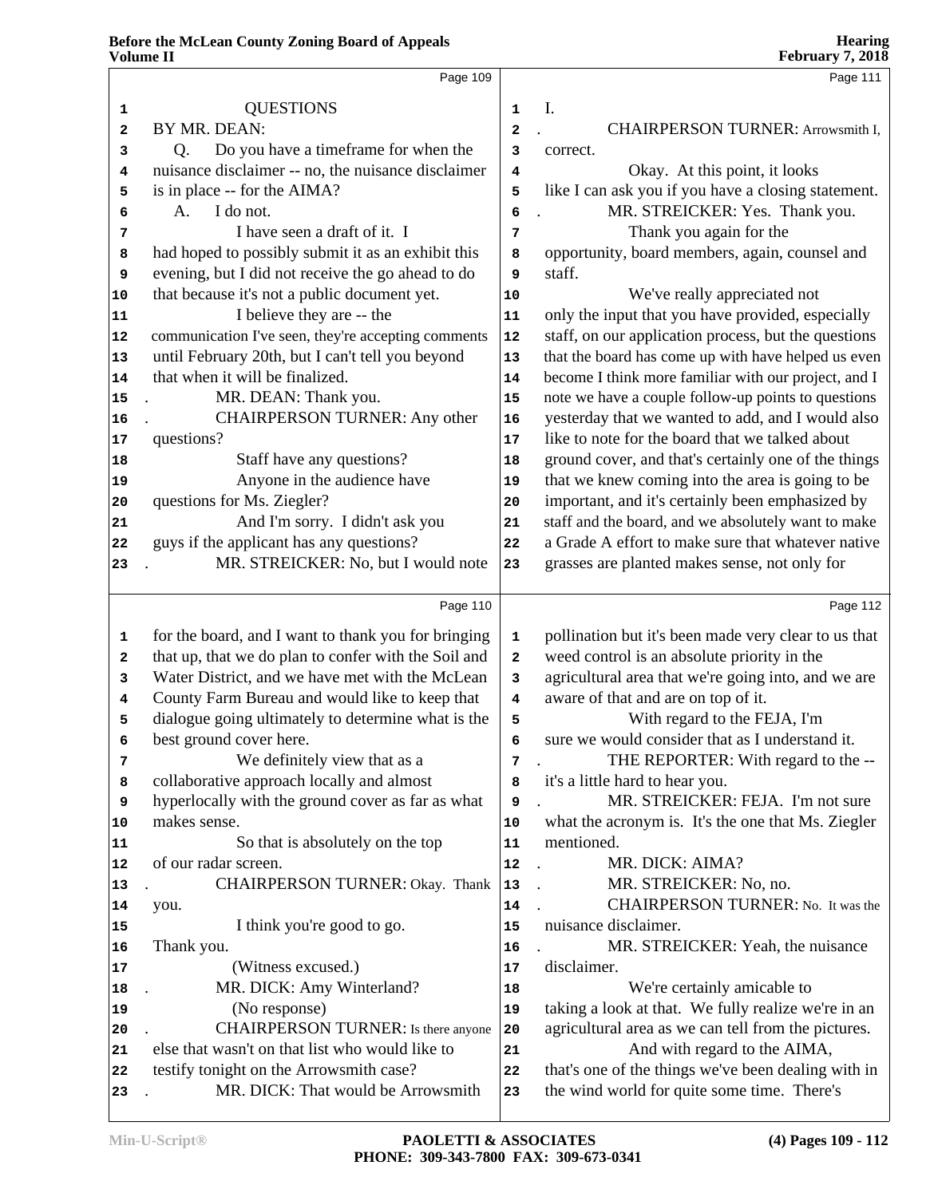Page 109

QUESTIONS

BY MR. DEAN:

Q. Do you have a timeframe for when the nuisance disclaimer -- no, the nuisance disclaimer is in place -- for the AIMA?

A. I do not.

I have seen a draft of it. I had hoped to possibly submit it as an exhibit this evening, but I did not receive the go ahead to do that because it's not a public document yet.

I believe they are -- the communication I've seen, they're accepting comments until February 20th, but I can't tell you beyond that when it will be finalized.

MR. DEAN: Thank you.

CHAIRPERSON TURNER: Any other questions?

Staff have any questions?

Anyone in the audience have questions for Ms. Ziegler?

And I'm sorry. I didn't ask you guys if the applicant has any questions?

MR. STREICKER: No, but I would note

Page 110

for the board, and I want to thank you for bringing that up, that we do plan to confer with the Soil and Water District, and we have met with the McLean County Farm Bureau and would like to keep that dialogue going ultimately to determine what is the best ground cover here.

We definitely view that as a collaborative approach locally and almost hyperlocally with the ground cover as far as what makes sense.

So that is absolutely on the top of our radar screen.

CHAIRPERSON TURNER: Okay. Thank you.

I think you're good to go.

Thank you.

(Witness excused.)

MR. DICK: Amy Winterland?

(No response)

CHAIRPERSON TURNER: Is there anyone else that wasn't on that list who would like to testify tonight on the Arrowsmith case?

MR. DICK: That would be Arrowsmith

Page 111

I.

CHAIRPERSON TURNER: Arrowsmith I, correct.

Okay. At this point, it looks like I can ask you if you have a closing statement.

MR. STREICKER: Yes. Thank you.

Thank you again for the opportunity, board members, again, counsel and staff.

We've really appreciated not only the input that you have provided, especially staff, on our application process, but the questions that the board has come up with have helped us even become I think more familiar with our project, and I note we have a couple follow-up points to questions yesterday that we wanted to add, and I would also like to note for the board that we talked about ground cover, and that's certainly one of the things that we knew coming into the area is going to be important, and it's certainly been emphasized by staff and the board, and we absolutely want to make a Grade A effort to make sure that whatever native grasses are planted makes sense, not only for

Page 112

pollination but it's been made very clear to us that weed control is an absolute priority in the agricultural area that we're going into, and we are aware of that and are on top of it.

With regard to the FEJA, I'm sure we would consider that as I understand it.

THE REPORTER: With regard to the -- it's a little hard to hear you.

MR. STREICKER: FEJA. I'm not sure what the acronym is. It's the one that Ms. Ziegler mentioned.

MR. DICK: AIMA?

MR. STREICKER: No, no.

CHAIRPERSON TURNER: No. It was the nuisance disclaimer.

MR. STREICKER: Yeah, the nuisance disclaimer.

We're certainly amicable to taking a look at that. We fully realize we're in an agricultural area as we can tell from the pictures.

And with regard to the AIMA, that's one of the things we've been dealing with in the wind world for quite some time. There's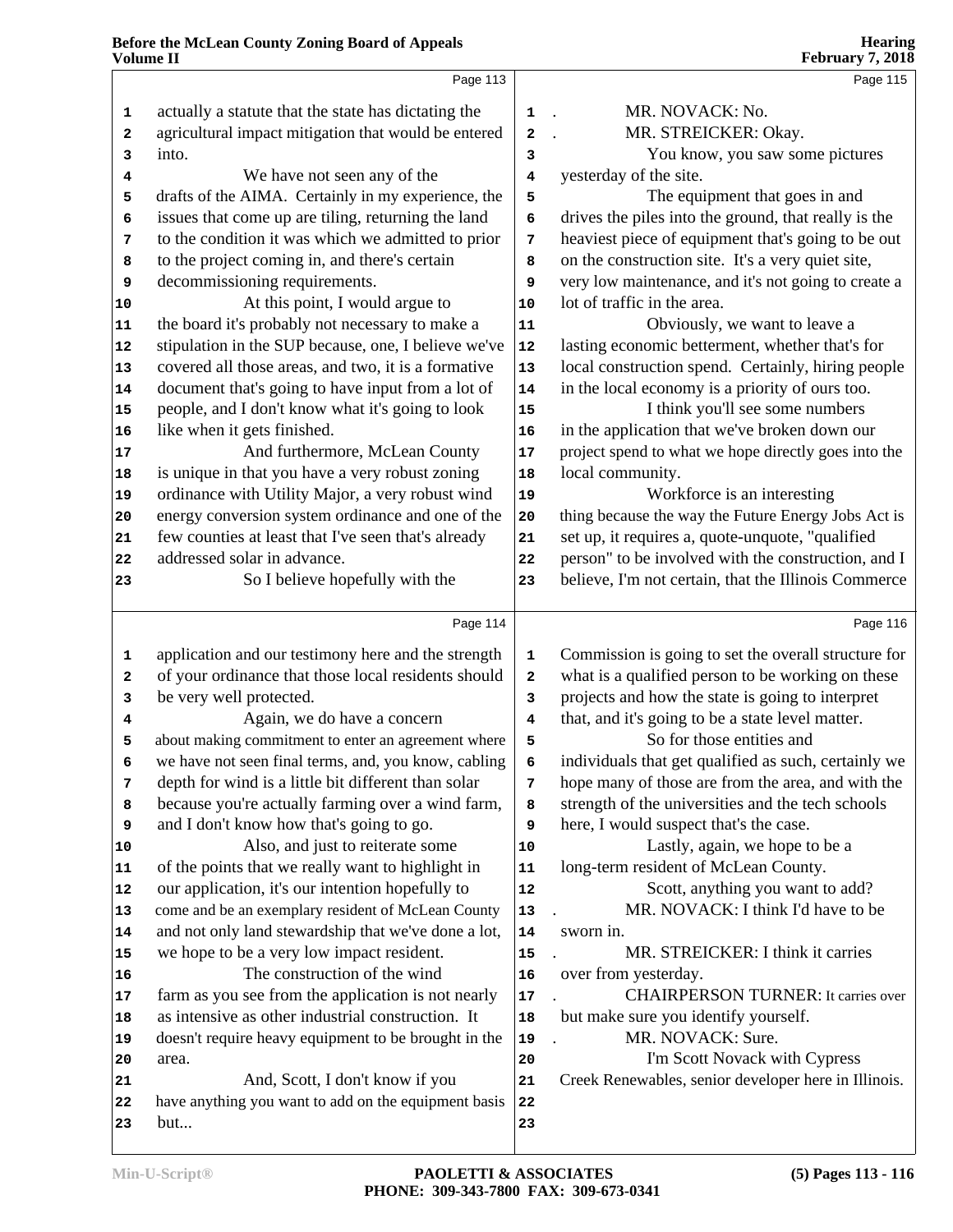actually a statute that the state has dictating the agricultural impact mitigation that would be entered into.

We have not seen any of the drafts of the AIMA. Certainly in my experience, the issues that come up are tiling, returning the land to the condition it was which we admitted to prior to the project coming in, and there's certain decommissioning requirements.

At this point, I would argue to the board it's probably not necessary to make a stipulation in the SUP because, one, I believe we've covered all those areas, and two, it is a formative document that's going to have input from a lot of people, and I don't know what it's going to look like when it gets finished.

And furthermore, McLean County is unique in that you have a very robust zoning ordinance with Utility Major, a very robust wind energy conversion system ordinance and one of the few counties at least that I've seen that's already addressed solar in advance.

So I believe hopefully with the application and our testimony here and the strength of your ordinance that those local residents should be very well protected.

Again, we do have a concern about making commitment to enter an agreement where we have not seen final terms, and, you know, cabling depth for wind is a little bit different than solar because you're actually farming over a wind farm, and I don't know how that's going to go.

Also, and just to reiterate some of the points that we really want to highlight in our application, it's our intention hopefully to come and be an exemplary resident of McLean County and not only land stewardship that we've done a lot, we hope to be a very low impact resident.

The construction of the wind farm as you see from the application is not nearly as intensive as other industrial construction. It doesn't require heavy equipment to be brought in the area.

And, Scott, I don't know if you have anything you want to add on the equipment basis but...

MR. NOVACK: No.

MR. STREICKER: Okay.

You know, you saw some pictures yesterday of the site.

The equipment that goes in and drives the piles into the ground, that really is the heaviest piece of equipment that's going to be out on the construction site. It's a very quiet site, very low maintenance, and it's not going to create a lot of traffic in the area.

Obviously, we want to leave a lasting economic betterment, whether that's for local construction spend. Certainly, hiring people in the local economy is a priority of ours too.

I think you'll see some numbers in the application that we've broken down our project spend to what we hope directly goes into the local community.

Workforce is an interesting thing because the way the Future Energy Jobs Act is set up, it requires a, quote-unquote, "qualified person" to be involved with the construction, and I believe, I'm not certain, that the Illinois Commerce Commission is going to set the overall structure for what is a qualified person to be working on these projects and how the state is going to interpret that, and it's going to be a state level matter.

So for those entities and individuals that get qualified as such, certainly we hope many of those are from the area, and with the strength of the universities and the tech schools here, I would suspect that's the case.

Lastly, again, we hope to be a long-term resident of McLean County.

Scott, anything you want to add?

MR. NOVACK: I think I'd have to be sworn in.

MR. STREICKER: I think it carries over from yesterday.

CHAIRPERSON TURNER: It carries over but make sure you identify yourself.

MR. NOVACK: Sure.

I'm Scott Novack with Cypress Creek Renewables, senior developer here in Illinois.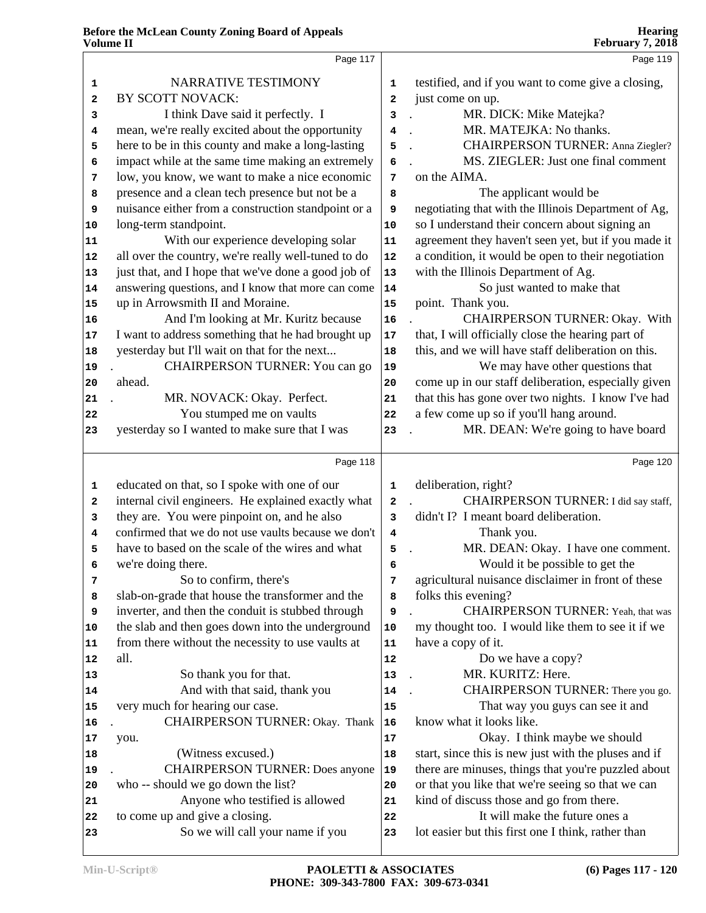Page 117

NARRATIVE TESTIMONY
BY SCOTT NOVACK:

I think Dave said it perfectly. I mean, we're really excited about the opportunity here to be in this county and make a long-lasting impact while at the same time making an extremely low, you know, we want to make a nice economic presence and a clean tech presence but not be a nuisance either from a construction standpoint or a long-term standpoint.

With our experience developing solar all over the country, we're really well-tuned to do just that, and I hope that we've done a good job of answering questions, and I know that more can come up in Arrowsmith II and Moraine.

And I'm looking at Mr. Kuritz because I want to address something that he had brought up yesterday but I'll wait on that for the next...

CHAIRPERSON TURNER: You can go ahead.

MR. NOVACK: Okay. Perfect.

You stumped me on vaults yesterday so I wanted to make sure that I was

Page 118

educated on that, so I spoke with one of our internal civil engineers. He explained exactly what they are. You were pinpoint on, and he also confirmed that we do not use vaults because we don't have to based on the scale of the wires and what we're doing there.

So to confirm, there's slab-on-grade that house the transformer and the inverter, and then the conduit is stubbed through the slab and then goes down into the underground from there without the necessity to use vaults at all.

So thank you for that.

And with that said, thank you very much for hearing our case.

CHAIRPERSON TURNER: Okay. Thank you.

(Witness excused.)

CHAIRPERSON TURNER: Does anyone who -- should we go down the list?

Anyone who testified is allowed to come up and give a closing.

So we will call your name if you

Page 119

testified, and if you want to come give a closing, just come on up.

MR. DICK: Mike Matejka?

MR. MATEJKA: No thanks.

CHAIRPERSON TURNER: Anna Ziegler?

MS. ZIEGLER: Just one final comment on the AIMA.

The applicant would be negotiating that with the Illinois Department of Ag, so I understand their concern about signing an agreement they haven't seen yet, but if you made it a condition, it would be open to their negotiation with the Illinois Department of Ag.

So just wanted to make that point. Thank you.

CHAIRPERSON TURNER: Okay. With that, I will officially close the hearing part of this, and we will have staff deliberation on this.

We may have other questions that come up in our staff deliberation, especially given that this has gone over two nights. I know I've had a few come up so if you'll hang around.

MR. DEAN: We're going to have board

Page 120

deliberation, right?

CHAIRPERSON TURNER: I did say staff, didn't I? I meant board deliberation.

Thank you.

MR. DEAN: Okay. I have one comment.

Would it be possible to get the agricultural nuisance disclaimer in front of these folks this evening?

CHAIRPERSON TURNER: Yeah, that was my thought too. I would like them to see it if we have a copy of it.

Do we have a copy?

MR. KURITZ: Here.

CHAIRPERSON TURNER: There you go.

That way you guys can see it and know what it looks like.

Okay. I think maybe we should start, since this is new just with the pluses and if there are minuses, things that you're puzzled about or that you like that we're seeing so that we can kind of discuss those and go from there.

It will make the future ones a lot easier but this first one I think, rather than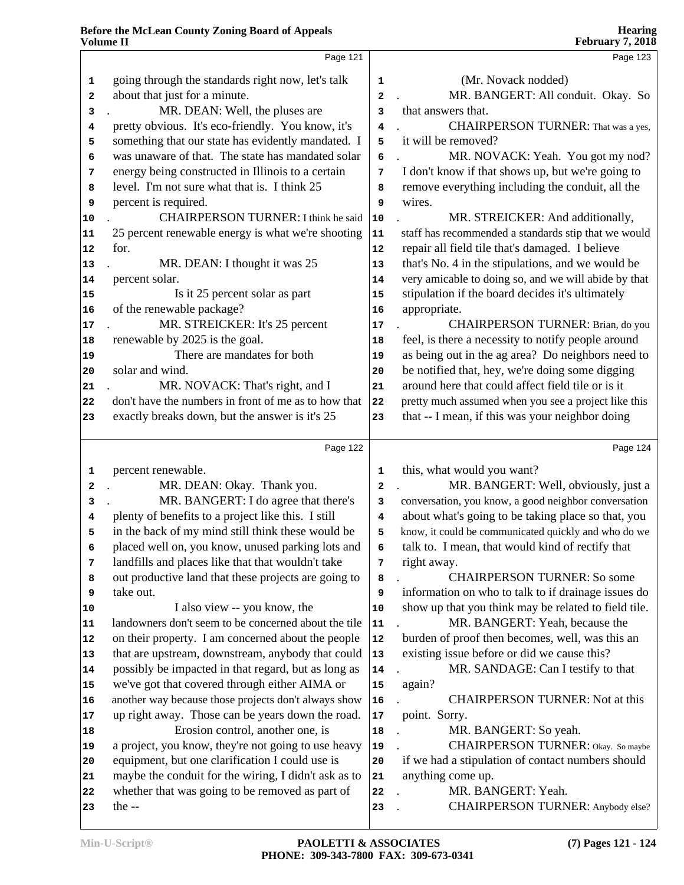Page 121

going through the standards right now, let's talk about that just for a minute.

MR. DEAN: Well, the pluses are pretty obvious. It's eco-friendly. You know, it's something that our state has evidently mandated. I was unaware of that. The state has mandated solar energy being constructed in Illinois to a certain level. I'm not sure what that is. I think 25 percent is required.

CHAIRPERSON TURNER: I think he said 25 percent renewable energy is what we're shooting for.

MR. DEAN: I thought it was 25 percent solar.

Is it 25 percent solar as part of the renewable package?

MR. STREICKER: It's 25 percent renewable by 2025 is the goal.

There are mandates for both solar and wind.

MR. NOVACK: That's right, and I don't have the numbers in front of me as to how that exactly breaks down, but the answer is it's 25

Page 122

percent renewable.

MR. DEAN: Okay. Thank you.

MR. BANGERT: I do agree that there's plenty of benefits to a project like this. I still in the back of my mind still think these would be placed well on, you know, unused parking lots and landfills and places like that that wouldn't take out productive land that these projects are going to take out.

I also view -- you know, the landowners don't seem to be concerned about the tile on their property. I am concerned about the people that are upstream, downstream, anybody that could possibly be impacted in that regard, but as long as we've got that covered through either AIMA or another way because those projects don't always show up right away. Those can be years down the road.

Erosion control, another one, is a project, you know, they're not going to use heavy equipment, but one clarification I could use is maybe the conduit for the wiring, I didn't ask as to whether that was going to be removed as part of the --

Page 123

(Mr. Novack nodded)

MR. BANGERT: All conduit. Okay. So that answers that.

CHAIRPERSON TURNER: That was a yes, it will be removed?

MR. NOVACK: Yeah. You got my nod? I don't know if that shows up, but we're going to remove everything including the conduit, all the wires.

MR. STREICKER: And additionally, staff has recommended a standards stip that we would repair all field tile that's damaged. I believe that's No. 4 in the stipulations, and we would be very amicable to doing so, and we will abide by that stipulation if the board decides it's ultimately appropriate.

CHAIRPERSON TURNER: Brian, do you feel, is there a necessity to notify people around as being out in the ag area? Do neighbors need to be notified that, hey, we're doing some digging around here that could affect field tile or is it pretty much assumed when you see a project like this that -- I mean, if this was your neighbor doing

Page 124

this, what would you want?

MR. BANGERT: Well, obviously, just a conversation, you know, a good neighbor conversation about what's going to be taking place so that, you know, it could be communicated quickly and who do we talk to. I mean, that would kind of rectify that right away.

CHAIRPERSON TURNER: So some information on who to talk to if drainage issues do show up that you think may be related to field tile.

MR. BANGERT: Yeah, because the burden of proof then becomes, well, was this an existing issue before or did we cause this?

MR. SANDAGE: Can I testify to that again?

CHAIRPERSON TURNER: Not at this point. Sorry.

MR. BANGERT: So yeah.

CHAIRPERSON TURNER: Okay. So maybe if we had a stipulation of contact numbers should anything come up.

MR. BANGERT: Yeah.

CHAIRPERSON TURNER: Anybody else?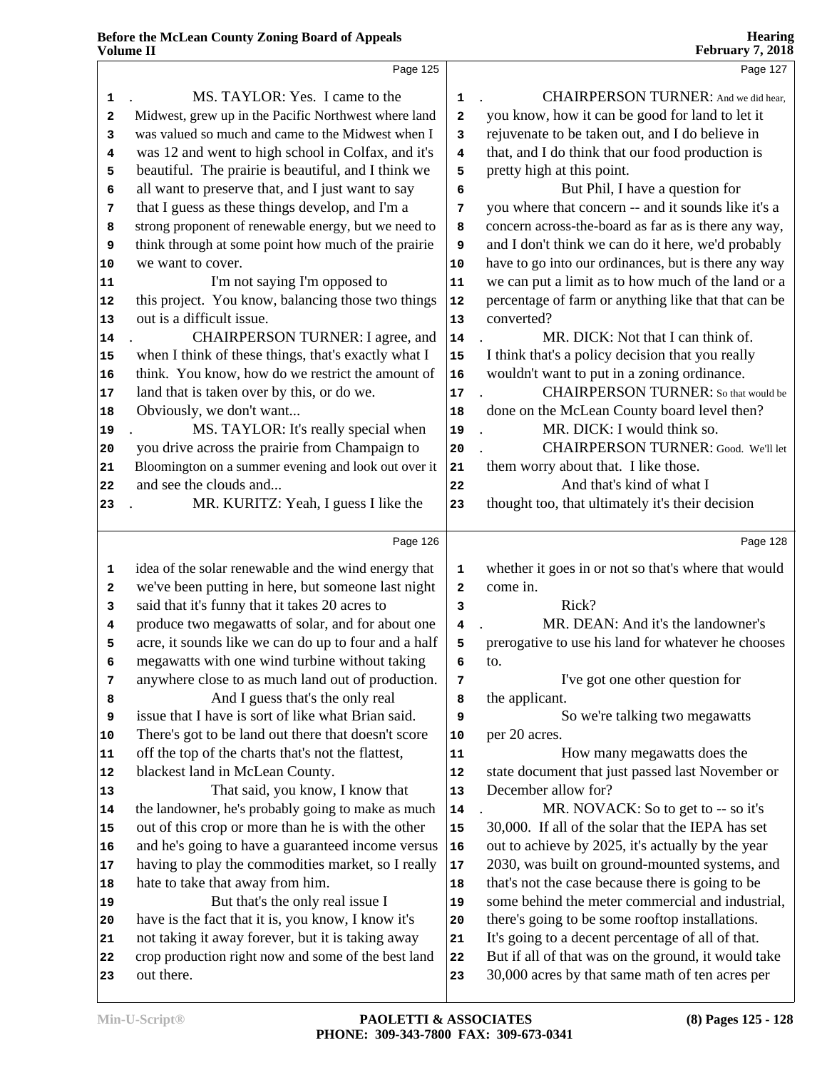Page 125

MS. TAYLOR: Yes. I came to the Midwest, grew up in the Pacific Northwest where land was valued so much and came to the Midwest when I was 12 and went to high school in Colfax, and it's beautiful. The prairie is beautiful, and I think we all want to preserve that, and I just want to say that I guess as these things develop, and I'm a strong proponent of renewable energy, but we need to think through at some point how much of the prairie we want to cover.

I'm not saying I'm opposed to this project. You know, balancing those two things out is a difficult issue.

CHAIRPERSON TURNER: I agree, and when I think of these things, that's exactly what I think. You know, how do we restrict the amount of land that is taken over by this, or do we. Obviously, we don't want...

MS. TAYLOR: It's really special when you drive across the prairie from Champaign to Bloomington on a summer evening and look out over it and see the clouds and...

MR. KURITZ: Yeah, I guess I like the

Page 126

idea of the solar renewable and the wind energy that we've been putting in here, but someone last night said that it's funny that it takes 20 acres to produce two megawatts of solar, and for about one acre, it sounds like we can do up to four and a half megawatts with one wind turbine without taking anywhere close to as much land out of production.

And I guess that's the only real issue that I have is sort of like what Brian said. There's got to be land out there that doesn't score off the top of the charts that's not the flattest, blackest land in McLean County.

That said, you know, I know that the landowner, he's probably going to make as much out of this crop or more than he is with the other and he's going to have a guaranteed income versus having to play the commodities market, so I really hate to take that away from him.

But that's the only real issue I have is the fact that it is, you know, I know it's not taking it away forever, but it is taking away crop production right now and some of the best land out there.

Page 127

CHAIRPERSON TURNER: And we did hear, you know, how it can be good for land to let it rejuvenate to be taken out, and I do believe in that, and I do think that our food production is pretty high at this point.

But Phil, I have a question for you where that concern -- and it sounds like it's a concern across-the-board as far as is there any way, and I don't think we can do it here, we'd probably have to go into our ordinances, but is there any way we can put a limit as to how much of the land or a percentage of farm or anything like that that can be converted?

MR. DICK: Not that I can think of. I think that's a policy decision that you really wouldn't want to put in a zoning ordinance.

CHAIRPERSON TURNER: So that would be done on the McLean County board level then?

MR. DICK: I would think so.

CHAIRPERSON TURNER: Good. We'll let them worry about that. I like those.

And that's kind of what I thought too, that ultimately it's their decision

Page 128

whether it goes in or not so that's where that would come in.

Rick?

MR. DEAN: And it's the landowner's prerogative to use his land for whatever he chooses to.

I've got one other question for the applicant.

So we're talking two megawatts per 20 acres.

How many megawatts does the state document that just passed last November or December allow for?

MR. NOVACK: So to get to -- so it's 30,000. If all of the solar that the IEPA has set out to achieve by 2025, it's actually by the year 2030, was built on ground-mounted systems, and that's not the case because there is going to be some behind the meter commercial and industrial, there's going to be some rooftop installations. It's going to a decent percentage of all of that. But if all of that was on the ground, it would take 30,000 acres by that same math of ten acres per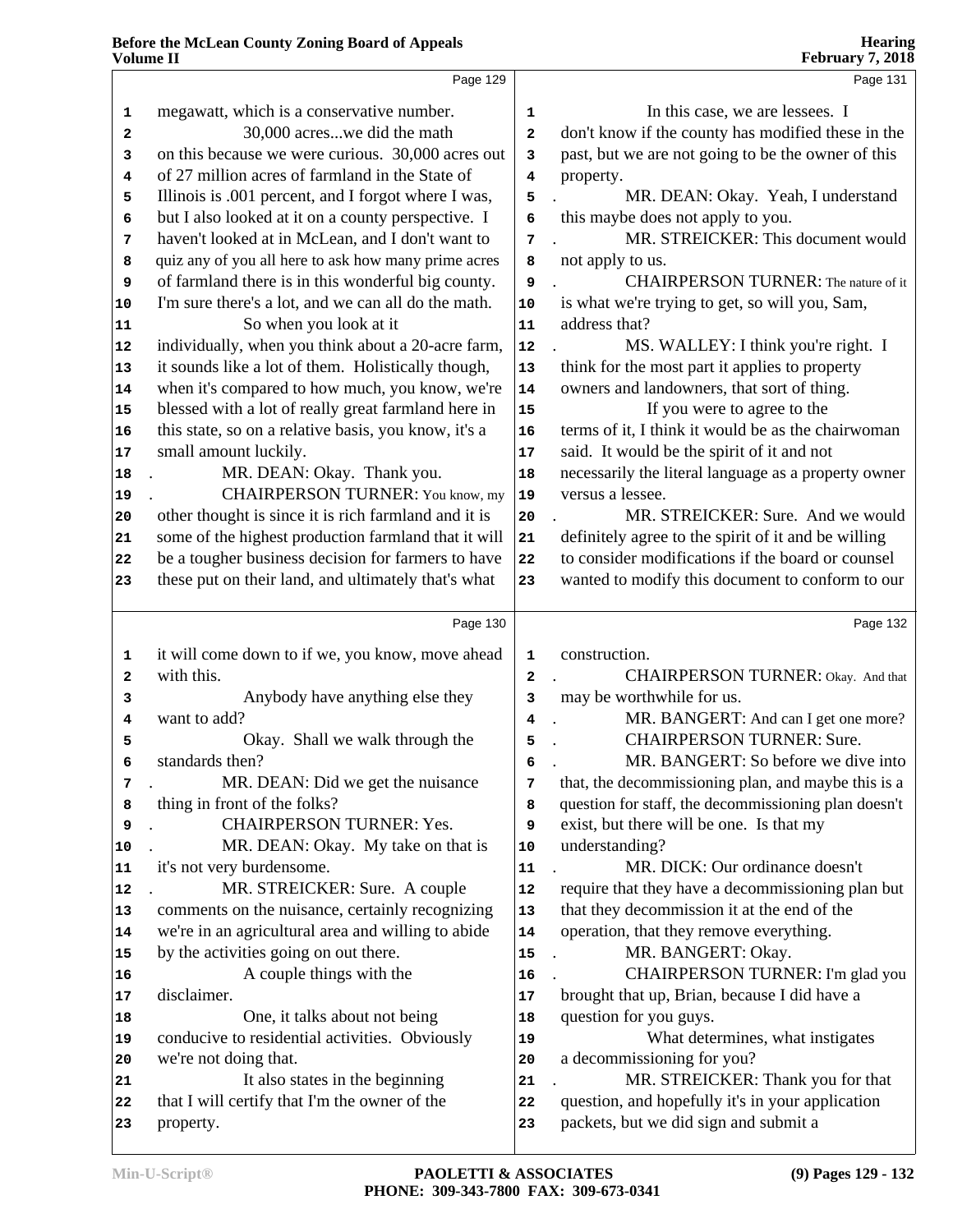Page 129

megawatt, which is a conservative number.

30,000 acres...we did the math on this because we were curious. 30,000 acres out of 27 million acres of farmland in the State of Illinois is .001 percent, and I forgot where I was, but I also looked at it on a county perspective. I haven't looked at in McLean, and I don't want to quiz any of you all here to ask how many prime acres of farmland there is in this wonderful big county. I'm sure there's a lot, and we can all do the math.

So when you look at it individually, when you think about a 20-acre farm, it sounds like a lot of them. Holistically though, when it's compared to how much, you know, we're blessed with a lot of really great farmland here in this state, so on a relative basis, you know, it's a small amount luckily.

MR. DEAN: Okay. Thank you.

CHAIRPERSON TURNER: You know, my other thought is since it is rich farmland and it is some of the highest production farmland that it will be a tougher business decision for farmers to have these put on their land, and ultimately that's what

Page 130

it will come down to if we, you know, move ahead with this.

Anybody have anything else they want to add?

Okay. Shall we walk through the standards then?

MR. DEAN: Did we get the nuisance thing in front of the folks?

CHAIRPERSON TURNER: Yes.

MR. DEAN: Okay. My take on that is it's not very burdensome.

MR. STREICKER: Sure. A couple comments on the nuisance, certainly recognizing we're in an agricultural area and willing to abide by the activities going on out there.

A couple things with the disclaimer.

One, it talks about not being conducive to residential activities. Obviously we're not doing that.

It also states in the beginning that I will certify that I'm the owner of the property.

Page 131

In this case, we are lessees. I don't know if the county has modified these in the past, but we are not going to be the owner of this property.

MR. DEAN: Okay. Yeah, I understand this maybe does not apply to you.

MR. STREICKER: This document would not apply to us.

CHAIRPERSON TURNER: The nature of it is what we're trying to get, so will you, Sam, address that?

MS. WALLEY: I think you're right. I think for the most part it applies to property owners and landowners, that sort of thing.

If you were to agree to the terms of it, I think it would be as the chairwoman said. It would be the spirit of it and not necessarily the literal language as a property owner versus a lessee.

MR. STREICKER: Sure. And we would definitely agree to the spirit of it and be willing to consider modifications if the board or counsel wanted to modify this document to conform to our

Page 132

construction.

CHAIRPERSON TURNER: Okay. And that may be worthwhile for us.

MR. BANGERT: And can I get one more?

CHAIRPERSON TURNER: Sure.

MR. BANGERT: So before we dive into that, the decommissioning plan, and maybe this is a question for staff, the decommissioning plan doesn't exist, but there will be one. Is that my understanding?

MR. DICK: Our ordinance doesn't require that they have a decommissioning plan but that they decommission it at the end of the operation, that they remove everything.

MR. BANGERT: Okay.

CHAIRPERSON TURNER: I'm glad you brought that up, Brian, because I did have a question for you guys.

What determines, what instigates a decommissioning for you?

MR. STREICKER: Thank you for that question, and hopefully it's in your application packets, but we did sign and submit a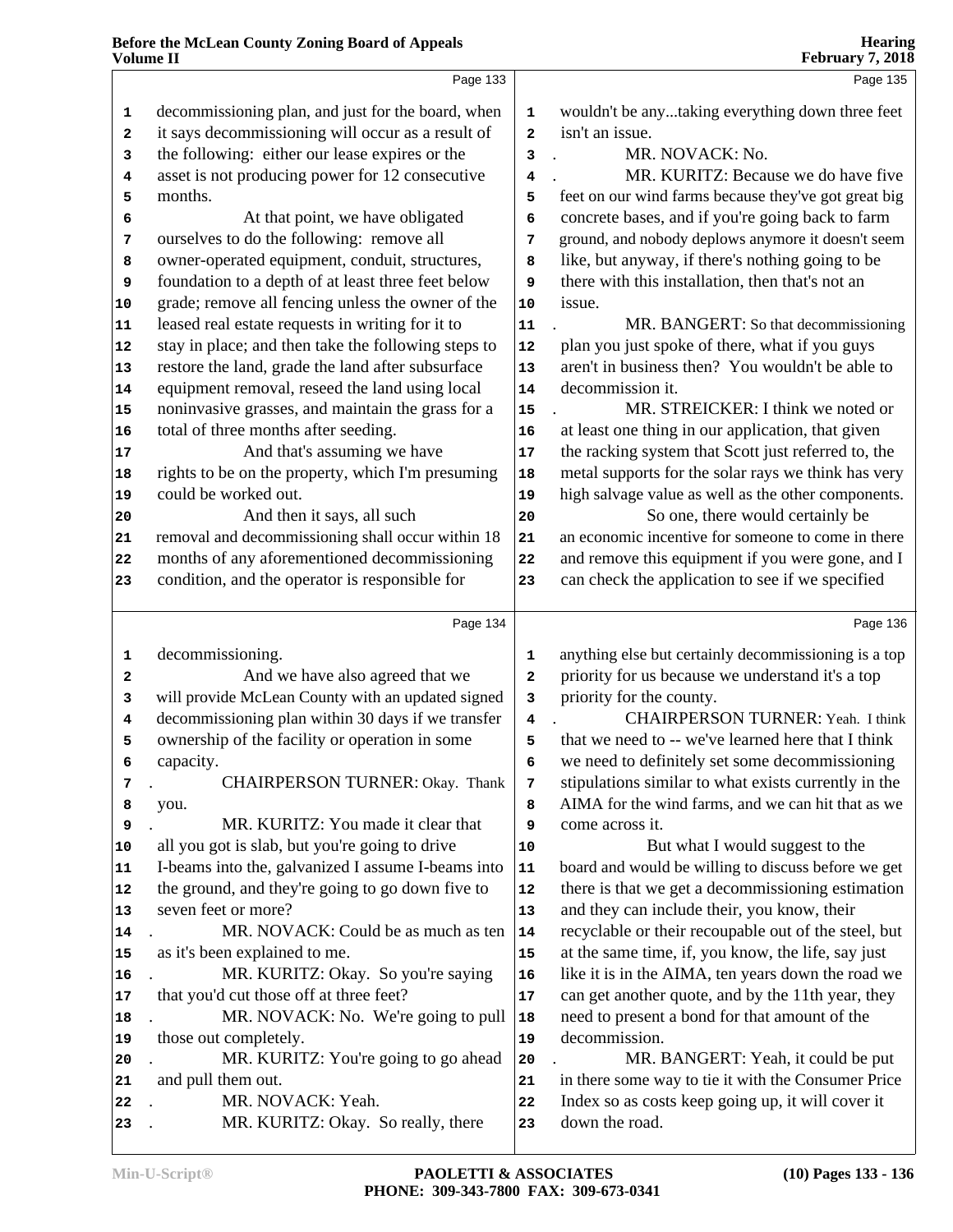Page 133

decommissioning plan, and just for the board, when it says decommissioning will occur as a result of the following: either our lease expires or the asset is not producing power for 12 consecutive months.

At that point, we have obligated ourselves to do the following: remove all owner-operated equipment, conduit, structures, foundation to a depth of at least three feet below grade; remove all fencing unless the owner of the leased real estate requests in writing for it to stay in place; and then take the following steps to restore the land, grade the land after subsurface equipment removal, reseed the land using local noninvasive grasses, and maintain the grass for a total of three months after seeding.

And that's assuming we have rights to be on the property, which I'm presuming could be worked out.

And then it says, all such removal and decommissioning shall occur within 18 months of any aforementioned decommissioning condition, and the operator is responsible for

Page 134

decommissioning.

And we have also agreed that we will provide McLean County with an updated signed decommissioning plan within 30 days if we transfer ownership of the facility or operation in some capacity.

CHAIRPERSON TURNER: Okay. Thank you.

MR. KURITZ: You made it clear that all you got is slab, but you're going to drive I-beams into the, galvanized I assume I-beams into the ground, and they're going to go down five to seven feet or more?

MR. NOVACK: Could be as much as ten as it's been explained to me.

MR. KURITZ: Okay. So you're saying that you'd cut those off at three feet?

MR. NOVACK: No. We're going to pull those out completely.

MR. KURITZ: You're going to go ahead and pull them out.

MR. NOVACK: Yeah.

MR. KURITZ: Okay. So really, there

Page 135

wouldn't be any...taking everything down three feet isn't an issue.

MR. NOVACK: No.

MR. KURITZ: Because we do have five feet on our wind farms because they've got great big concrete bases, and if you're going back to farm ground, and nobody deplows anymore it doesn't seem like, but anyway, if there's nothing going to be there with this installation, then that's not an issue.

MR. BANGERT: So that decommissioning plan you just spoke of there, what if you guys aren't in business then? You wouldn't be able to decommission it.

MR. STREICKER: I think we noted or at least one thing in our application, that given the racking system that Scott just referred to, the metal supports for the solar rays we think has very high salvage value as well as the other components.

So one, there would certainly be an economic incentive for someone to come in there and remove this equipment if you were gone, and I can check the application to see if we specified

Page 136

anything else but certainly decommissioning is a top priority for us because we understand it's a top priority for the county.

CHAIRPERSON TURNER: Yeah. I think that we need to -- we've learned here that I think we need to definitely set some decommissioning stipulations similar to what exists currently in the AIMA for the wind farms, and we can hit that as we come across it.

But what I would suggest to the board and would be willing to discuss before we get there is that we get a decommissioning estimation and they can include their, you know, their recyclable or their recoupable out of the steel, but at the same time, if, you know, the life, say just like it is in the AIMA, ten years down the road we can get another quote, and by the 11th year, they need to present a bond for that amount of the decommission.

MR. BANGERT: Yeah, it could be put in there some way to tie it with the Consumer Price Index so as costs keep going up, it will cover it down the road.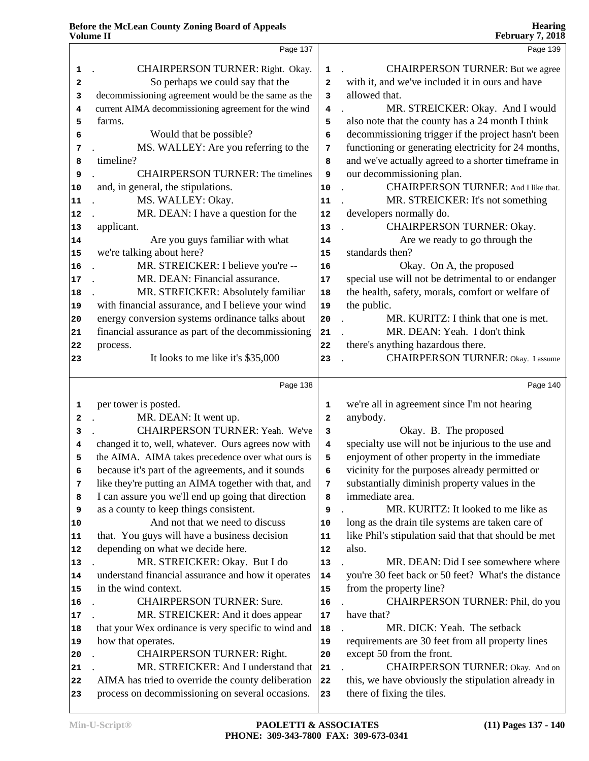Page 137

CHAIRPERSON TURNER: Right. Okay. So perhaps we could say that the decommissioning agreement would be the same as the current AIMA decommissioning agreement for the wind farms.

Would that be possible?

MS. WALLEY: Are you referring to the timeline?

CHAIRPERSON TURNER: The timelines and, in general, the stipulations.

MS. WALLEY: Okay.

MR. DEAN: I have a question for the applicant.

Are you guys familiar with what we're talking about here?

MR. STREICKER: I believe you're --

MR. DEAN: Financial assurance.

MR. STREICKER: Absolutely familiar with financial assurance, and I believe your wind energy conversion systems ordinance talks about financial assurance as part of the decommissioning process.

It looks to me like it's $35,000

Page 138

per tower is posted.

MR. DEAN: It went up.

CHAIRPERSON TURNER: Yeah. We've changed it to, well, whatever. Ours agrees now with the AIMA. AIMA takes precedence over what ours is because it's part of the agreements, and it sounds like they're putting an AIMA together with that, and I can assure you we'll end up going that direction as a county to keep things consistent.

And not that we need to discuss that. You guys will have a business decision depending on what we decide here.

MR. STREICKER: Okay. But I do understand financial assurance and how it operates in the wind context.

CHAIRPERSON TURNER: Sure.

MR. STREICKER: And it does appear that your Wex ordinance is very specific to wind and how that operates.

CHAIRPERSON TURNER: Right.

MR. STREICKER: And I understand that AIMA has tried to override the county deliberation process on decommissioning on several occasions.

Page 139

CHAIRPERSON TURNER: But we agree with it, and we've included it in ours and have allowed that.

MR. STREICKER: Okay. And I would also note that the county has a 24 month I think decommissioning trigger if the project hasn't been functioning or generating electricity for 24 months, and we've actually agreed to a shorter timeframe in our decommissioning plan.

CHAIRPERSON TURNER: And I like that.

MR. STREICKER: It's not something developers normally do.

CHAIRPERSON TURNER: Okay.

Are we ready to go through the standards then?

Okay. On A, the proposed special use will not be detrimental to or endanger the health, safety, morals, comfort or welfare of the public.

MR. KURITZ: I think that one is met.

MR. DEAN: Yeah. I don't think there's anything hazardous there.

CHAIRPERSON TURNER: Okay. I assume

Page 140

we're all in agreement since I'm not hearing anybody.

Okay. B. The proposed specialty use will not be injurious to the use and enjoyment of other property in the immediate vicinity for the purposes already permitted or substantially diminish property values in the immediate area.

MR. KURITZ: It looked to me like as long as the drain tile systems are taken care of like Phil's stipulation said that that should be met also.

MR. DEAN: Did I see somewhere where you're 30 feet back or 50 feet? What's the distance from the property line?

CHAIRPERSON TURNER: Phil, do you have that?

MR. DICK: Yeah. The setback requirements are 30 feet from all property lines except 50 from the front.

CHAIRPERSON TURNER: Okay. And on this, we have obviously the stipulation already in there of fixing the tiles.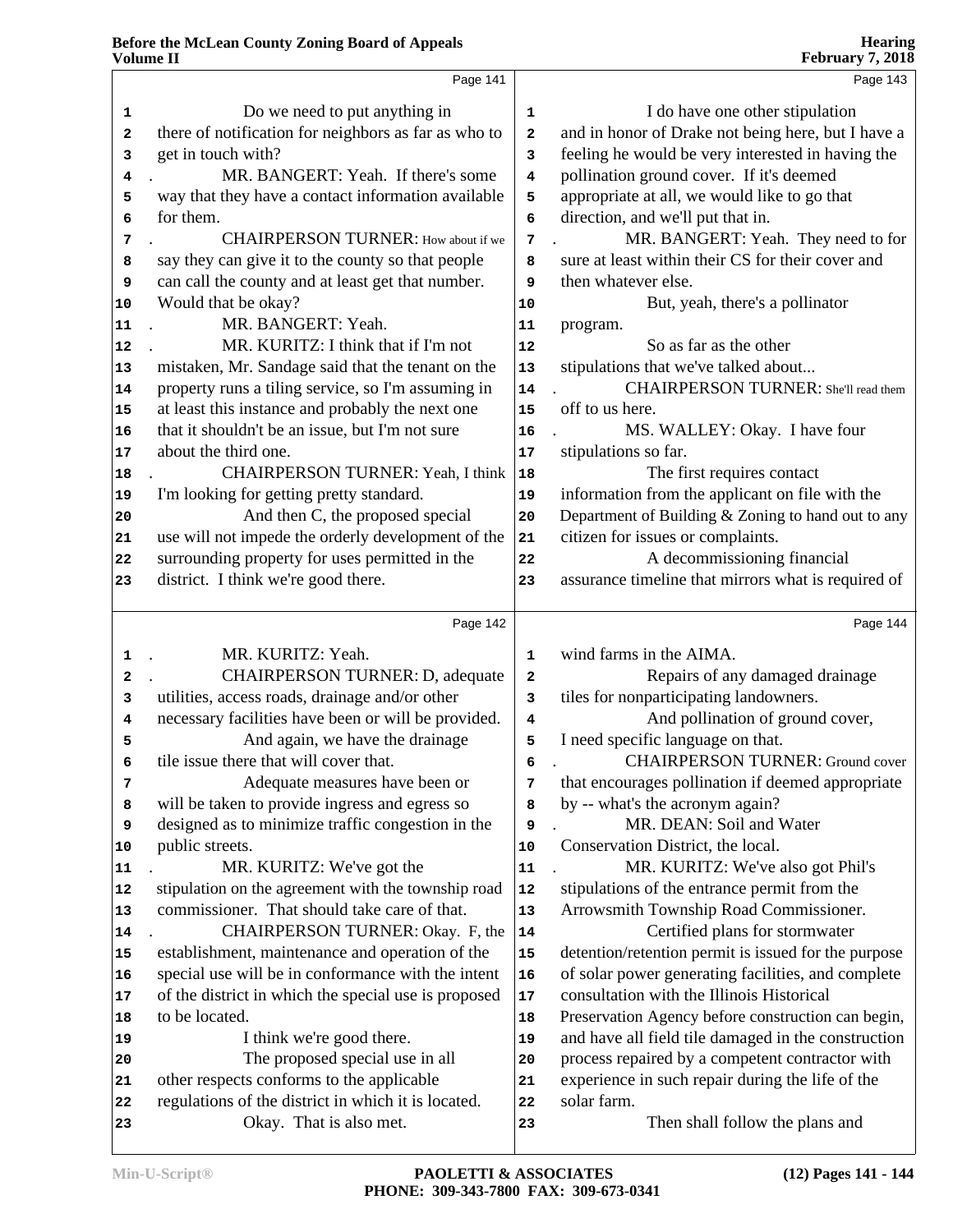Page 141

1 Do we need to put anything in
2 there of notification for neighbors as far as who to
3 get in touch with?
4 MR. BANGERT: Yeah. If there's some
5 way that they have a contact information available
6 for them.
7 CHAIRPERSON TURNER: How about if we
8 say they can give it to the county so that people
9 can call the county and at least get that number.
10 Would that be okay?
11 MR. BANGERT: Yeah.
12 MR. KURITZ: I think that if I'm not
13 mistaken, Mr. Sandage said that the tenant on the
14 property runs a tiling service, so I'm assuming in
15 at least this instance and probably the next one
16 that it shouldn't be an issue, but I'm not sure
17 about the third one.
18 CHAIRPERSON TURNER: Yeah, I think
19 I'm looking for getting pretty standard.
20 And then C, the proposed special
21 use will not impede the orderly development of the
22 surrounding property for uses permitted in the
23 district. I think we're good there.

Page 142

1 MR. KURITZ: Yeah.
2 CHAIRPERSON TURNER: D, adequate
3 utilities, access roads, drainage and/or other
4 necessary facilities have been or will be provided.
5 And again, we have the drainage
6 tile issue there that will cover that.
7 Adequate measures have been or
8 will be taken to provide ingress and egress so
9 designed as to minimize traffic congestion in the
10 public streets.
11 MR. KURITZ: We've got the
12 stipulation on the agreement with the township road
13 commissioner. That should take care of that.
14 CHAIRPERSON TURNER: Okay. F, the
15 establishment, maintenance and operation of the
16 special use will be in conformance with the intent
17 of the district in which the special use is proposed
18 to be located.
19 I think we're good there.
20 The proposed special use in all
21 other respects conforms to the applicable
22 regulations of the district in which it is located.
23 Okay. That is also met.

Page 143

1 I do have one other stipulation
2 and in honor of Drake not being here, but I have a
3 feeling he would be very interested in having the
4 pollination ground cover. If it's deemed
5 appropriate at all, we would like to go that
6 direction, and we'll put that in.
7 MR. BANGERT: Yeah. They need to for
8 sure at least within their CS for their cover and
9 then whatever else.
10 But, yeah, there's a pollinator
11 program.
12 So as far as the other
13 stipulations that we've talked about...
14 CHAIRPERSON TURNER: She'll read them
15 off to us here.
16 MS. WALLEY: Okay. I have four
17 stipulations so far.
18 The first requires contact
19 information from the applicant on file with the
20 Department of Building & Zoning to hand out to any
21 citizen for issues or complaints.
22 A decommissioning financial
23 assurance timeline that mirrors what is required of

Page 144

1 wind farms in the AIMA.
2 Repairs of any damaged drainage
3 tiles for nonparticipating landowners.
4 And pollination of ground cover,
5 I need specific language on that.
6 CHAIRPERSON TURNER: Ground cover
7 that encourages pollination if deemed appropriate
8 by -- what's the acronym again?
9 MR. DEAN: Soil and Water
10 Conservation District, the local.
11 MR. KURITZ: We've also got Phil's
12 stipulations of the entrance permit from the
13 Arrowsmith Township Road Commissioner.
14 Certified plans for stormwater
15 detention/retention permit is issued for the purpose
16 of solar power generating facilities, and complete
17 consultation with the Illinois Historical
18 Preservation Agency before construction can begin,
19 and have all field tile damaged in the construction
20 process repaired by a competent contractor with
21 experience in such repair during the life of the
22 solar farm.
23 Then shall follow the plans and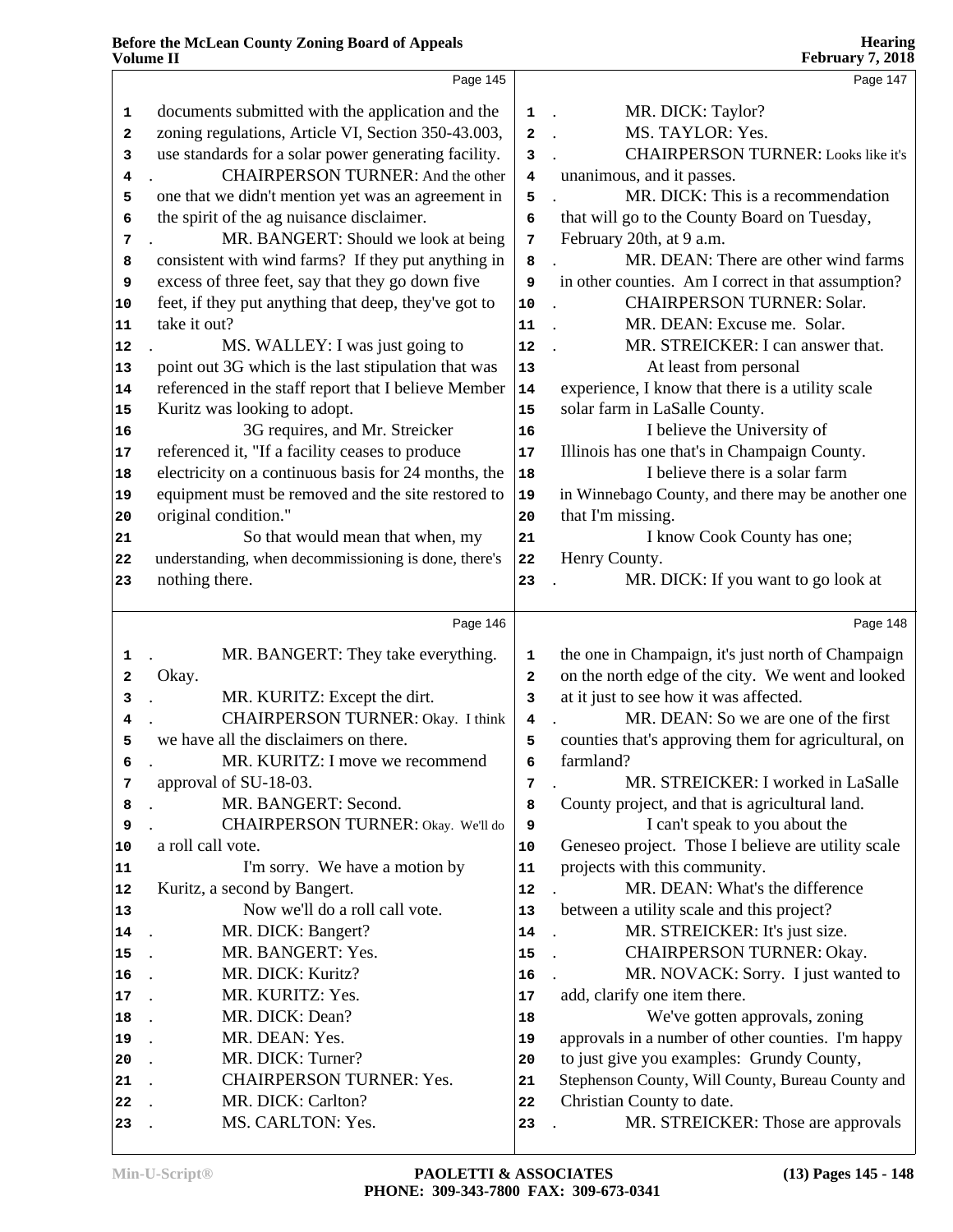documents submitted with the application and the zoning regulations, Article VI, Section 350-43.003, use standards for a solar power generating facility.

CHAIRPERSON TURNER: And the other one that we didn't mention yet was an agreement in the spirit of the ag nuisance disclaimer.

MR. BANGERT: Should we look at being consistent with wind farms? If they put anything in excess of three feet, say that they go down five feet, if they put anything that deep, they've got to take it out?

MS. WALLEY: I was just going to point out 3G which is the last stipulation that was referenced in the staff report that I believe Member Kuritz was looking to adopt.

3G requires, and Mr. Streicker referenced it, "If a facility ceases to produce electricity on a continuous basis for 24 months, the equipment must be removed and the site restored to original condition."

So that would mean that when, my understanding, when decommissioning is done, there's nothing there.

MR. BANGERT: They take everything. Okay.

MR. KURITZ: Except the dirt.

CHAIRPERSON TURNER: Okay. I think we have all the disclaimers on there.

MR. KURITZ: I move we recommend approval of SU-18-03.

MR. BANGERT: Second.

CHAIRPERSON TURNER: Okay. We'll do a roll call vote.

I'm sorry. We have a motion by Kuritz, a second by Bangert.

Now we'll do a roll call vote.

MR. DICK: Bangert?

MR. BANGERT: Yes.

MR. DICK: Kuritz?

MR. KURITZ: Yes.

MR. DICK: Dean?

MR. DEAN: Yes.

MR. DICK: Turner?

CHAIRPERSON TURNER: Yes.

MR. DICK: Carlton?

MS. CARLTON: Yes.

MR. DICK: Taylor?

MS. TAYLOR: Yes.

CHAIRPERSON TURNER: Looks like it's unanimous, and it passes.

MR. DICK: This is a recommendation that will go to the County Board on Tuesday, February 20th, at 9 a.m.

MR. DEAN: There are other wind farms in other counties. Am I correct in that assumption?

CHAIRPERSON TURNER: Solar.

MR. DEAN: Excuse me. Solar.

MR. STREICKER: I can answer that.

At least from personal experience, I know that there is a utility scale solar farm in LaSalle County.

I believe the University of Illinois has one that's in Champaign County.

I believe there is a solar farm in Winnebago County, and there may be another one that I'm missing.

I know Cook County has one; Henry County.

MR. DICK: If you want to go look at the one in Champaign, it's just north of Champaign on the north edge of the city. We went and looked at it just to see how it was affected.

MR. DEAN: So we are one of the first counties that's approving them for agricultural, on farmland?

MR. STREICKER: I worked in LaSalle County project, and that is agricultural land.

I can't speak to you about the Geneseo project. Those I believe are utility scale projects with this community.

MR. DEAN: What's the difference between a utility scale and this project?

MR. STREICKER: It's just size.

CHAIRPERSON TURNER: Okay.

MR. NOVACK: Sorry. I just wanted to add, clarify one item there.

We've gotten approvals, zoning approvals in a number of other counties. I'm happy to just give you examples: Grundy County, Stephenson County, Will County, Bureau County and Christian County to date.

MR. STREICKER: Those are approvals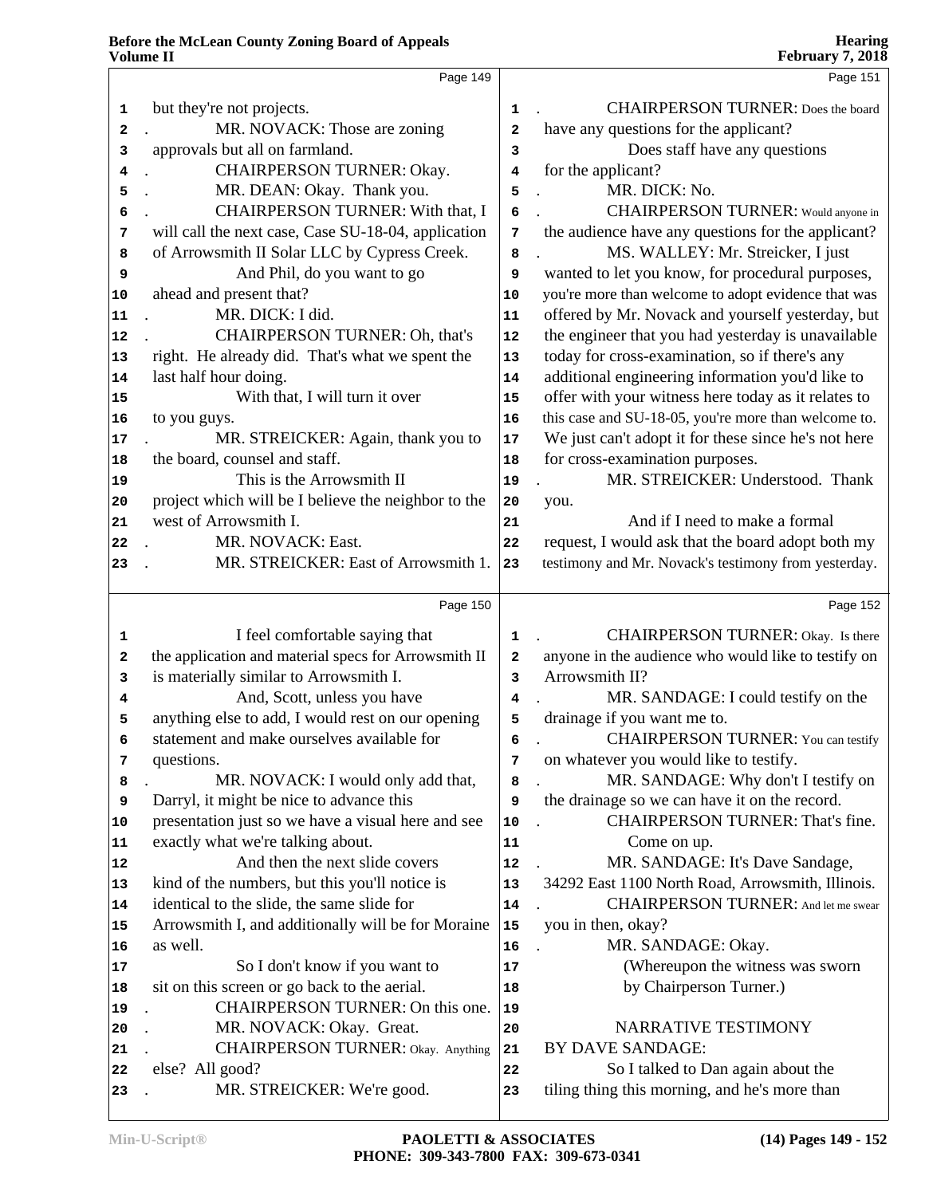Page 149

1 but they're not projects.
2 . MR. NOVACK: Those are zoning
3 approvals but all on farmland.
4 . CHAIRPERSON TURNER: Okay.
5 . MR. DEAN: Okay. Thank you.
6 . CHAIRPERSON TURNER: With that, I
7 will call the next case, Case SU-18-04, application
8 of Arrowsmith II Solar LLC by Cypress Creek.
9 And Phil, do you want to go
10 ahead and present that?
11 . MR. DICK: I did.
12 . CHAIRPERSON TURNER: Oh, that's
13 right. He already did. That's what we spent the
14 last half hour doing.
15 With that, I will turn it over
16 to you guys.
17 . MR. STREICKER: Again, thank you to
18 the board, counsel and staff.
19 This is the Arrowsmith II
20 project which will be I believe the neighbor to the
21 west of Arrowsmith I.
22 . MR. NOVACK: East.
23 . MR. STREICKER: East of Arrowsmith 1.

Page 150

1 I feel comfortable saying that
2 the application and material specs for Arrowsmith II
3 is materially similar to Arrowsmith I.
4 And, Scott, unless you have
5 anything else to add, I would rest on our opening
6 statement and make ourselves available for
7 questions.
8 . MR. NOVACK: I would only add that,
9 Darryl, it might be nice to advance this
10 presentation just so we have a visual here and see
11 exactly what we're talking about.
12 And then the next slide covers
13 kind of the numbers, but this you'll notice is
14 identical to the slide, the same slide for
15 Arrowsmith I, and additionally will be for Moraine
16 as well.
17 So I don't know if you want to
18 sit on this screen or go back to the aerial.
19 . CHAIRPERSON TURNER: On this one.
20 . MR. NOVACK: Okay. Great.
21 . CHAIRPERSON TURNER: Okay. Anything
22 else? All good?
23 . MR. STREICKER: We're good.

Page 151

1 . CHAIRPERSON TURNER: Does the board
2 have any questions for the applicant?
3 Does staff have any questions
4 for the applicant?
5 . MR. DICK: No.
6 . CHAIRPERSON TURNER: Would anyone in
7 the audience have any questions for the applicant?
8 . MS. WALLEY: Mr. Streicker, I just
9 wanted to let you know, for procedural purposes,
10 you're more than welcome to adopt evidence that was
11 offered by Mr. Novack and yourself yesterday, but
12 the engineer that you had yesterday is unavailable
13 today for cross-examination, so if there's any
14 additional engineering information you'd like to
15 offer with your witness here today as it relates to
16 this case and SU-18-05, you're more than welcome to.
17 We just can't adopt it for these since he's not here
18 for cross-examination purposes.
19 . MR. STREICKER: Understood. Thank
20 you.
21 And if I need to make a formal
22 request, I would ask that the board adopt both my
23 testimony and Mr. Novack's testimony from yesterday.

Page 152

1 . CHAIRPERSON TURNER: Okay. Is there
2 anyone in the audience who would like to testify on
3 Arrowsmith II?
4 . MR. SANDAGE: I could testify on the
5 drainage if you want me to.
6 . CHAIRPERSON TURNER: You can testify
7 on whatever you would like to testify.
8 . MR. SANDAGE: Why don't I testify on
9 the drainage so we can have it on the record.
10 . CHAIRPERSON TURNER: That's fine.
11 Come on up.
12 . MR. SANDAGE: It's Dave Sandage,
13 34292 East 1100 North Road, Arrowsmith, Illinois.
14 . CHAIRPERSON TURNER: And let me swear
15 you in then, okay?
16 . MR. SANDAGE: Okay.
17 (Whereupon the witness was sworn
18 by Chairperson Turner.)
19
20 NARRATIVE TESTIMONY
21 BY DAVE SANDAGE:
22 So I talked to Dan again about the
23 tiling thing this morning, and he's more than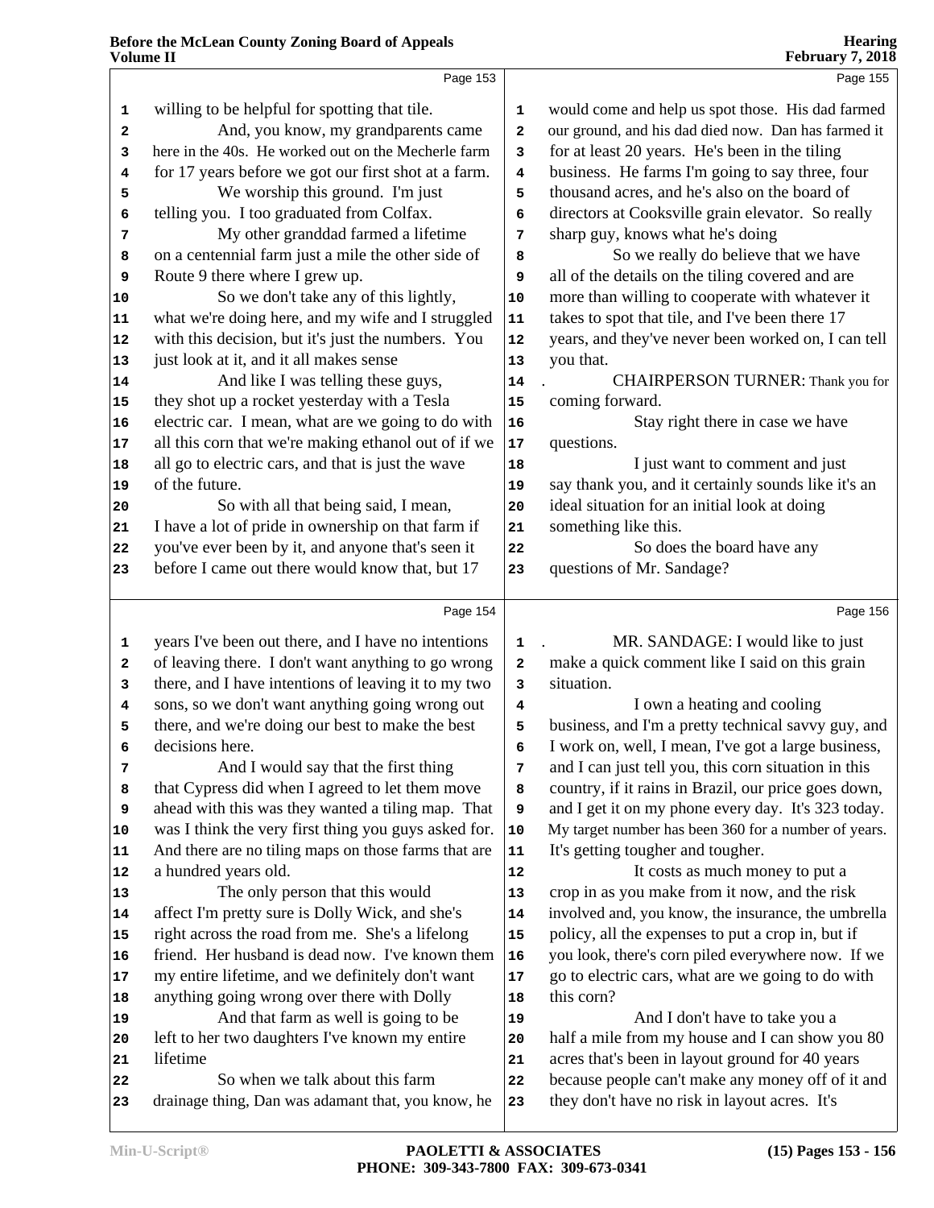Page 153

1 willing to be helpful for spotting that tile.
2 And, you know, my grandparents came
3 here in the 40s. He worked out on the Mecherle farm
4 for 17 years before we got our first shot at a farm.
5 We worship this ground. I'm just
6 telling you. I too graduated from Colfax.
7 My other granddad farmed a lifetime
8 on a centennial farm just a mile the other side of
9 Route 9 there where I grew up.
10 So we don't take any of this lightly,
11 what we're doing here, and my wife and I struggled
12 with this decision, but it's just the numbers. You
13 just look at it, and it all makes sense
14 And like I was telling these guys,
15 they shot up a rocket yesterday with a Tesla
16 electric car. I mean, what are we going to do with
17 all this corn that we're making ethanol out of if we
18 all go to electric cars, and that is just the wave
19 of the future.
20 So with all that being said, I mean,
21 I have a lot of pride in ownership on that farm if
22 you've ever been by it, and anyone that's seen it
23 before I came out there would know that, but 17

Page 154

1 years I've been out there, and I have no intentions
2 of leaving there. I don't want anything to go wrong
3 there, and I have intentions of leaving it to my two
4 sons, so we don't want anything going wrong out
5 there, and we're doing our best to make the best
6 decisions here.
7 And I would say that the first thing
8 that Cypress did when I agreed to let them move
9 ahead with this was they wanted a tiling map. That
10 was I think the very first thing you guys asked for.
11 And there are no tiling maps on those farms that are
12 a hundred years old.
13 The only person that this would
14 affect I'm pretty sure is Dolly Wick, and she's
15 right across the road from me. She's a lifelong
16 friend. Her husband is dead now. I've known them
17 my entire lifetime, and we definitely don't want
18 anything going wrong over there with Dolly
19 And that farm as well is going to be
20 left to her two daughters I've known my entire
21 lifetime
22 So when we talk about this farm
23 drainage thing, Dan was adamant that, you know, he

Page 155

1 would come and help us spot those. His dad farmed
2 our ground, and his dad died now. Dan has farmed it
3 for at least 20 years. He's been in the tiling
4 business. He farms I'm going to say three, four
5 thousand acres, and he's also on the board of
6 directors at Cooksville grain elevator. So really
7 sharp guy, knows what he's doing
8 So we really do believe that we have
9 all of the details on the tiling covered and are
10 more than willing to cooperate with whatever it
11 takes to spot that tile, and I've been there 17
12 years, and they've never been worked on, I can tell
13 you that.
14 . CHAIRPERSON TURNER: Thank you for
15 coming forward.
16 Stay right there in case we have
17 questions.
18 I just want to comment and just
19 say thank you, and it certainly sounds like it's an
20 ideal situation for an initial look at doing
21 something like this.
22 So does the board have any
23 questions of Mr. Sandage?

Page 156

1 . MR. SANDAGE: I would like to just
2 make a quick comment like I said on this grain
3 situation.
4 I own a heating and cooling
5 business, and I'm a pretty technical savvy guy, and
6 I work on, well, I mean, I've got a large business,
7 and I can just tell you, this corn situation in this
8 country, if it rains in Brazil, our price goes down,
9 and I get it on my phone every day. It's 323 today.
10 My target number has been 360 for a number of years.
11 It's getting tougher and tougher.
12 It costs as much money to put a
13 crop in as you make from it now, and the risk
14 involved and, you know, the insurance, the umbrella
15 policy, all the expenses to put a crop in, but if
16 you look, there's corn piled everywhere now. If we
17 go to electric cars, what are we going to do with
18 this corn?
19 And I don't have to take you a
20 half a mile from my house and I can show you 80
21 acres that's been in layout ground for 40 years
22 because people can't make any money off of it and
23 they don't have no risk in layout acres. It's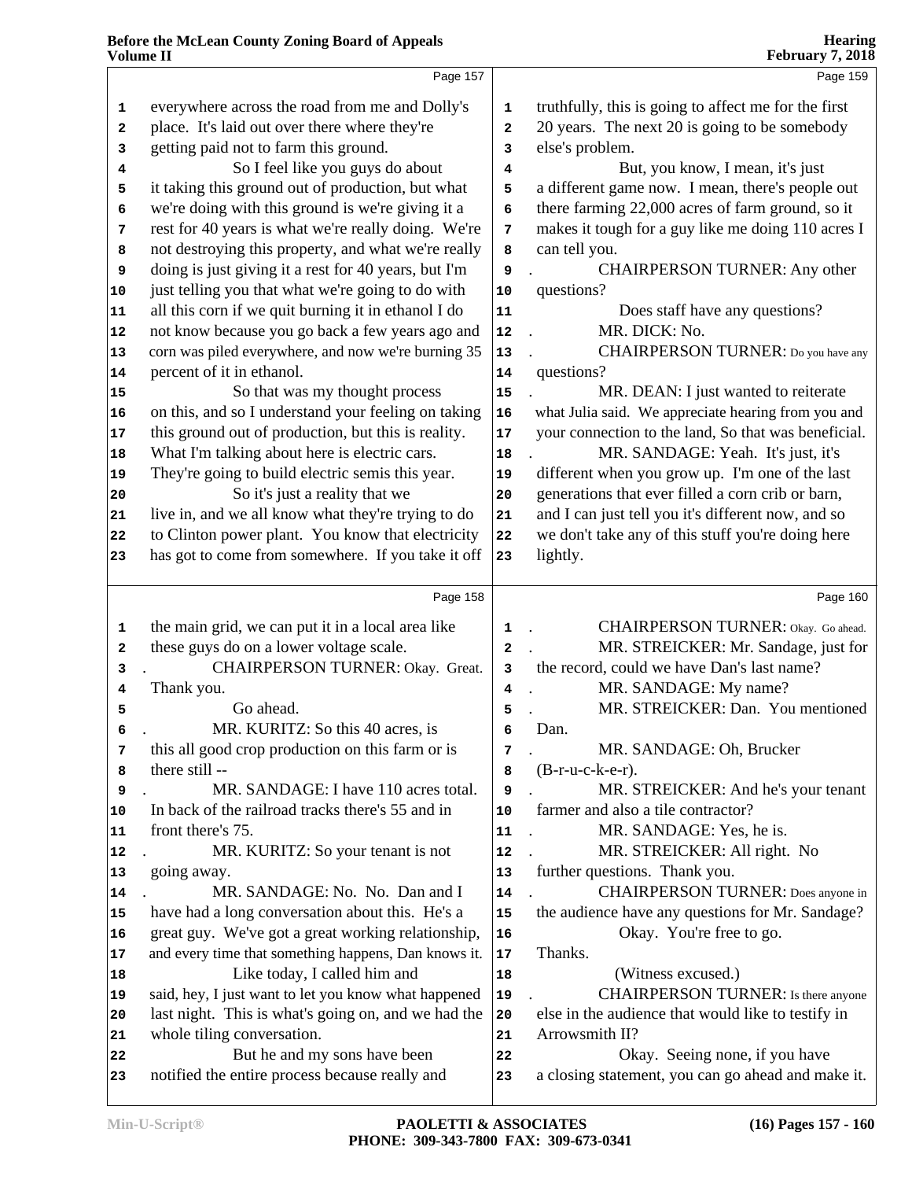Page 157

everywhere across the road from me and Dolly's place. It's laid out over there where they're getting paid not to farm this ground.

So I feel like you guys do about it taking this ground out of production, but what we're doing with this ground is we're giving it a rest for 40 years is what we're really doing. We're not destroying this property, and what we're really doing is just giving it a rest for 40 years, but I'm just telling you that what we're going to do with all this corn if we quit burning it in ethanol I do not know because you go back a few years ago and corn was piled everywhere, and now we're burning 35 percent of it in ethanol.

So that was my thought process on this, and so I understand your feeling on taking this ground out of production, but this is reality. What I'm talking about here is electric cars. They're going to build electric semis this year.

So it's just a reality that we live in, and we all know what they're trying to do to Clinton power plant. You know that electricity has got to come from somewhere. If you take it off

Page 158

the main grid, we can put it in a local area like these guys do on a lower voltage scale.

CHAIRPERSON TURNER: Okay. Great. Thank you.

Go ahead.

MR. KURITZ: So this 40 acres, is this all good crop production on this farm or is there still --

MR. SANDAGE: I have 110 acres total. In back of the railroad tracks there's 55 and in front there's 75.

MR. KURITZ: So your tenant is not going away.

MR. SANDAGE: No. No. Dan and I have had a long conversation about this. He's a great guy. We've got a great working relationship, and every time that something happens, Dan knows it.

Like today, I called him and said, hey, I just want to let you know what happened last night. This is what's going on, and we had the whole tiling conversation.

But he and my sons have been notified the entire process because really and

Page 159

truthfully, this is going to affect me for the first 20 years. The next 20 is going to be somebody else's problem.

But, you know, I mean, it's just a different game now. I mean, there's people out there farming 22,000 acres of farm ground, so it makes it tough for a guy like me doing 110 acres I can tell you.

CHAIRPERSON TURNER: Any other questions?

Does staff have any questions?

MR. DICK: No.

CHAIRPERSON TURNER: Do you have any questions?

MR. DEAN: I just wanted to reiterate what Julia said. We appreciate hearing from you and your connection to the land, So that was beneficial.

MR. SANDAGE: Yeah. It's just, it's different when you grow up. I'm one of the last generations that ever filled a corn crib or barn, and I can just tell you it's different now, and so we don't take any of this stuff you're doing here lightly.

Page 160

CHAIRPERSON TURNER: Okay. Go ahead.

MR. STREICKER: Mr. Sandage, just for the record, could we have Dan's last name?

MR. SANDAGE: My name?

MR. STREICKER: Dan. You mentioned Dan.

MR. SANDAGE: Oh, Brucker (B-r-u-c-k-e-r).

MR. STREICKER: And he's your tenant farmer and also a tile contractor?

MR. SANDAGE: Yes, he is.

MR. STREICKER: All right. No further questions. Thank you.

CHAIRPERSON TURNER: Does anyone in the audience have any questions for Mr. Sandage?

Okay. You're free to go. Thanks.

(Witness excused.)

CHAIRPERSON TURNER: Is there anyone else in the audience that would like to testify in Arrowsmith II?

Okay. Seeing none, if you have a closing statement, you can go ahead and make it.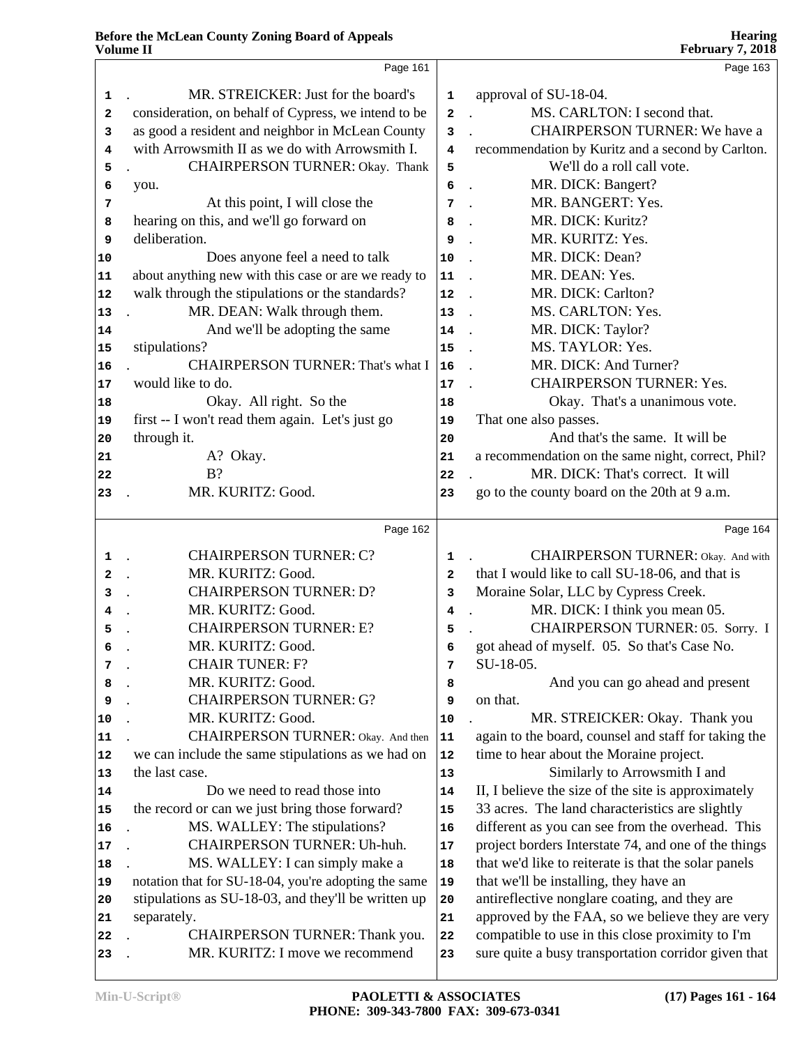Page 161

1 . MR. STREICKER: Just for the board's
2 consideration, on behalf of Cypress, we intend to be
3 as good a resident and neighbor in McLean County
4 with Arrowsmith II as we do with Arrowsmith I.
5 . CHAIRPERSON TURNER: Okay. Thank
6 you.
7 At this point, I will close the
8 hearing on this, and we'll go forward on
9 deliberation.
10 Does anyone feel a need to talk
11 about anything new with this case or are we ready to
12 walk through the stipulations or the standards?
13 . MR. DEAN: Walk through them.
14 And we'll be adopting the same
15 stipulations?
16 . CHAIRPERSON TURNER: That's what I
17 would like to do.
18 Okay. All right. So the
19 first -- I won't read them again. Let's just go
20 through it.
21 A? Okay.
22 B?
23 . MR. KURITZ: Good.

Page 162

1 . CHAIRPERSON TURNER: C?
2 . MR. KURITZ: Good.
3 . CHAIRPERSON TURNER: D?
4 . MR. KURITZ: Good.
5 . CHAIRPERSON TURNER: E?
6 . MR. KURITZ: Good.
7 . CHAIR TUNER: F?
8 . MR. KURITZ: Good.
9 . CHAIRPERSON TURNER: G?
10 . MR. KURITZ: Good.
11 . CHAIRPERSON TURNER: Okay. And then
12 we can include the same stipulations as we had on
13 the last case.
14 Do we need to read those into
15 the record or can we just bring those forward?
16 . MS. WALLEY: The stipulations?
17 . CHAIRPERSON TURNER: Uh-huh.
18 . MS. WALLEY: I can simply make a
19 notation that for SU-18-04, you're adopting the same
20 stipulations as SU-18-03, and they'll be written up
21 separately.
22 . CHAIRPERSON TURNER: Thank you.
23 . MR. KURITZ: I move we recommend

Page 163

1 approval of SU-18-04.
2 . MS. CARLTON: I second that.
3 . CHAIRPERSON TURNER: We have a
4 recommendation by Kuritz and a second by Carlton.
5 We'll do a roll call vote.
6 . MR. DICK: Bangert?
7 . MR. BANGERT: Yes.
8 . MR. DICK: Kuritz?
9 . MR. KURITZ: Yes.
10 . MR. DICK: Dean?
11 . MR. DEAN: Yes.
12 . MR. DICK: Carlton?
13 . MS. CARLTON: Yes.
14 . MR. DICK: Taylor?
15 . MS. TAYLOR: Yes.
16 . MR. DICK: And Turner?
17 . CHAIRPERSON TURNER: Yes.
18 Okay. That's a unanimous vote.
19 That one also passes.
20 And that's the same. It will be
21 a recommendation on the same night, correct, Phil?
22 . MR. DICK: That's correct. It will
23 go to the county board on the 20th at 9 a.m.

Page 164

1 . CHAIRPERSON TURNER: Okay. And with
2 that I would like to call SU-18-06, and that is
3 Moraine Solar, LLC by Cypress Creek.
4 . MR. DICK: I think you mean 05.
5 . CHAIRPERSON TURNER: 05. Sorry. I
6 got ahead of myself. 05. So that's Case No.
7 SU-18-05.
8 And you can go ahead and present
9 on that.
10 . MR. STREICKER: Okay. Thank you
11 again to the board, counsel and staff for taking the
12 time to hear about the Moraine project.
13 Similarly to Arrowsmith I and
14 II, I believe the size of the site is approximately
15 33 acres. The land characteristics are slightly
16 different as you can see from the overhead. This
17 project borders Interstate 74, and one of the things
18 that we'd like to reiterate is that the solar panels
19 that we'll be installing, they have an
20 antireflective nonglare coating, and they are
21 approved by the FAA, so we believe they are very
22 compatible to use in this close proximity to I'm
23 sure quite a busy transportation corridor given that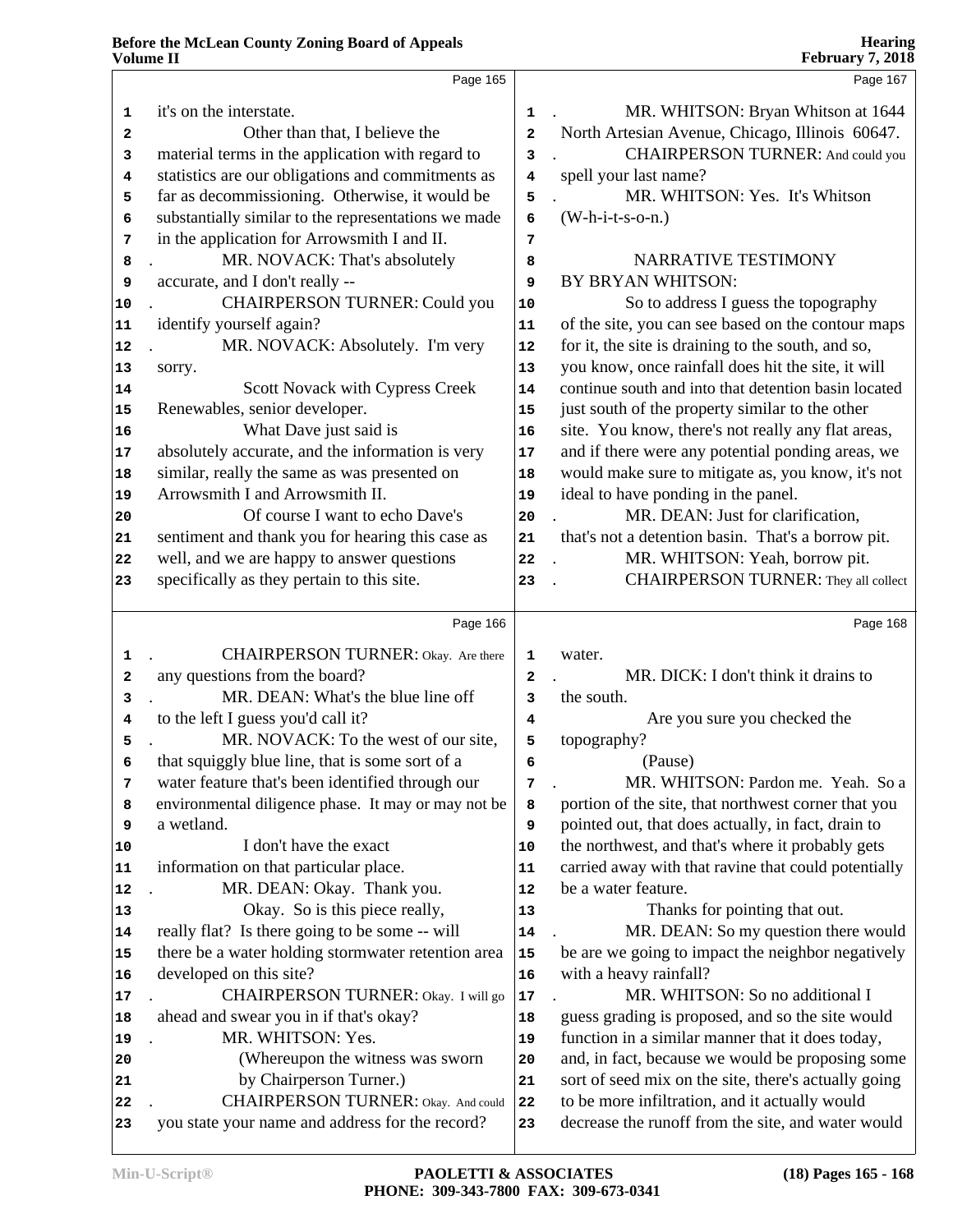it's on the interstate.

Other than that, I believe the material terms in the application with regard to statistics are our obligations and commitments as far as decommissioning. Otherwise, it would be substantially similar to the representations we made in the application for Arrowsmith I and II.

MR. NOVACK: That's absolutely accurate, and I don't really --

CHAIRPERSON TURNER: Could you identify yourself again?

MR. NOVACK: Absolutely. I'm very sorry.

Scott Novack with Cypress Creek Renewables, senior developer.

What Dave just said is absolutely accurate, and the information is very similar, really the same as was presented on Arrowsmith I and Arrowsmith II.

Of course I want to echo Dave's sentiment and thank you for hearing this case as well, and we are happy to answer questions specifically as they pertain to this site.

CHAIRPERSON TURNER: Okay. Are there any questions from the board?

MR. DEAN: What's the blue line off to the left I guess you'd call it?

MR. NOVACK: To the west of our site, that squiggly blue line, that is some sort of a water feature that's been identified through our environmental diligence phase. It may or may not be a wetland.

I don't have the exact information on that particular place.

MR. DEAN: Okay. Thank you.

Okay. So is this piece really, really flat? Is there going to be some -- will there be a water holding stormwater retention area developed on this site?

CHAIRPERSON TURNER: Okay. I will go ahead and swear you in if that's okay?

MR. WHITSON: Yes.

(Whereupon the witness was sworn by Chairperson Turner.)

CHAIRPERSON TURNER: Okay. And could you state your name and address for the record?

MR. WHITSON: Bryan Whitson at 1644 North Artesian Avenue, Chicago, Illinois 60647.

CHAIRPERSON TURNER: And could you spell your last name?

MR. WHITSON: Yes. It's Whitson (W-h-i-t-s-o-n.)

NARRATIVE TESTIMONY BY BRYAN WHITSON:

So to address I guess the topography of the site, you can see based on the contour maps for it, the site is draining to the south, and so, you know, once rainfall does hit the site, it will continue south and into that detention basin located just south of the property similar to the other site. You know, there's not really any flat areas, and if there were any potential ponding areas, we would make sure to mitigate as, you know, it's not ideal to have ponding in the panel.

MR. DEAN: Just for clarification, that's not a detention basin. That's a borrow pit.

MR. WHITSON: Yeah, borrow pit.

CHAIRPERSON TURNER: They all collect water.

MR. DICK: I don't think it drains to the south.

Are you sure you checked the topography?

(Pause)

MR. WHITSON: Pardon me. Yeah. So a portion of the site, that northwest corner that you pointed out, that does actually, in fact, drain to the northwest, and that's where it probably gets carried away with that ravine that could potentially be a water feature.

Thanks for pointing that out.

MR. DEAN: So my question there would be are we going to impact the neighbor negatively with a heavy rainfall?

MR. WHITSON: So no additional I guess grading is proposed, and so the site would function in a similar manner that it does today, and, in fact, because we would be proposing some sort of seed mix on the site, there's actually going to be more infiltration, and it actually would decrease the runoff from the site, and water would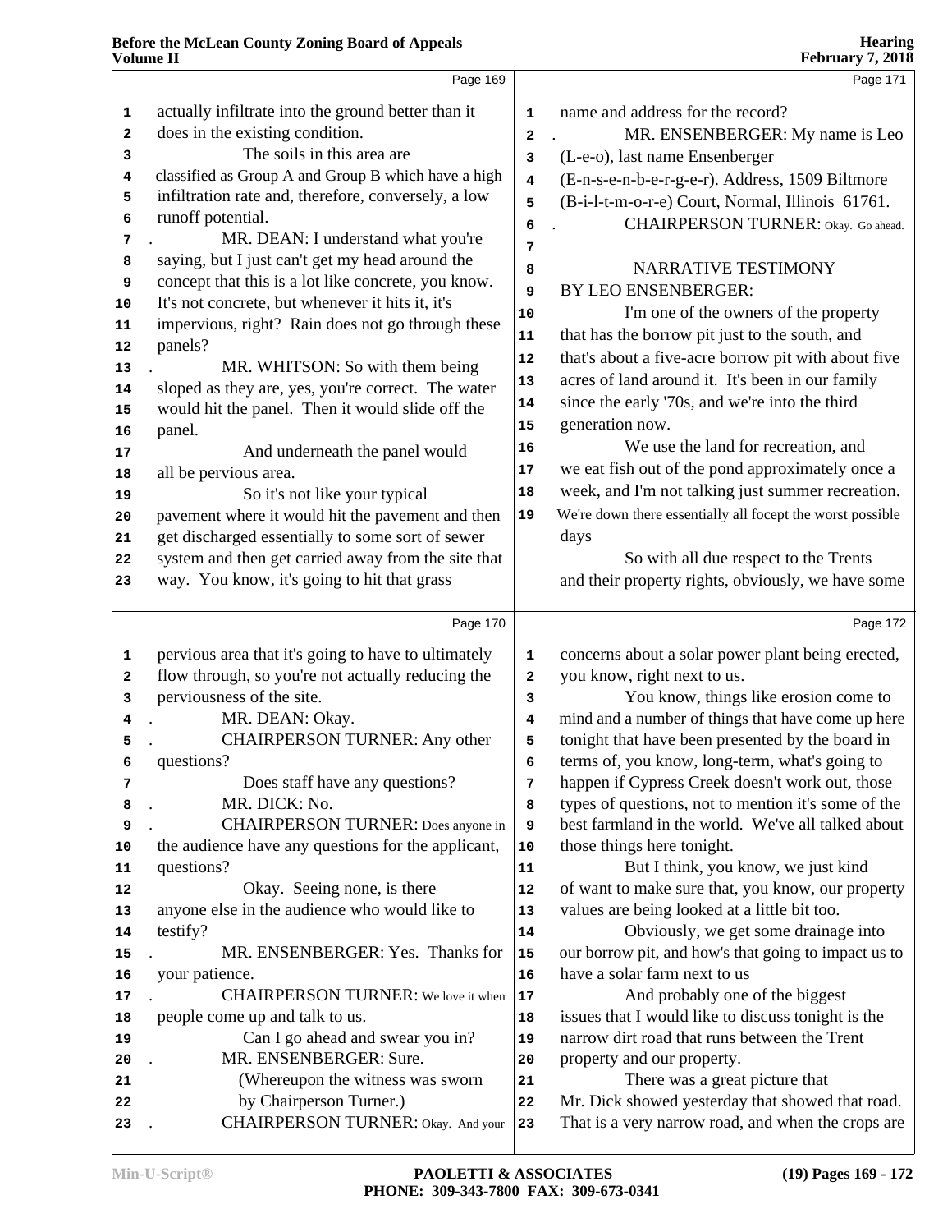actually infiltrate into the ground better than it does in the existing condition.

The soils in this area are classified as Group A and Group B which have a high infiltration rate and, therefore, conversely, a low runoff potential.

MR. DEAN: I understand what you're saying, but I just can't get my head around the concept that this is a lot like concrete, you know. It's not concrete, but whenever it hits it, it's impervious, right? Rain does not go through these panels?

MR. WHITSON: So with them being sloped as they are, yes, you're correct. The water would hit the panel. Then it would slide off the panel.

And underneath the panel would all be pervious area.

So it's not like your typical pavement where it would hit the pavement and then get discharged essentially to some sort of sewer system and then get carried away from the site that way. You know, it's going to hit that grass pervious area that it's going to have to ultimately flow through, so you're not actually reducing the perviousness of the site.

MR. DEAN: Okay.

CHAIRPERSON TURNER: Any other questions?

Does staff have any questions?

MR. DICK: No.

CHAIRPERSON TURNER: Does anyone in the audience have any questions for the applicant, questions?

Okay. Seeing none, is there anyone else in the audience who would like to testify?

MR. ENSENBERGER: Yes. Thanks for your patience.

CHAIRPERSON TURNER: We love it when people come up and talk to us.

Can I go ahead and swear you in?

MR. ENSENBERGER: Sure.

(Whereupon the witness was sworn by Chairperson Turner.)

CHAIRPERSON TURNER: Okay. And your name and address for the record?

MR. ENSENBERGER: My name is Leo (L-e-o), last name Ensenberger (E-n-s-e-n-b-e-r-g-e-r). Address, 1509 Biltmore (B-i-l-t-m-o-r-e) Court, Normal, Illinois 61761.

CHAIRPERSON TURNER: Okay. Go ahead.

NARRATIVE TESTIMONY
BY LEO ENSENBERGER:

I'm one of the owners of the property that has the borrow pit just to the south, and that's about a five-acre borrow pit with about five acres of land around it. It's been in our family since the early '70s, and we're into the third generation now.

We use the land for recreation, and we eat fish out of the pond approximately once a week, and I'm not talking just summer recreation. We're down there essentially all focept the worst possible days

So with all due respect to the Trents and their property rights, obviously, we have some concerns about a solar power plant being erected, you know, right next to us.

You know, things like erosion come to mind and a number of things that have come up here tonight that have been presented by the board in terms of, you know, long-term, what's going to happen if Cypress Creek doesn't work out, those types of questions, not to mention it's some of the best farmland in the world. We've all talked about those things here tonight.

But I think, you know, we just kind of want to make sure that, you know, our property values are being looked at a little bit too.

Obviously, we get some drainage into our borrow pit, and how's that going to impact us to have a solar farm next to us

And probably one of the biggest issues that I would like to discuss tonight is the narrow dirt road that runs between the Trent property and our property.

There was a great picture that Mr. Dick showed yesterday that showed that road. That is a very narrow road, and when the crops are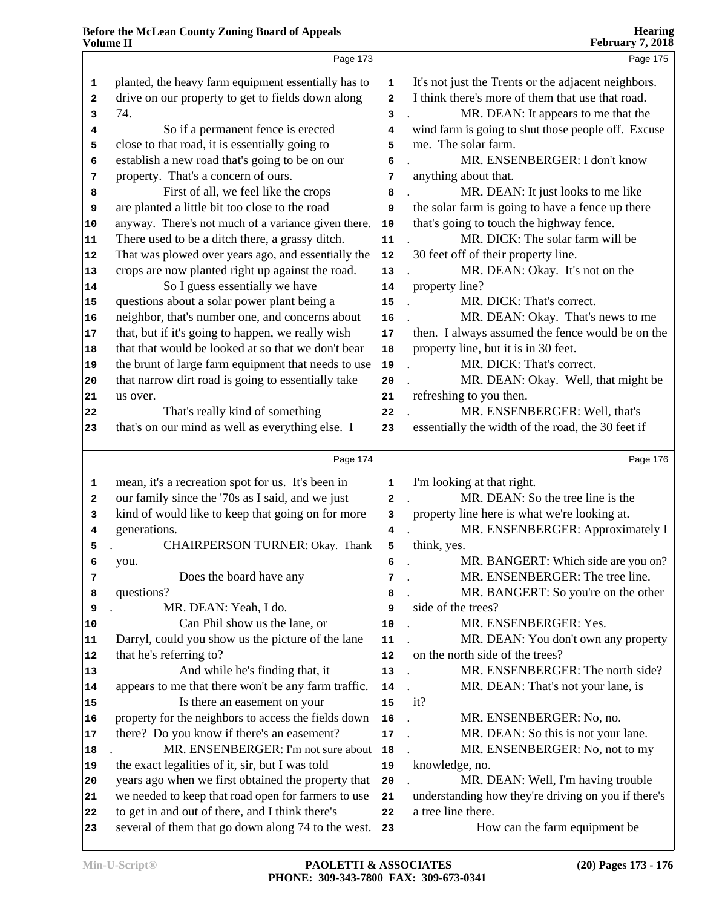Page 173

planted, the heavy farm equipment essentially has to drive on our property to get to fields down along 74.

So if a permanent fence is erected close to that road, it is essentially going to establish a new road that's going to be on our property. That's a concern of ours.

First of all, we feel like the crops are planted a little bit too close to the road anyway. There's not much of a variance given there. There used to be a ditch there, a grassy ditch. That was plowed over years ago, and essentially the crops are now planted right up against the road.

So I guess essentially we have questions about a solar power plant being a neighbor, that's number one, and concerns about that, but if it's going to happen, we really wish that that would be looked at so that we don't bear the brunt of large farm equipment that needs to use that narrow dirt road is going to essentially take us over.

That's really kind of something that's on our mind as well as everything else. I

Page 174

mean, it's a recreation spot for us. It's been in our family since the '70s as I said, and we just kind of would like to keep that going on for more generations.

CHAIRPERSON TURNER: Okay. Thank you.

Does the board have any questions?

MR. DEAN: Yeah, I do.

Can Phil show us the lane, or Darryl, could you show us the picture of the lane that he's referring to?

And while he's finding that, it appears to me that there won't be any farm traffic.

Is there an easement on your property for the neighbors to access the fields down there? Do you know if there's an easement?

MR. ENSENBERGER: I'm not sure about the exact legalities of it, sir, but I was told years ago when we first obtained the property that we needed to keep that road open for farmers to use to get in and out of there, and I think there's several of them that go down along 74 to the west.

Page 175

It's not just the Trents or the adjacent neighbors. I think there's more of them that use that road.

MR. DEAN: It appears to me that the wind farm is going to shut those people off. Excuse me. The solar farm.

MR. ENSENBERGER: I don't know anything about that.

MR. DEAN: It just looks to me like the solar farm is going to have a fence up there that's going to touch the highway fence.

MR. DICK: The solar farm will be 30 feet off of their property line.

MR. DEAN: Okay. It's not on the property line?

MR. DICK: That's correct.

MR. DEAN: Okay. That's news to me then. I always assumed the fence would be on the property line, but it is in 30 feet.

MR. DICK: That's correct.

MR. DEAN: Okay. Well, that might be refreshing to you then.

MR. ENSENBERGER: Well, that's essentially the width of the road, the 30 feet if

Page 176

I'm looking at that right.

MR. DEAN: So the tree line is the property line here is what we're looking at.

MR. ENSENBERGER: Approximately I think, yes.

MR. BANGERT: Which side are you on?

MR. ENSENBERGER: The tree line.

MR. BANGERT: So you're on the other side of the trees?

MR. ENSENBERGER: Yes.

MR. DEAN: You don't own any property on the north side of the trees?

MR. ENSENBERGER: The north side?

MR. DEAN: That's not your lane, is it?

MR. ENSENBERGER: No, no.

MR. DEAN: So this is not your lane.

MR. ENSENBERGER: No, not to my knowledge, no.

MR. DEAN: Well, I'm having trouble understanding how they're driving on you if there's a tree line there.

How can the farm equipment be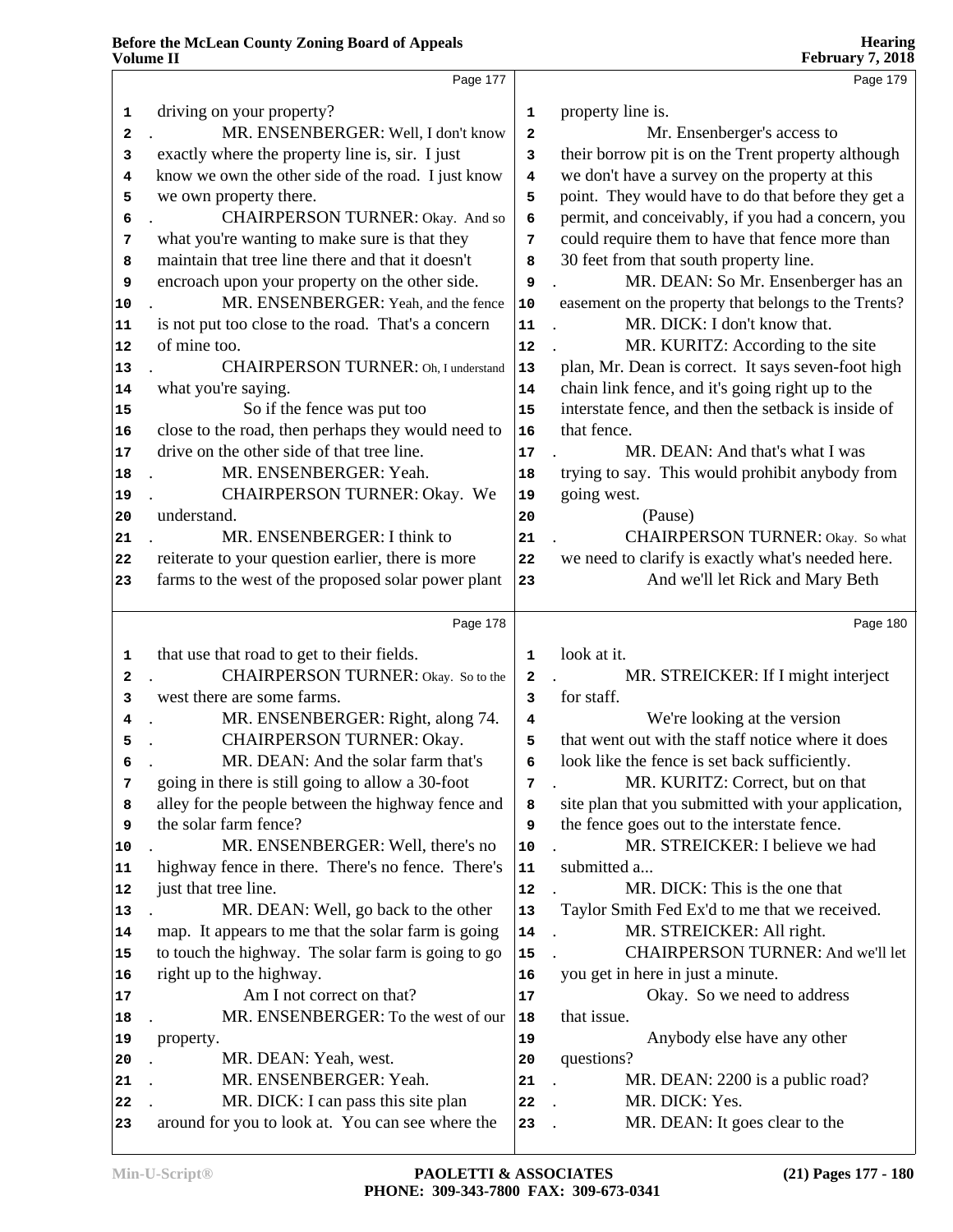Page 177

driving on your property?

MR. ENSENBERGER: Well, I don't know exactly where the property line is, sir. I just know we own the other side of the road. I just know we own property there.

CHAIRPERSON TURNER: Okay. And so what you're wanting to make sure is that they maintain that tree line there and that it doesn't encroach upon your property on the other side.

MR. ENSENBERGER: Yeah, and the fence is not put too close to the road. That's a concern of mine too.

CHAIRPERSON TURNER: Oh, I understand what you're saying.

So if the fence was put too close to the road, then perhaps they would need to drive on the other side of that tree line.

MR. ENSENBERGER: Yeah.

CHAIRPERSON TURNER: Okay. We understand.

MR. ENSENBERGER: I think to reiterate to your question earlier, there is more farms to the west of the proposed solar power plant

Page 178

that use that road to get to their fields.

CHAIRPERSON TURNER: Okay. So to the west there are some farms.

MR. ENSENBERGER: Right, along 74.

CHAIRPERSON TURNER: Okay.

MR. DEAN: And the solar farm that's going in there is still going to allow a 30-foot alley for the people between the highway fence and the solar farm fence?

MR. ENSENBERGER: Well, there's no highway fence in there. There's no fence. There's just that tree line.

MR. DEAN: Well, go back to the other map. It appears to me that the solar farm is going to touch the highway. The solar farm is going to go right up to the highway.

Am I not correct on that?

MR. ENSENBERGER: To the west of our property.

MR. DEAN: Yeah, west.

MR. ENSENBERGER: Yeah.

MR. DICK: I can pass this site plan around for you to look at. You can see where the

Page 179

property line is.

Mr. Ensenberger's access to their borrow pit is on the Trent property although we don't have a survey on the property at this point. They would have to do that before they get a permit, and conceivably, if you had a concern, you could require them to have that fence more than 30 feet from that south property line.

MR. DEAN: So Mr. Ensenberger has an easement on the property that belongs to the Trents?

MR. DICK: I don't know that.

MR. KURITZ: According to the site plan, Mr. Dean is correct. It says seven-foot high chain link fence, and it's going right up to the interstate fence, and then the setback is inside of that fence.

MR. DEAN: And that's what I was trying to say. This would prohibit anybody from going west.

(Pause)

CHAIRPERSON TURNER: Okay. So what we need to clarify is exactly what's needed here.

And we'll let Rick and Mary Beth

Page 180

look at it.

MR. STREICKER: If I might interject for staff.

We're looking at the version that went out with the staff notice where it does look like the fence is set back sufficiently.

MR. KURITZ: Correct, but on that site plan that you submitted with your application, the fence goes out to the interstate fence.

MR. STREICKER: I believe we had submitted a...

MR. DICK: This is the one that Taylor Smith Fed Ex'd to me that we received.

MR. STREICKER: All right.

CHAIRPERSON TURNER: And we'll let you get in here in just a minute.

Okay. So we need to address that issue.

Anybody else have any other questions?

MR. DEAN: 2200 is a public road?

MR. DICK: Yes.

MR. DEAN: It goes clear to the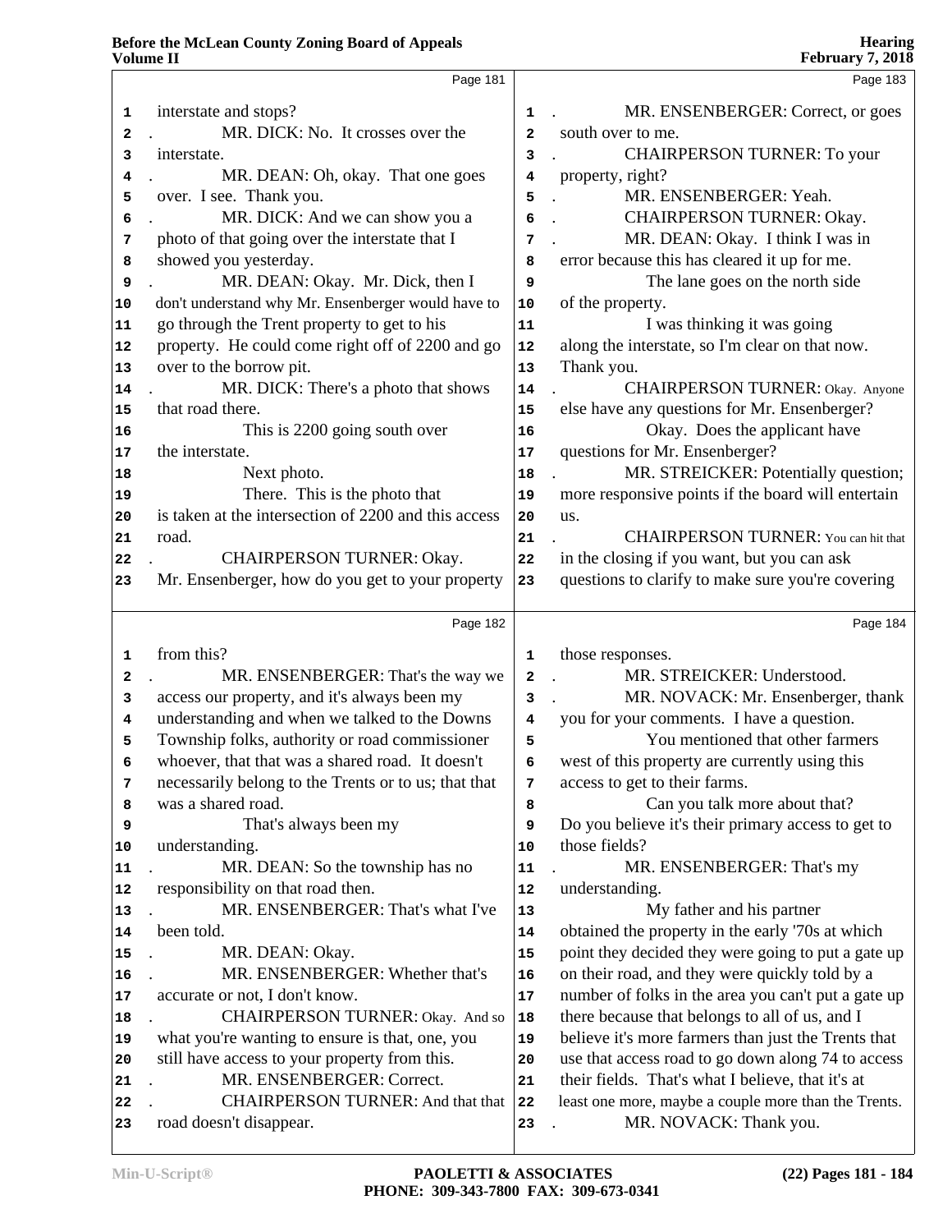Page 181

1 interstate and stops?
2 MR. DICK: No. It crosses over the
3 interstate.
4 MR. DEAN: Oh, okay. That one goes
5 over. I see. Thank you.
6 MR. DICK: And we can show you a
7 photo of that going over the interstate that I
8 showed you yesterday.
9 MR. DEAN: Okay. Mr. Dick, then I
10 don't understand why Mr. Ensenberger would have to
11 go through the Trent property to get to his
12 property. He could come right off of 2200 and go
13 over to the borrow pit.
14 MR. DICK: There's a photo that shows
15 that road there.
16 This is 2200 going south over
17 the interstate.
18 Next photo.
19 There. This is the photo that
20 is taken at the intersection of 2200 and this access
21 road.
22 CHAIRPERSON TURNER: Okay.
23 Mr. Ensenberger, how do you get to your property

Page 182

1 from this?
2 MR. ENSENBERGER: That's the way we
3 access our property, and it's always been my
4 understanding and when we talked to the Downs
5 Township folks, authority or road commissioner
6 whoever, that that was a shared road. It doesn't
7 necessarily belong to the Trents or to us; that that
8 was a shared road.
9 That's always been my
10 understanding.
11 MR. DEAN: So the township has no
12 responsibility on that road then.
13 MR. ENSENBERGER: That's what I've
14 been told.
15 MR. DEAN: Okay.
16 MR. ENSENBERGER: Whether that's
17 accurate or not, I don't know.
18 CHAIRPERSON TURNER: Okay. And so
19 what you're wanting to ensure is that, one, you
20 still have access to your property from this.
21 MR. ENSENBERGER: Correct.
22 CHAIRPERSON TURNER: And that that
23 road doesn't disappear.

Page 183

1 MR. ENSENBERGER: Correct, or goes
2 south over to me.
3 CHAIRPERSON TURNER: To your
4 property, right?
5 MR. ENSENBERGER: Yeah.
6 CHAIRPERSON TURNER: Okay.
7 MR. DEAN: Okay. I think I was in
8 error because this has cleared it up for me.
9 The lane goes on the north side
10 of the property.
11 I was thinking it was going
12 along the interstate, so I'm clear on that now.
13 Thank you.
14 CHAIRPERSON TURNER: Okay. Anyone
15 else have any questions for Mr. Ensenberger?
16 Okay. Does the applicant have
17 questions for Mr. Ensenberger?
18 MR. STREICKER: Potentially question;
19 more responsive points if the board will entertain
20 us.
21 CHAIRPERSON TURNER: You can hit that
22 in the closing if you want, but you can ask
23 questions to clarify to make sure you're covering

Page 184

1 those responses.
2 MR. STREICKER: Understood.
3 MR. NOVACK: Mr. Ensenberger, thank
4 you for your comments. I have a question.
5 You mentioned that other farmers
6 west of this property are currently using this
7 access to get to their farms.
8 Can you talk more about that?
9 Do you believe it's their primary access to get to
10 those fields?
11 MR. ENSENBERGER: That's my
12 understanding.
13 My father and his partner
14 obtained the property in the early '70s at which
15 point they decided they were going to put a gate up
16 on their road, and they were quickly told by a
17 number of folks in the area you can't put a gate up
18 there because that belongs to all of us, and I
19 believe it's more farmers than just the Trents that
20 use that access road to go down along 74 to access
21 their fields. That's what I believe, that it's at
22 least one more, maybe a couple more than the Trents.
23 MR. NOVACK: Thank you.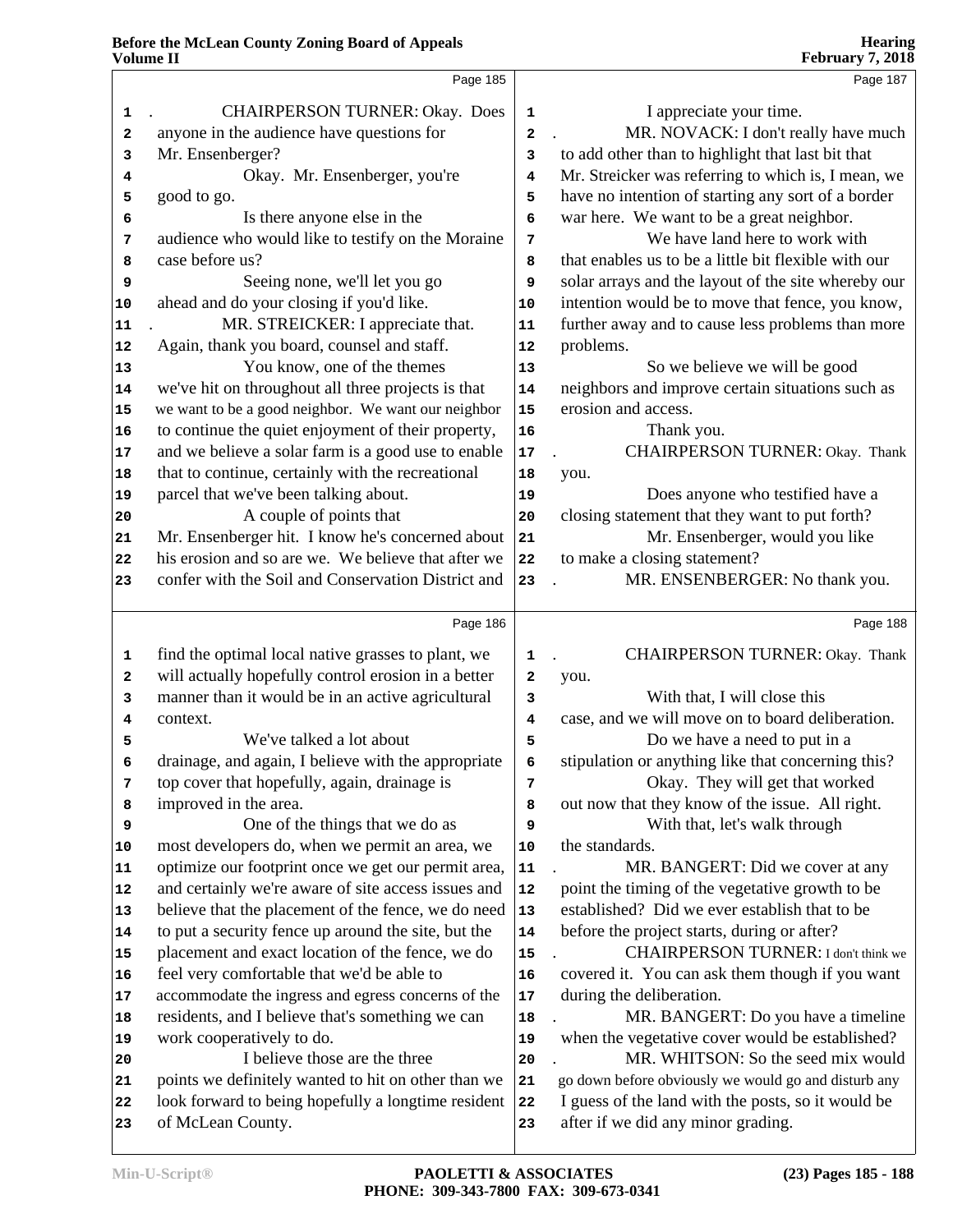Page 185

1 CHAIRPERSON TURNER: Okay. Does
2 anyone in the audience have questions for
3 Mr. Ensenberger?
4 Okay. Mr. Ensenberger, you're
5 good to go.
6 Is there anyone else in the
7 audience who would like to testify on the Moraine
8 case before us?
9 Seeing none, we'll let you go
10 ahead and do your closing if you'd like.
11 MR. STREICKER: I appreciate that.
12 Again, thank you board, counsel and staff.
13 You know, one of the themes
14 we've hit on throughout all three projects is that
15 we want to be a good neighbor. We want our neighbor
16 to continue the quiet enjoyment of their property,
17 and we believe a solar farm is a good use to enable
18 that to continue, certainly with the recreational
19 parcel that we've been talking about.
20 A couple of points that
21 Mr. Ensenberger hit. I know he's concerned about
22 his erosion and so are we. We believe that after we
23 confer with the Soil and Conservation District and

Page 186

1 find the optimal local native grasses to plant, we
2 will actually hopefully control erosion in a better
3 manner than it would be in an active agricultural
4 context.
5 We've talked a lot about
6 drainage, and again, I believe with the appropriate
7 top cover that hopefully, again, drainage is
8 improved in the area.
9 One of the things that we do as
10 most developers do, when we permit an area, we
11 optimize our footprint once we get our permit area,
12 and certainly we're aware of site access issues and
13 believe that the placement of the fence, we do need
14 to put a security fence up around the site, but the
15 placement and exact location of the fence, we do
16 feel very comfortable that we'd be able to
17 accommodate the ingress and egress concerns of the
18 residents, and I believe that's something we can
19 work cooperatively to do.
20 I believe those are the three
21 points we definitely wanted to hit on other than we
22 look forward to being hopefully a longtime resident
23 of McLean County.

Page 187

1 I appreciate your time.
2 MR. NOVACK: I don't really have much
3 to add other than to highlight that last bit that
4 Mr. Streicker was referring to which is, I mean, we
5 have no intention of starting any sort of a border
6 war here. We want to be a great neighbor.
7 We have land here to work with
8 that enables us to be a little bit flexible with our
9 solar arrays and the layout of the site whereby our
10 intention would be to move that fence, you know,
11 further away and to cause less problems than more
12 problems.
13 So we believe we will be good
14 neighbors and improve certain situations such as
15 erosion and access.
16 Thank you.
17 CHAIRPERSON TURNER: Okay. Thank
18 you.
19 Does anyone who testified have a
20 closing statement that they want to put forth?
21 Mr. Ensenberger, would you like
22 to make a closing statement?
23 MR. ENSENBERGER: No thank you.

Page 188

1 CHAIRPERSON TURNER: Okay. Thank
2 you.
3 With that, I will close this
4 case, and we will move on to board deliberation.
5 Do we have a need to put in a
6 stipulation or anything like that concerning this?
7 Okay. They will get that worked
8 out now that they know of the issue. All right.
9 With that, let's walk through
10 the standards.
11 MR. BANGERT: Did we cover at any
12 point the timing of the vegetative growth to be
13 established? Did we ever establish that to be
14 before the project starts, during or after?
15 CHAIRPERSON TURNER: I don't think we
16 covered it. You can ask them though if you want
17 during the deliberation.
18 MR. BANGERT: Do you have a timeline
19 when the vegetative cover would be established?
20 MR. WHITSON: So the seed mix would
21 go down before obviously we would go and disturb any
22 I guess of the land with the posts, so it would be
23 after if we did any minor grading.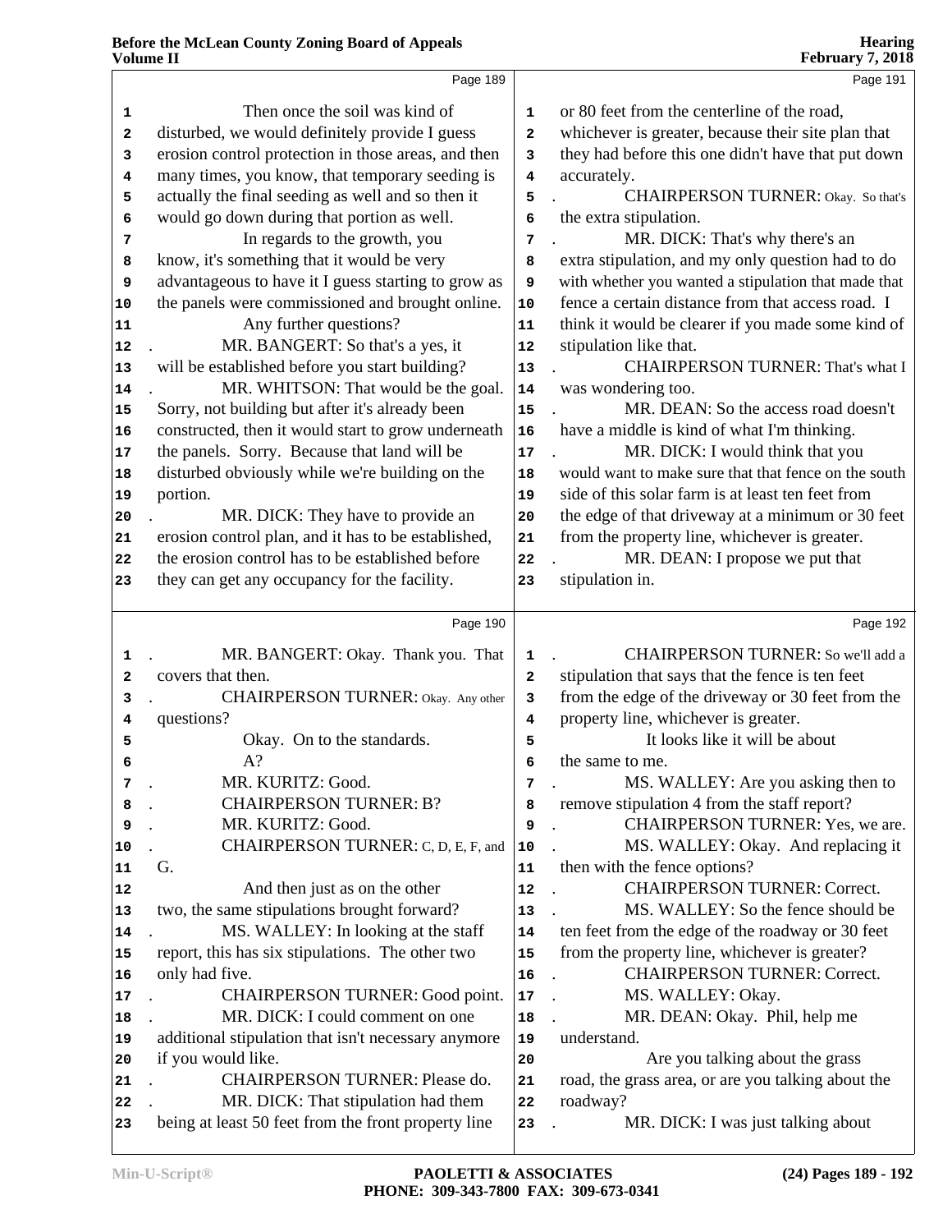Page 189

1 Then once the soil was kind of
2 disturbed, we would definitely provide I guess
3 erosion control protection in those areas, and then
4 many times, you know, that temporary seeding is
5 actually the final seeding as well and so then it
6 would go down during that portion as well.
7 In regards to the growth, you
8 know, it's something that it would be very
9 advantageous to have it I guess starting to grow as
10 the panels were commissioned and brought online.
11 Any further questions?
12 MR. BANGERT: So that's a yes, it
13 will be established before you start building?
14 MR. WHITSON: That would be the goal.
15 Sorry, not building but after it's already been
16 constructed, then it would start to grow underneath
17 the panels. Sorry. Because that land will be
18 disturbed obviously while we're building on the
19 portion.
20 MR. DICK: They have to provide an
21 erosion control plan, and it has to be established,
22 the erosion control has to be established before
23 they can get any occupancy for the facility.

Page 190

1 MR. BANGERT: Okay. Thank you. That
2 covers that then.
3 CHAIRPERSON TURNER: Okay. Any other
4 questions?
5 Okay. On to the standards.
6 A?
7 MR. KURITZ: Good.
8 CHAIRPERSON TURNER: B?
9 MR. KURITZ: Good.
10 CHAIRPERSON TURNER: C, D, E, F, and
11 G.
12 And then just as on the other
13 two, the same stipulations brought forward?
14 MS. WALLEY: In looking at the staff
15 report, this has six stipulations. The other two
16 only had five.
17 CHAIRPERSON TURNER: Good point.
18 MR. DICK: I could comment on one
19 additional stipulation that isn't necessary anymore
20 if you would like.
21 CHAIRPERSON TURNER: Please do.
22 MR. DICK: That stipulation had them
23 being at least 50 feet from the front property line

Page 191

1 or 80 feet from the centerline of the road,
2 whichever is greater, because their site plan that
3 they had before this one didn't have that put down
4 accurately.
5 CHAIRPERSON TURNER: Okay. So that's
6 the extra stipulation.
7 MR. DICK: That's why there's an
8 extra stipulation, and my only question had to do
9 with whether you wanted a stipulation that made that
10 fence a certain distance from that access road. I
11 think it would be clearer if you made some kind of
12 stipulation like that.
13 CHAIRPERSON TURNER: That's what I
14 was wondering too.
15 MR. DEAN: So the access road doesn't
16 have a middle is kind of what I'm thinking.
17 MR. DICK: I would think that you
18 would want to make sure that that fence on the south
19 side of this solar farm is at least ten feet from
20 the edge of that driveway at a minimum or 30 feet
21 from the property line, whichever is greater.
22 MR. DEAN: I propose we put that
23 stipulation in.

Page 192

1 CHAIRPERSON TURNER: So we'll add a
2 stipulation that says that the fence is ten feet
3 from the edge of the driveway or 30 feet from the
4 property line, whichever is greater.
5 It looks like it will be about
6 the same to me.
7 MS. WALLEY: Are you asking then to
8 remove stipulation 4 from the staff report?
9 CHAIRPERSON TURNER: Yes, we are.
10 MS. WALLEY: Okay. And replacing it
11 then with the fence options?
12 CHAIRPERSON TURNER: Correct.
13 MS. WALLEY: So the fence should be
14 ten feet from the edge of the roadway or 30 feet
15 from the property line, whichever is greater?
16 CHAIRPERSON TURNER: Correct.
17 MS. WALLEY: Okay.
18 MR. DEAN: Okay. Phil, help me
19 understand.
20 Are you talking about the grass
21 road, the grass area, or are you talking about the
22 roadway?
23 MR. DICK: I was just talking about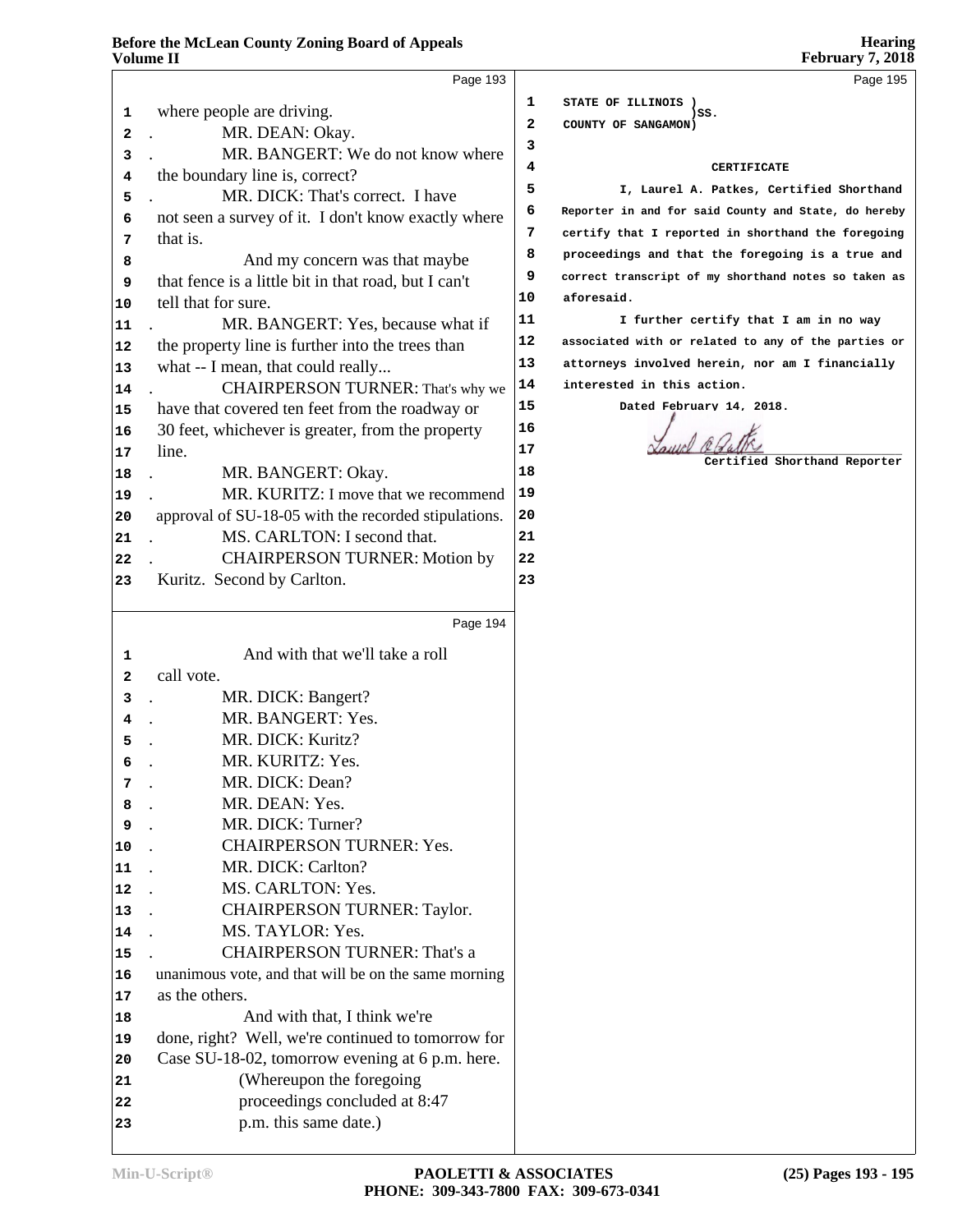Page 193

1 where people are driving.

2 MR. DEAN: Okay.

3 MR. BANGERT: We do not know where
4 the boundary line is, correct?

5 MR. DICK: That's correct. I have
6 not seen a survey of it. I don't know exactly where
7 that is.

8 And my concern was that maybe
9 that fence is a little bit in that road, but I can't
10 tell that for sure.

11 MR. BANGERT: Yes, because what if
12 the property line is further into the trees than
13 what -- I mean, that could really...

14 CHAIRPERSON TURNER: That's why we
15 have that covered ten feet from the roadway or
16 30 feet, whichever is greater, from the property
17 line.

18 MR. BANGERT: Okay.

19 MR. KURITZ: I move that we recommend
20 approval of SU-18-05 with the recorded stipulations.

21 MS. CARLTON: I second that.

22 CHAIRPERSON TURNER: Motion by
23 Kuritz. Second by Carlton.

Page 194

1 And with that we'll take a roll
2 call vote.

3 MR. DICK: Bangert?

4 MR. BANGERT: Yes.

5 MR. DICK: Kuritz?

6 MR. KURITZ: Yes.

7 MR. DICK: Dean?

8 MR. DEAN: Yes.

9 MR. DICK: Turner?

10 CHAIRPERSON TURNER: Yes.

11 MR. DICK: Carlton?

12 MS. CARLTON: Yes.

13 CHAIRPERSON TURNER: Taylor.

14 MS. TAYLOR: Yes.

15 CHAIRPERSON TURNER: That's a
16 unanimous vote, and that will be on the same morning
17 as the others.

18 And with that, I think we're
19 done, right? Well, we're continued to tomorrow for
20 Case SU-18-02, tomorrow evening at 6 p.m. here.

21 (Whereupon the foregoing
22 proceedings concluded at 8:47
23 p.m. this same date.)

Page 195

1 STATE OF ILLINOIS )
 )SS.
2 COUNTY OF SANGAMON)

3

4 **CERTIFICATE**

5 I, Laurel A. Patkes, Certified Shorthand
6 Reporter in and for said County and State, do hereby
7 certify that I reported in shorthand the foregoing
8 proceedings and that the foregoing is a true and
9 correct transcript of my shorthand notes so taken as
10 aforesaid.

11 I further certify that I am in no way
12 associated with or related to any of the parties or
13 attorneys involved herein, nor am I financially
14 interested in this action.

15 Dated February 14, 2018.

16

17 Laurel A. Patkes
18 Certified Shorthand Reporter

19

20

21

22

23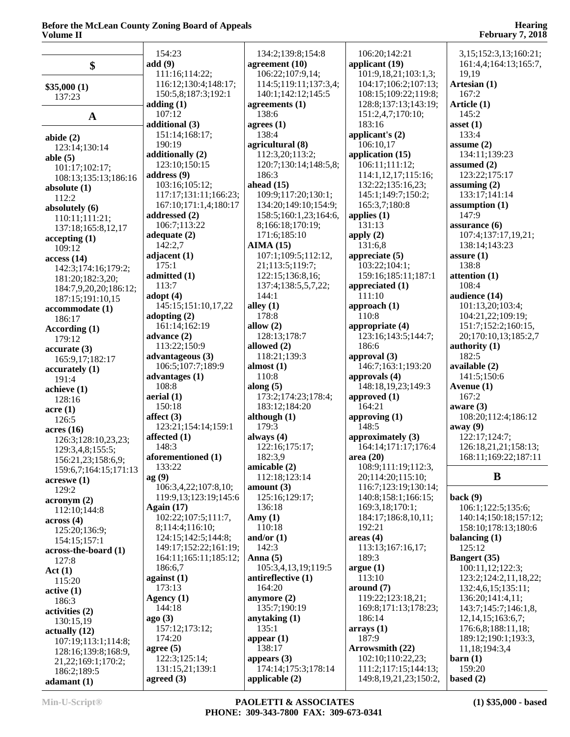## $

**$35,000 (1)**
137:23

## A

**abide (2)**
123:14;130:14
**able (5)**
101:17;102:17;
108:13;135:13;186:16
**absolute (1)**
112:2
**absolutely (6)**
110:11;111:21;
137:18;165:8,12,17
**accepting (1)**
109:12
**access (14)**
142:3;174:16;179:2;
181:20;182:3,20;
184:7,9,20,20;186:12;
187:15;191:10,15
**accommodate (1)**
186:17
**According (1)**
179:12
**accurate (3)**
165:9,17;182:17
**accurately (1)**
191:4
**achieve (1)**
128:16
**acre (1)**
126:5
**acres (16)**
126:3;128:10,23,23;
129:3,4,8;155:5;
156:21,23;158:6,9;
159:6,7;164:15;171:13
**acreswe (1)**
129:2
**acronym (2)**
112:10;144:8
**across (4)**
125:20;136:9;
154:15;157:1
**across-the-board (1)**
127:8
**Act (1)**
115:20
**active (1)**
186:3
**activities (2)**
130:15,19
**actually (12)**
107:19;113:1;114:8;
128:16;139:8;168:9,
21,22;169:1;170:2;
186:2;189:5
**adamant (1)**
154:23
**add (9)**
111:16;114:22;
116:12;130:4;148:17;
150:5,8;187:3;192:1
**adding (1)**
107:12
**additional (3)**
151:14;168:17;
190:19
**additionally (2)**
123:10;150:15
**address (9)**
103:16;105:12;
117:17;131:11;166:23;
167:10;171:1,4;180:17
**addressed (2)**
106:7;113:22
**adequate (2)**
142:2,7
**adjacent (1)**
175:1
**admitted (1)**
113:7
**adopt (4)**
145:15;151:10,17,22
**adopting (2)**
161:14;162:19
**advance (2)**
113:22;150:9
**advantageous (3)**
106:5;107:7;189:9
**advantages (1)**
108:8
**aerial (1)**
150:18
**affect (3)**
123:21;154:14;159:1
**affected (1)**
148:3
**aforementioned (1)**
133:22
**ag (9)**
106:3,4,22;107:8,10;
119:9,13;123:19;145:6
**Again (17)**
102:22;107:5;111:7,
8;114:4;116:10;
124:15;142:5;144:8;
149:17;152:22;161:19;
164:11;165:11;185:12;
186:6,7
**against (1)**
173:13
**Agency (1)**
144:18
**ago (3)**
157:12;173:12;
174:20
**agree (5)**
122:3;125:14;
131:15,21;139:1
**agreed (3)**
134:2;139:8;154:8
**agreement (10)**
106:22;107:9,14;
114:5;119:11;137:3,4;
140:1;142:12;145:5
**agreements (1)**
138:6
**agrees (1)**
138:4
**agricultural (8)**
112:3,20;113:2;
120:7;130:14;148:5,8;
186:3
**ahead (15)**
109:9;117:20;130:1;
134:20;149:10;154:9;
158:5;160:1,23;164:6,
8;166:18;170:19;
171:6;185:10
**AIMA (15)**
107:1;109:5;112:12,
21;113:5;119:7;
122:15;136:8,16;
137:4;138:5,5,7,22;
144:1
**alley (1)**
178:8
**allow (2)**
128:13;178:7
**allowed (2)**
118:21;139:3
**almost (1)**
110:8
**along (5)**
173:2;174:23;178:4;
183:12;184:20
**although (1)**
179:3
**always (4)**
122:16;175:17;
182:3,9
**amicable (2)**
112:18;123:14
**amount (3)**
125:16;129:17;
136:18
**Amy (1)**
110:18
**and/or (1)**
142:3
**Anna (5)**
105:3,4,13,19;119:5
**antireflective (1)**
164:20
**anymore (2)**
135:7;190:19
**anytaking (1)**
135:1
**appear (1)**
138:17
**appears (3)**
174:14;175:3;178:14
**applicable (2)**
106:20;142:21
**applicant (19)**
101:9,18,21;103:1,3;
104:17;106:2;107:13;
108:15;109:22;119:8;
128:8;137:13;143:19;
151:2,4,7;170:10;
183:16
**applicant's (2)**
106:10,17
**application (15)**
106:11;111:12;
114:1,12,17;115:16;
132:22;135:16,23;
145:1;149:7;150:2;
165:3,7;180:8
**applies (1)**
131:13
**apply (2)**
131:6,8
**appreciate (5)**
103:22;104:1;
159:16;185:11;187:1
**appreciated (1)**
111:10
**approach (1)**
110:8
**appropriate (4)**
123:16;143:5;144:7;
186:6
**approval (3)**
146:7;163:1;193:20
**approvals (4)**
148:18,19,23;149:3
**approved (1)**
164:21
**approving (1)**
148:5
**approximately (3)**
164:14;171:17;176:4
**area (20)**
108:9;111:19;112:3,
20;114:20;115:10;
116:7;123:19;130:14;
140:8;158:1;166:15;
169:3,18;170:1;
184:17;186:8,10,11;
192:21
**areas (4)**
113:13;167:16,17;
189:3
**argue (1)**
113:10
**around (7)**
119:22;123:18,21;
169:8;171:13;178:23;
186:14
**arrays (1)**
187:9
**Arrowsmith (22)**
102:10;110:22,23;
111:2;117:15;144:13;
149:8,19,21,23;150:2,
3,15;152:3,13;160:21;
161:4,4;164:13;165:7,
19,19
**Artesian (1)**
167:2
**Article (1)**
145:2
**asset (1)**
133:4
**assume (2)**
134:11;139:23
**assumed (2)**
123:22;175:17
**assuming (2)**
133:17;141:14
**assumption (1)**
147:9
**assurance (6)**
107:4;137:17,19,21;
138:14;143:23
**assure (1)**
138:8
**attention (1)**
108:4
**audience (14)**
101:13,20;103:4;
104:21,22;109:19;
151:7;152:2;160:15,
20;170:10,13;185:2,7
**authority (1)**
182:5
**available (2)**
141:5;150:6
**Avenue (1)**
167:2
**aware (3)**
108:20;112:4;186:12
**away (9)**
122:17;124:7;
126:18,21,21;158:13;
168:11;169:22;187:11

## B

**back (9)**
106:1;122:5;135:6;
140:14;150:18;157:12;
158:10;178:13;180:6
**balancing (1)**
125:12
**Bangert (35)**
100:11,12;122:3;
123:2;124:2,11,18,22;
132:4,6,15;135:11;
136:20;141:4,11;
143:7;145:7;146:1,8,
12,14,15;163:6,7;
176:6,8;188:11,18;
189:12;190:1;193:3,
11,18;194:3,4
**barn (1)**
159:20
**based (2)**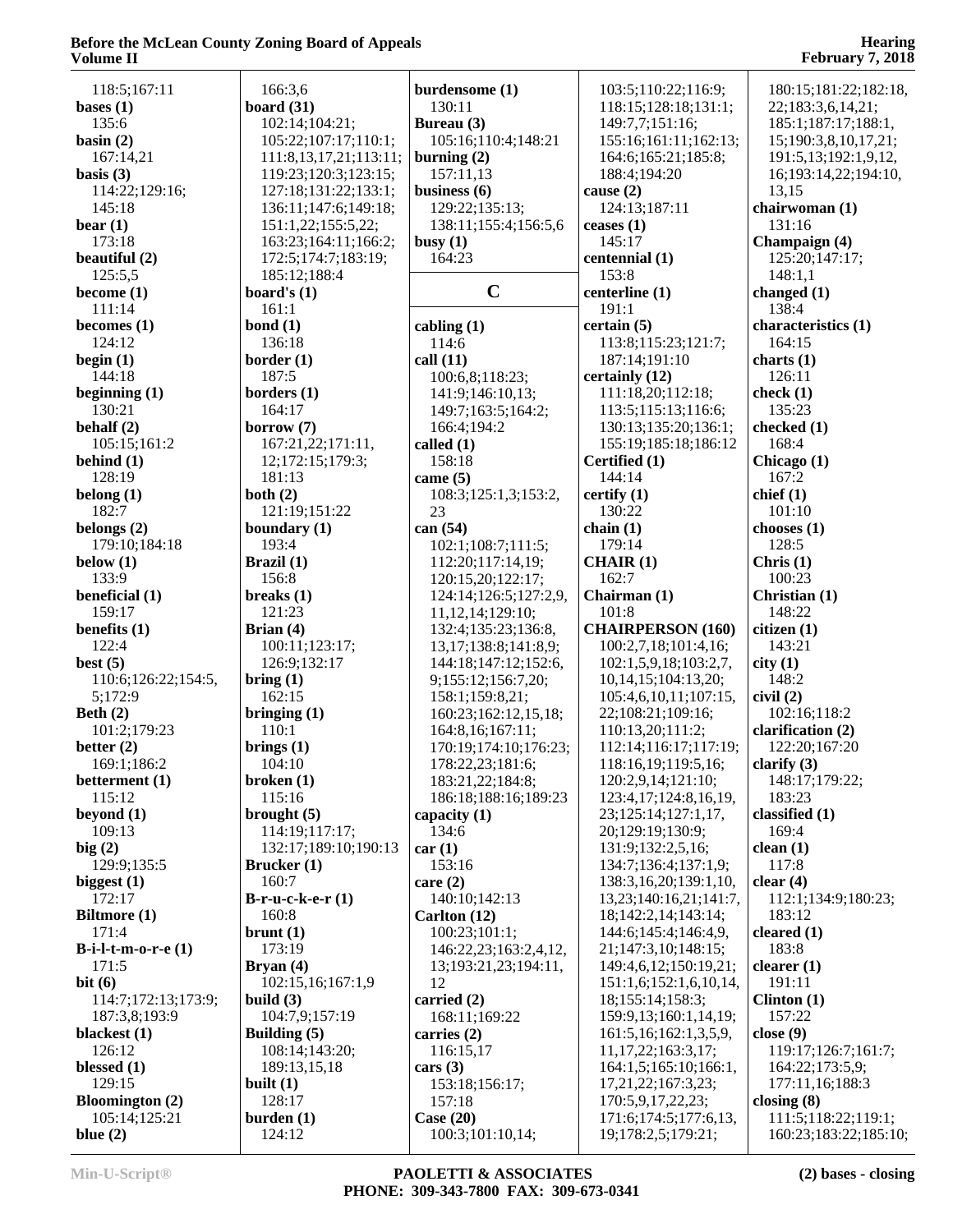118:5;167:11
**bases (1)**
135:6
**basin (2)**
167:14,21
**basis (3)**
114:22;129:16;
145:18
**bear (1)**
173:18
**beautiful (2)**
125:5,5
**become (1)**
111:14
**becomes (1)**
124:12
**begin (1)**
144:18
**beginning (1)**
130:21
**behalf (2)**
105:15;161:2
**behind (1)**
128:19
**belong (1)**
182:7
**belongs (2)**
179:10;184:18
**below (1)**
133:9
**beneficial (1)**
159:17
**benefits (1)**
122:4
**best (5)**
110:6;126:22;154:5,
5;172:9
**Beth (2)**
101:2;179:23
**better (2)**
169:1;186:2
**betterment (1)**
115:12
**beyond (1)**
109:13
**big (2)**
129:9;135:5
**biggest (1)**
172:17
**Biltmore (1)**
171:4
**B-i-l-t-m-o-r-e (1)**
171:5
**bit (6)**
114:7;172:13;173:9;
187:3,8;193:9
**blackest (1)**
126:12
**blessed (1)**
129:15
**Bloomington (2)**
105:14;125:21
**blue (2)**
166:3,6
**board (31)**
102:14;104:21;
105:22;107:17;110:1;
111:8,13,17,21;113:11;
119:23;120:3;123:15;
127:18;131:22;133:1;
136:11;147:6;149:18;
151:1,22;155:5,22;
163:23;164:11;166:2;
172:5;174:7;183:19;
185:12;188:4
**board's (1)**
161:1
**bond (1)**
136:18
**border (1)**
187:5
**borders (1)**
164:17
**borrow (7)**
167:21,22;171:11,
12;172:15;179:3;
181:13
**both (2)**
121:19;151:22
**boundary (1)**
193:4
**Brazil (1)**
156:8
**breaks (1)**
121:23
**Brian (4)**
100:11;123:17;
126:9;132:17
**bring (1)**
162:15
**bringing (1)**
110:1
**brings (1)**
104:10
**broken (1)**
115:16
**brought (5)**
114:19;117:17;
132:17;189:10;190:13
**Brucker (1)**
160:7
**B-r-u-c-k-e-r (1)**
160:8
**brunt (1)**
173:19
**Bryan (4)**
102:15,16;167:1,9
**build (3)**
104:7,9;157:19
**Building (5)**
108:14;143:20;
189:13,15,18
**built (1)**
128:17
**burden (1)**
124:12
**burdensome (1)**
130:11
**Bureau (3)**
105:16;110:4;148:21
**burning (2)**
157:11,13
**business (6)**
129:22;135:13;
138:11;155:4;156:5,6
**busy (1)**
164:23

## C

**cabling (1)**
114:6
**call (11)**
100:6,8;118:23;
141:9;146:10,13;
149:7;163:5;164:2;
166:4;194:2
**called (1)**
158:18
**came (5)**
108:3;125:1,3;153:2,
23
**can (54)**
102:1;108:7;111:5;
112:20;117:14,19;
120:15,20;122:17;
124:14;126:5;127:2,9,
11,12,14;129:10;
132:4;135:23;136:8,
13,17;138:8;141:8,9;
144:18;147:12;152:6,
9;155:12;156:7,20;
158:1;159:8,21;
160:23;162:12,15,18;
164:8,16;167:11;
170:19;174:10;176:23;
178:22,23;181:6;
183:21,22;184:8;
186:18;188:16;189:23
**capacity (1)**
134:6
**car (1)**
153:16
**care (2)**
140:10;142:13
**Carlton (12)**
100:23;101:1;
146:22,23;163:2,4,12,
13;193:21,23;194:11,
12
**carried (2)**
168:11;169:22
**carries (2)**
116:15,17
**cars (3)**
153:18;156:17;
157:18
**Case (20)**
100:3;101:10,14;
103:5;110:22;116:9;
118:15;128:18;131:1;
149:7,7;151:16;
155:16;161:11;162:13;
164:6;165:21;185:8;
188:4;194:20
**cause (2)**
124:13;187:11
**ceases (1)**
145:17
**centennial (1)**
153:8
**centerline (1)**
191:1
**certain (5)**
113:8;115:23;121:7;
187:14;191:10
**certainly (12)**
111:18,20;112:18;
113:5;115:13;116:6;
130:13;135:20;136:1;
155:19;185:18;186:12
**Certified (1)**
144:14
**certify (1)**
130:22
**chain (1)**
179:14
**CHAIR (1)**
162:7
**Chairman (1)**
101:8
**CHAIRPERSON (160)**
100:2,7,18;101:4,16;
102:1,5,9,18;103:2,7,
10,14,15;104:13,20;
105:4,6,10,11;107:15,
22;108:21;109:16;
110:13,20;111:2;
112:14;116:17;117:19;
118:16,19;119:5,16;
120:2,9,14;121:10;
123:4,17;124:8,16,19,
23;125:14;127:1,17,
20;129:19;130:9;
131:9;132:2,5,16;
134:7;136:4;137:1,9;
138:3,16,20;139:1,10,
13,23;140:16,21;141:7,
18;142:2,14;143:14;
144:6;145:4;146:4,9,
21;147:3,10;148:15;
149:4,6,12;150:19,21;
151:1,6;152:1,6,10,14,
18;155:14;158:3;
159:9,13;160:1,14,19;
161:5,16;162:1,3,5,9,
11,17,22;163:3,17;
164:1,5;165:10;166:1,
17,21,22;167:3,23;
170:5,9,17,22,23;
171:6;174:5;177:6,13,
19;178:2,5;179:21;
180:15;181:22;182:18,
22;183:3,6,14,21;
185:1;187:17;188:1,
15;190:3,8,10,17,21;
191:5,13;192:1,9,12,
16;193:14,22;194:10,
13,15
**chairwoman (1)**
131:16
**Champaign (4)**
125:20;147:17;
148:1,1
**changed (1)**
138:4
**characteristics (1)**
164:15
**charts (1)**
126:11
**check (1)**
135:23
**checked (1)**
168:4
**Chicago (1)**
167:2
**chief (1)**
101:10
**chooses (1)**
128:5
**Chris (1)**
100:23
**Christian (1)**
148:22
**citizen (1)**
143:21
**city (1)**
148:2
**civil (2)**
102:16;118:2
**clarification (2)**
122:20;167:20
**clarify (3)**
148:17;179:22;
183:23
**classified (1)**
169:4
**clean (1)**
117:8
**clear (4)**
112:1;134:9;180:23;
183:12
**cleared (1)**
183:8
**clearer (1)**
191:11
**Clinton (1)**
157:22
**close (9)**
119:17;126:7;161:7;
164:22;173:5,9;
177:11,16;188:3
**closing (8)**
111:5;118:22;119:1;
160:23;183:22;185:10;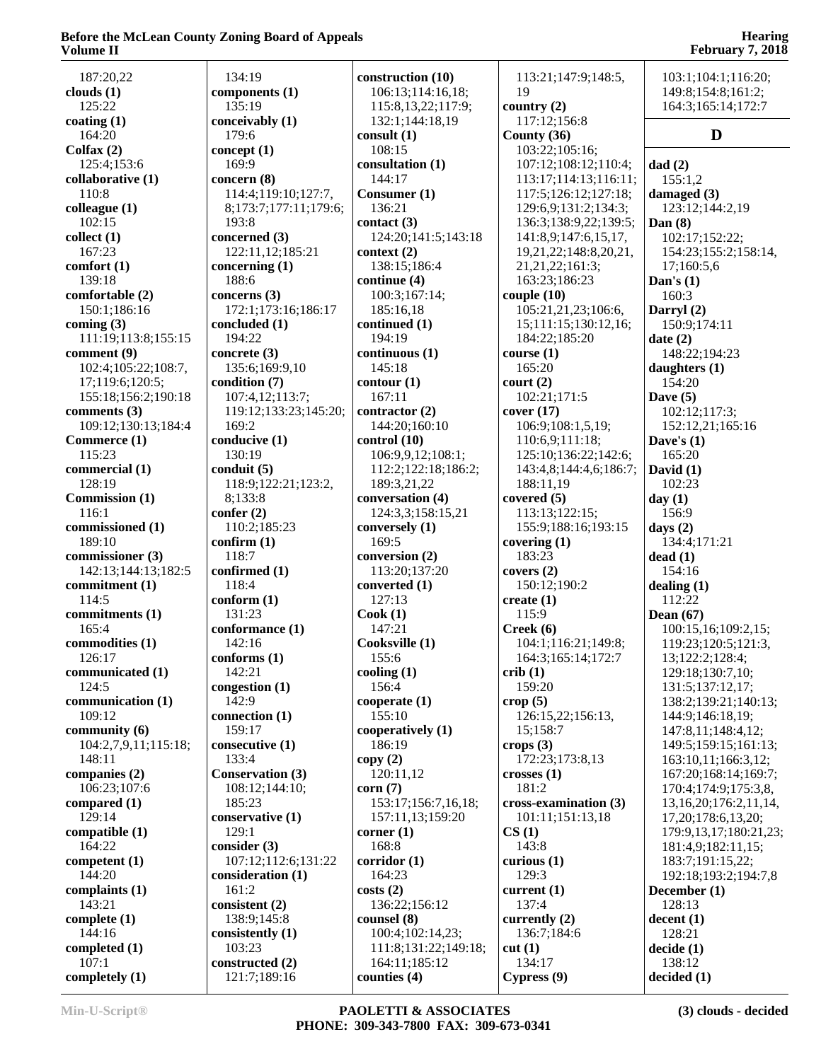187:20,22
**clouds (1)**
125:22
**coating (1)**
164:20
**Colfax (2)**
125:4;153:6
**collaborative (1)**
110:8
**colleague (1)**
102:15
**collect (1)**
167:23
**comfort (1)**
139:18
**comfortable (2)**
150:1;186:16
**coming (3)**
111:19;113:8;155:15
**comment (9)**
102:4;105:22;108:7,17;119:6;120:5;155:18;156:2;190:18
**comments (3)**
109:12;130:13;184:4
**Commerce (1)**
115:23
**commercial (1)**
128:19
**Commission (1)**
116:1
**commissioned (1)**
189:10
**commissioner (3)**
142:13;144:13;182:5
**commitment (1)**
114:5
**commitments (1)**
165:4
**commodities (1)**
126:17
**communicated (1)**
124:5
**communication (1)**
109:12
**community (6)**
104:2,7,9,11;115:18;148:11
**companies (2)**
106:23;107:6
**compared (1)**
129:14
**compatible (1)**
164:22
**competent (1)**
144:20
**complaints (1)**
143:21
**complete (1)**
144:16
**completed (1)**
107:1
**completely (1)**
134:19
**components (1)**
135:19
**conceivably (1)**
179:6
**concept (1)**
169:9
**concern (8)**
114:4;119:10;127:7,8;173:7;177:11;179:6;193:8
**concerned (3)**
122:11,12;185:21
**concerning (1)**
188:6
**concerns (3)**
172:1;173:16;186:17
**concluded (1)**
194:22
**concrete (3)**
135:6;169:9,10
**condition (7)**
107:4,12;113:7;119:12;133:23;145:20;169:2
**conducive (1)**
130:19
**conduit (5)**
118:9;122:21;123:2,8;133:8
**confer (2)**
110:2;185:23
**confirm (1)**
118:7
**confirmed (1)**
118:4
**conform (1)**
131:23
**conformance (1)**
142:16
**conforms (1)**
142:21
**congestion (1)**
142:9
**connection (1)**
159:17
**consecutive (1)**
133:4
**Conservation (3)**
108:12;144:10;185:23
**conservative (1)**
129:1
**consider (3)**
107:12;112:6;131:22
**consideration (1)**
161:2
**consistent (2)**
138:9;145:8
**consistently (1)**
103:23
**constructed (2)**
121:7;189:16
**construction (10)**
106:13;114:16,18;115:8,13,22;117:9;132:1;144:18,19
**consult (1)**
108:15
**consultation (1)**
144:17
**Consumer (1)**
136:21
**contact (3)**
124:20;141:5;143:18
**context (2)**
138:15;186:4
**continue (4)**
100:3;167:14;185:16,18
**continued (1)**
194:19
**continuous (1)**
145:18
**contour (1)**
167:11
**contractor (2)**
144:20;160:10
**control (10)**
106:9,9,12;108:1;112:2;122:18;186:2;189:3,21,22
**conversation (4)**
124:3,3;158:15,21
**conversely (1)**
169:5
**conversion (2)**
113:20;137:20
**converted (1)**
127:13
**Cook (1)**
147:21
**Cooksville (1)**
155:6
**cooling (1)**
156:4
**cooperate (1)**
155:10
**cooperatively (1)**
186:19
**copy (2)**
120:11,12
**corn (7)**
153:17;156:7,16,18;157:11,13;159:20
**corner (1)**
168:8
**corridor (1)**
164:23
**costs (2)**
136:22;156:12
**counsel (8)**
100:4;102:14,23;111:8;131:22;149:18;164:11;185:12
**counties (4)**
113:21;147:9;148:5,19
**country (2)**
117:12;156:8
**County (36)**
103:22;105:16;107:12;108:12;110:4;113:17;114:13;116:11;117:5;126:12;127:18;129:6,9;131:2;134:3;136:3;138:9,22;139:5;141:8,9;147:6,15,17,19,21,22;148:8,20,21,21,21,22;161:3;163:23;186:23
**couple (10)**
105:21,21,23;106:6,15;111:15;130:12,16;184:22;185:20
**course (1)**
165:20
**court (2)**
102:21;171:5
**cover (17)**
106:9;108:1,5,19;110:6,9;111:18;125:10;136:22;142:6;143:4,8;144:4,6;186:7;188:11,19
**covered (5)**
113:13;122:15;155:9;188:16;193:15
**covering (1)**
183:23
**covers (2)**
150:12;190:2
**create (1)**
115:9
**Creek (6)**
104:1;116:21;149:8;164:3;165:14;172:7
**crib (1)**
159:20
**crop (5)**
126:15,22;156:13,15;158:7
**crops (3)**
172:23;173:8,13
**crosses (1)**
181:2
**cross-examination (3)**
101:11;151:13,18
**CS (1)**
143:8
**curious (1)**
129:3
**current (1)**
137:4
**currently (2)**
136:7;184:6
**cut (1)**
134:17
**Cypress (9)**
103:1;104:1;116:20;149:8;154:8;161:2;164:3;165:14;172:7

## D

**dad (2)**
155:1,2
**damaged (3)**
123:12;144:2,19
**Dan (8)**
102:17;152:22;154:23;155:2;158:14,17;160:5,6
**Dan's (1)**
160:3
**Darryl (2)**
150:9;174:11
**date (2)**
148:22;194:23
**daughters (1)**
154:20
**Dave (5)**
102:12;117:3;152:12,21;165:16
**Dave's (1)**
165:20
**David (1)**
102:23
**day (1)**
156:9
**days (2)**
134:4;171:21
**dead (1)**
154:16
**dealing (1)**
112:22
**Dean (67)**
100:15,16;109:2,15;119:23;120:5;121:3,13;122:2;128:4;129:18;130:7,10;131:5;137:12,17;138:2;139:21;140:13;144:9;146:18,19;147:8,11;148:4,12;149:5;159:15;161:13;163:10,11;166:3,12;167:20;168:14;169:7;170:4;174:9;175:3,8,13,16,20;176:2,11,14,17,20;178:6,13,20;179:9,13,17;180:21,23;181:4,9;182:11,15;183:7;191:15,22;192:18;193:2;194:7,8
**December (1)**
128:13
**decent (1)**
128:21
**decide (1)**
138:12
**decided (1)**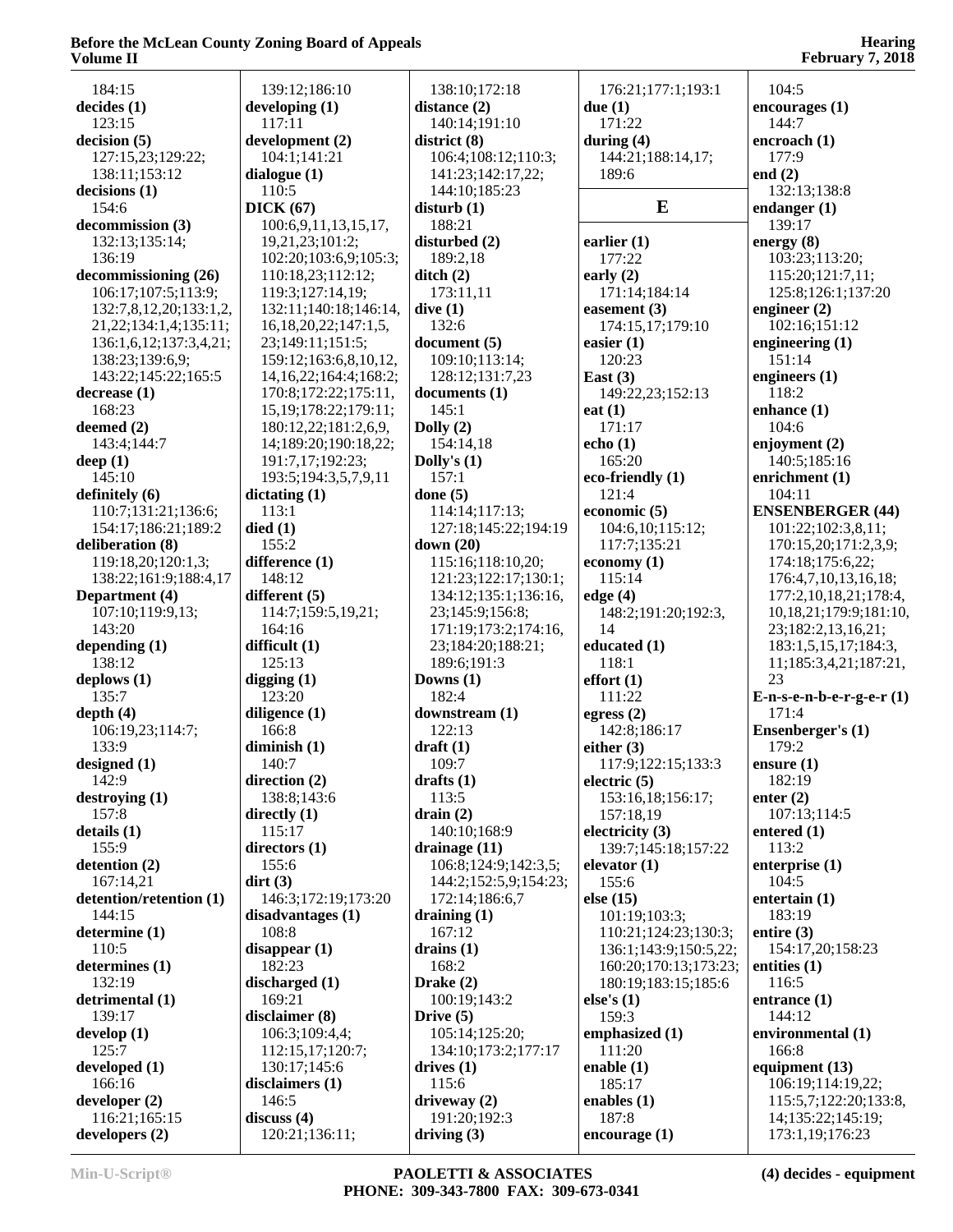184:15
**decides (1)**
123:15
**decision (5)**
127:15,23;129:22;
138:11;153:12
**decisions (1)**
154:6
**decommission (3)**
132:13;135:14;
136:19
**decommissioning (26)**
106:17;107:5;113:9;
132:7,8,12,20;133:1,2,
21,22;134:1,4;135:11;
136:1,6,12;137:3,4,21;
138:23;139:6,9;
143:22;145:22;165:5
**decrease (1)**
168:23
**deemed (2)**
143:4;144:7
**deep (1)**
145:10
**definitely (6)**
110:7;131:21;136:6;
154:17;186:21;189:2
**deliberation (8)**
119:18,20;120:1,3;
138:22;161:9;188:4,17
**Department (4)**
107:10;119:9,13;
143:20
**depending (1)**
138:12
**deplows (1)**
135:7
**depth (4)**
106:19,23;114:7;
133:9
**designed (1)**
142:9
**destroying (1)**
157:8
**details (1)**
155:9
**detention (2)**
167:14,21
**detention/retention (1)**
144:15
**determine (1)**
110:5
**determines (1)**
132:19
**detrimental (1)**
139:17
**develop (1)**
125:7
**developed (1)**
166:16
**developer (2)**
116:21;165:15
**developers (2)**
139:12;186:10
**developing (1)**
117:11
**development (2)**
104:1;141:21
**dialogue (1)**
110:5
**DICK (67)**
100:6,9,11,13,15,17,
19,21,23;101:2;
102:20;103:6,9;105:3;
110:18,23;112:12;
119:3;127:14,19;
132:11;140:18;146:14,
16,18,20,22;147:1,5,
23;149:11;151:5;
159:12;163:6,8,10,12,
14,16,22;164:4;168:2;
170:8;172:22;175:11,
15,19;178:22;179:11;
180:12,22;181:2,6,9,
14;189:20;190:18,22;
191:7,17;192:23;
193:5;194:3,5,7,9,11
**dictating (1)**
113:1
**died (1)**
155:2
**difference (1)**
148:12
**different (5)**
114:7;159:5,19,21;
164:16
**difficult (1)**
125:13
**digging (1)**
123:20
**diligence (1)**
166:8
**diminish (1)**
140:7
**direction (2)**
138:8;143:6
**directly (1)**
115:17
**directors (1)**
155:6
**dirt (3)**
146:3;172:19;173:20
**disadvantages (1)**
108:8
**disappear (1)**
182:23
**discharged (1)**
169:21
**disclaimer (8)**
106:3;109:4,4;
112:15,17;120:7;
130:17;145:6
**disclaimers (1)**
146:5
**discuss (4)**
120:21;136:11;
138:10;172:18
**distance (2)**
140:14;191:10
**district (8)**
106:4;108:12;110:3;
141:23;142:17,22;
144:10;185:23
**disturb (1)**
188:21
**disturbed (2)**
189:2,18
**ditch (2)**
173:11,11
**dive (1)**
132:6
**document (5)**
109:10;113:14;
128:12;131:7,23
**documents (1)**
145:1
**Dolly (2)**
154:14,18
**Dolly's (1)**
157:1
**done (5)**
114:14;117:13;
127:18;145:22;194:19
**down (20)**
115:16;118:10,20;
121:23;122:17;130:1;
134:12;135:1;136:16,
23;145:9;156:8;
171:19;173:2;174:16,
23;184:20;188:21;
189:6;191:3
**Downs (1)**
182:4
**downstream (1)**
122:13
**draft (1)**
109:7
**drafts (1)**
113:5
**drain (2)**
140:10;168:9
**drainage (11)**
106:8;124:9;142:3,5;
144:2;152:5,9;154:23;
172:14;186:6,7
**draining (1)**
167:12
**drains (1)**
168:2
**Drake (2)**
100:19;143:2
**Drive (5)**
105:14;125:20;
134:10;173:2;177:17
**drives (1)**
115:6
**driveway (2)**
191:20;192:3
**driving (3)**
176:21;177:1;193:1
**due (1)**
171:22
**during (4)**
144:21;188:14,17;
189:6

## E

**earlier (1)**
177:22
**early (2)**
171:14;184:14
**easement (3)**
174:15,17;179:10
**easier (1)**
120:23
**East (3)**
149:22,23;152:13
**eat (1)**
171:17
**echo (1)**
165:20
**eco-friendly (1)**
121:4
**economic (5)**
104:6,10;115:12;
117:7;135:21
**economy (1)**
115:14
**edge (4)**
148:2;191:20;192:3,
14
**educated (1)**
118:1
**effort (1)**
111:22
**egress (2)**
142:8;186:17
**either (3)**
117:9;122:15;133:3
**electric (5)**
153:16,18;156:17;
157:18,19
**electricity (3)**
139:7;145:18;157:22
**elevator (1)**
155:6
**else (15)**
101:19;103:3;
110:21;124:23;130:3;
136:1;143:9;150:5,22;
160:20;170:13;173:23;
180:19;183:15;185:6
**else's (1)**
159:3
**emphasized (1)**
111:20
**enable (1)**
185:17
**enables (1)**
187:8
**encourage (1)**
104:5
**encourages (1)**
144:7
**encroach (1)**
177:9
**end (2)**
132:13;138:8
**endanger (1)**
139:17
**energy (8)**
103:23;113:20;
115:20;121:7,11;
125:8;126:1;137:20
**engineer (2)**
102:16;151:12
**engineering (1)**
151:14
**engineers (1)**
118:2
**enhance (1)**
104:6
**enjoyment (2)**
140:5;185:16
**enrichment (1)**
104:11
**ENSENBERGER (44)**
101:22;102:3,8,11;
170:15,20;171:2,3,9;
174:18;175:6,22;
176:4,7,10,13,16,18;
177:2,10,18,21;178:4,
10,18,21;179:9;181:10,
23;182:2,13,16,21;
183:1,5,15,17;184:3,
11;185:3,4,21;187:21,
23
**E-n-s-e-n-b-e-r-g-e-r (1)**
171:4
**Ensenberger's (1)**
179:2
**ensure (1)**
182:19
**enter (2)**
107:13;114:5
**entered (1)**
113:2
**enterprise (1)**
104:5
**entertain (1)**
183:19
**entire (3)**
154:17,20;158:23
**entities (1)**
116:5
**entrance (1)**
144:12
**environmental (1)**
166:8
**equipment (13)**
106:19;114:19,22;
115:5,7;122:20;133:8,
14;135:22;145:19;
173:1,19;176:23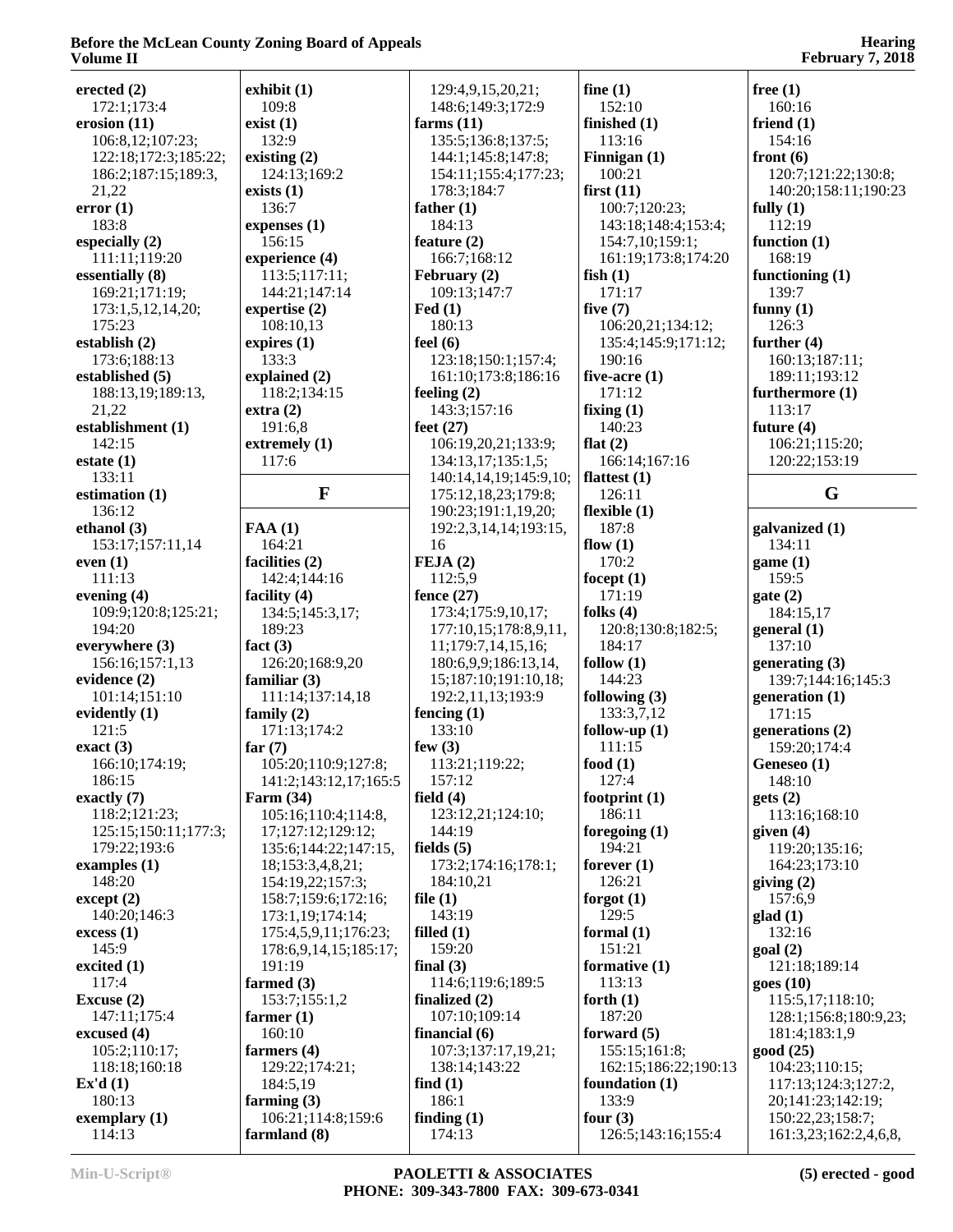**erected (2)**
172:1;173:4
**erosion (11)**
106:8,12;107:23;
122:18;172:3;185:22;
186:2;187:15;189:3,
21,22
**error (1)**
183:8
**especially (2)**
111:11;119:20
**essentially (8)**
169:21;171:19;
173:1,5,12,14,20;
175:23
**establish (2)**
173:6;188:13
**established (5)**
188:13,19;189:13,
21,22
**establishment (1)**
142:15
**estate (1)**
133:11
**estimation (1)**
136:12
**ethanol (3)**
153:17;157:11,14
**even (1)**
111:13
**evening (4)**
109:9;120:8;125:21;
194:20
**everywhere (3)**
156:16;157:1,13
**evidence (2)**
101:14;151:10
**evidently (1)**
121:5
**exact (3)**
166:10;174:19;
186:15
**exactly (7)**
118:2;121:23;
125:15;150:11;177:3;
179:22;193:6
**examples (1)**
148:20
**except (2)**
140:20;146:3
**excess (1)**
145:9
**excited (1)**
117:4
**Excuse (2)**
147:11;175:4
**excused (4)**
105:2;110:17;
118:18;160:18
**Ex'd (1)**
180:13
**exemplary (1)**
114:13
**exhibit (1)**
109:8
**exist (1)**
132:9
**existing (2)**
124:13;169:2
**exists (1)**
136:7
**expenses (1)**
156:15
**experience (4)**
113:5;117:11;
144:21;147:14
**expertise (2)**
108:10,13
**expires (1)**
133:3
**explained (2)**
118:2;134:15
**extra (2)**
191:6,8
**extremely (1)**
117:6

## F

**FAA (1)**
164:21
**facilities (2)**
142:4;144:16
**facility (4)**
134:5;145:3,17;
189:23
**fact (3)**
126:20;168:9,20
**familiar (3)**
111:14;137:14,18
**family (2)**
171:13;174:2
**far (7)**
105:20;110:9;127:8;
141:2;143:12,17;165:5
**Farm (34)**
105:16;110:4;114:8,
17;127:12;129:12;
135:6;144:22;147:15,
18;153:3,4,8,21;
154:19,22;157:3;
158:7;159:6;172:16;
173:1,19;174:14;
175:4,5,9,11;176:23;
178:6,9,14,15;185:17;
191:19
**farmed (3)**
153:7;155:1,2
**farmer (1)**
160:10
**farmers (4)**
129:22;174:21;
184:5,19
**farming (3)**
106:21;114:8;159:6
**farmland (8)**
129:4,9,15,20,21;
148:6;149:3;172:9
**farms (11)**
135:5;136:8;137:5;
144:1;145:8;147:8;
154:11;155:4;177:23;
178:3;184:7
**father (1)**
184:13
**feature (2)**
166:7;168:12
**February (2)**
109:13;147:7
**Fed (1)**
180:13
**feel (6)**
123:18;150:1;157:4;
161:10;173:8;186:16
**feeling (2)**
143:3;157:16
**feet (27)**
106:19,20,21;133:9;
134:13,17;135:1,5;
140:14,14,19;145:9,10;
175:12,18,23;179:8;
190:23;191:1,19,20;
192:2,3,14,14;193:15,
16
**FEJA (2)**
112:5,9
**fence (27)**
173:4;175:9,10,17;
177:10,15;178:8,9,11,
11;179:7,14,15,16;
180:6,9,9;186:13,14,
15;187:10;191:10,18;
192:2,11,13;193:9
**fencing (1)**
133:10
**few (3)**
113:21;119:22;
157:12
**field (4)**
123:12,21;124:10;
144:19
**fields (5)**
173:2;174:16;178:1;
184:10,21
**file (1)**
143:19
**filled (1)**
159:20
**final (3)**
114:6;119:6;189:5
**finalized (2)**
107:10;109:14
**financial (6)**
107:3;137:17,19,21;
138:14;143:22
**find (1)**
186:1
**finding (1)**
174:13
**fine (1)**
152:10
**finished (1)**
113:16
**Finnigan (1)**
100:21
**first (11)**
100:7;120:23;
143:18;148:4;153:4;
154:7,10;159:1;
161:19;173:8;174:20
**fish (1)**
171:17
**five (7)**
106:20,21;134:12;
135:4;145:9;171:12;
190:16
**five-acre (1)**
171:12
**fixing (1)**
140:23
**flat (2)**
166:14;167:16
**flattest (1)**
126:11
**flexible (1)**
187:8
**flow (1)**
170:2
**focept (1)**
171:19
**folks (4)**
120:8;130:8;182:5;
184:17
**follow (1)**
144:23
**following (3)**
133:3,7,12
**follow-up (1)**
111:15
**food (1)**
127:4
**footprint (1)**
186:11
**foregoing (1)**
194:21
**forever (1)**
126:21
**forgot (1)**
129:5
**formal (1)**
151:21
**formative (1)**
113:13
**forth (1)**
187:20
**forward (5)**
155:15;161:8;
162:15;186:22;190:13
**foundation (1)**
133:9
**four (3)**
126:5;143:16;155:4
**free (1)**
160:16
**friend (1)**
154:16
**front (6)**
120:7;121:22;130:8;
140:20;158:11;190:23
**fully (1)**
112:19
**function (1)**
168:19
**functioning (1)**
139:7
**funny (1)**
126:3
**further (4)**
160:13;187:11;
189:11;193:12
**furthermore (1)**
113:17
**future (4)**
106:21;115:20;
120:22;153:19

## G

**galvanized (1)**
134:11
**game (1)**
159:5
**gate (2)**
184:15,17
**general (1)**
137:10
**generating (3)**
139:7;144:16;145:3
**generation (1)**
171:15
**generations (2)**
159:20;174:4
**Geneseo (1)**
148:10
**gets (2)**
113:16;168:10
**given (4)**
119:20;135:16;
164:23;173:10
**giving (2)**
157:6,9
**glad (1)**
132:16
**goal (2)**
121:18;189:14
**goes (10)**
115:5,17;118:10;
128:1;156:8;180:9,23;
181:4;183:1,9
**good (25)**
104:23;110:15;
117:13;124:3;127:2,
20;141:23;142:19;
150:22,23;158:7;
161:3,23;162:2,4,6,8,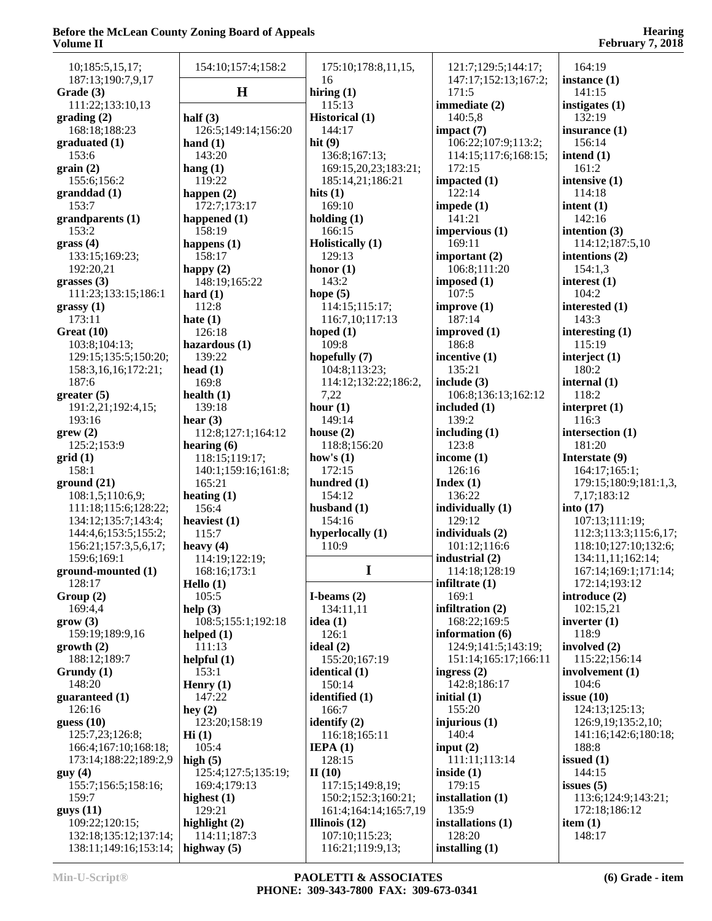10;185:5,15,17;
187:13;190:7,9,17

**Grade (3)**
111:22;133:10,13

**grading (2)**
168:18;188:23

**graduated (1)**
153:6

**grain (2)**
155:6;156:2

**granddad (1)**
153:7

**grandparents (1)**
153:2

**grass (4)**
133:15;169:23;
192:20,21

**grasses (3)**
111:23;133:15;186:1

**grassy (1)**
173:11

**Great (10)**
103:8;104:13;
129:15;135:5;150:20;
158:3,16,16;172:21;
187:6

**greater (5)**
191:2,21;192:4,15;
193:16

**grew (2)**
125:2;153:9

**grid (1)**
158:1

**ground (21)**
108:1,5;110:6,9;
111:18;115:6;128:22;
134:12;135:7;143:4;
144:4,6;153:5;155:2;
156:21;157:3,5,6,17;
159:6;169:1

**ground-mounted (1)**
128:17

**Group (2)**
169:4,4

**grow (3)**
159:19;189:9,16

**growth (2)**
188:12;189:7

**Grundy (1)**
148:20

**guaranteed (1)**
126:16

**guess (10)**
125:7,23;126:8;
166:4;167:10;168:18;
173:14;188:22;189:2,9

**guy (4)**
155:7;156:5;158:16;
159:7

**guys (11)**
109:22;120:15;
132:18;135:12;137:14;
138:11;149:16;153:14;
154:10;157:4;158:2

## H

**half (3)**
126:5;149:14;156:20

**hand (1)**
143:20

**hang (1)**
119:22

**happen (2)**
172:7;173:17

**happened (1)**
158:19

**happens (1)**
158:17

**happy (2)**
148:19;165:22

**hard (1)**
112:8

**hate (1)**
126:18

**hazardous (1)**
139:22

**head (1)**
169:8

**health (1)**
139:18

**hear (3)**
112:8;127:1;164:12

**hearing (6)**
118:15;119:17;
140:1;159:16;161:8;
165:21

**heating (1)**
156:4

**heaviest (1)**
115:7

**heavy (4)**
114:19;122:19;
168:16;173:1

**Hello (1)**
105:5

**help (3)**
108:5;155:1;192:18

**helped (1)**
111:13

**helpful (1)**
153:1

**Henry (1)**
147:22

**hey (2)**
123:20;158:19

**Hi (1)**
105:4

**high (5)**
125:4;127:5;135:19;
169:4;179:13

**highest (1)**
129:21

**highlight (2)**
114:11;187:3

**highway (5)**
175:10;178:8,11,15,
16

**hiring (1)**
115:13

**Historical (1)**
144:17

**hit (9)**
136:8;167:13;
169:15,20,23;183:21;
185:14,21;186:21

**hits (1)**
169:10

**holding (1)**
166:15

**Holistically (1)**
129:13

**honor (1)**
143:2

**hope (5)**
114:15;115:17;
116:7,10;117:13

**hoped (1)**
109:8

**hopefully (7)**
104:8;113:23;
114:12;132:22;186:2,
7,22

**hour (1)**
149:14

**house (2)**
118:8;156:20

**how's (1)**
172:15

**hundred (1)**
154:12

**husband (1)**
154:16

**hyperlocally (1)**
110:9

## I

**I-beams (2)**
134:11,11

**idea (1)**
126:1

**ideal (2)**
155:20;167:19

**identical (1)**
150:14

**identified (1)**
166:7

**identify (2)**
116:18;165:11

**IEPA (1)**
128:15

**II (10)**
117:15;149:8,19;
150:2;152:3;160:21;
161:4;164:14;165:7,19

**Illinois (12)**
107:10;115:23;
116:21;119:9,13;
121:7;129:5;144:17;
147:17;152:13;167:2;
171:5

**immediate (2)**
140:5,8

**impact (7)**
106:22;107:9;113:2;
114:15;117:6;168:15;
172:15

**impacted (1)**
122:14

**impede (1)**
141:21

**impervious (1)**
169:11

**important (2)**
106:8;111:20

**imposed (1)**
107:5

**improve (1)**
187:14

**improved (1)**
186:8

**incentive (1)**
135:21

**include (3)**
106:8;136:13;162:12

**included (1)**
139:2

**including (1)**
123:8

**income (1)**
126:16

**Index (1)**
136:22

**individually (1)**
129:12

**individuals (2)**
101:12;116:6

**industrial (2)**
114:18;128:19

**infiltrate (1)**
169:1

**infiltration (2)**
168:22;169:5

**information (6)**
124:9;141:5;143:19;
151:14;165:17;166:11

**ingress (2)**
142:8;186:17

**initial (1)**
155:20

**injurious (1)**
140:4

**input (2)**
111:11;113:14

**inside (1)**
179:15

**installation (1)**
135:9

**installations (1)**
128:20

**installing (1)**
164:19

**instance (1)**
141:15

**instigates (1)**
132:19

**insurance (1)**
156:14

**intend (1)**
161:2

**intensive (1)**
114:18

**intent (1)**
142:16

**intention (3)**
114:12;187:5,10

**intentions (2)**
154:1,3

**interest (1)**
104:2

**interested (1)**
143:3

**interesting (1)**
115:19

**interject (1)**
180:2

**internal (1)**
118:2

**interpret (1)**
116:3

**intersection (1)**
181:20

**Interstate (9)**
164:17;165:1;
179:15;180:9;181:1,3,
7,17;183:12

**into (17)**
107:13;111:19;
112:3;113:3;115:6,17;
118:10;127:10;132:6;
134:11,11;162:14;
167:14;169:1;171:14;
172:14;193:12

**introduce (2)**
102:15,21

**inverter (1)**
118:9

**involved (2)**
115:22;156:14

**involvement (1)**
104:6

**issue (10)**
124:13;125:13;
126:9,19;135:2,10;
141:16;142:6;180:18;
188:8

**issued (1)**
144:15

**issues (5)**
113:6;124:9;143:21;
172:18;186:12

**item (1)**
148:17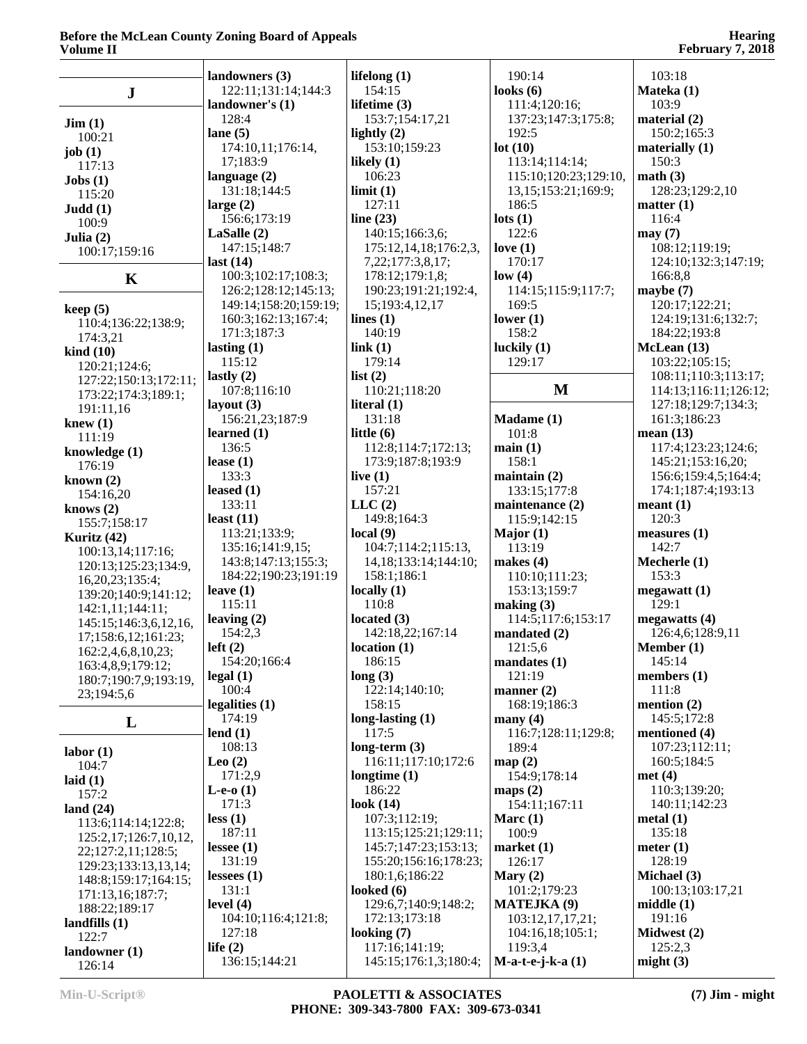## J

**Jim (1)**
100:21
**job (1)**
117:13
**Jobs (1)**
115:20
**Judd (1)**
100:9
**Julia (2)**
100:17;159:16

## K

**keep (5)**
110:4;136:22;138:9;
174:3,21
**kind (10)**
120:21;124:6;
127:22;150:13;172:11;
173:22;174:3;189:1;
191:11,16
**knew (1)**
111:19
**knowledge (1)**
176:19
**known (2)**
154:16,20
**knows (2)**
155:7;158:17
**Kuritz (42)**
100:13,14;117:16;
120:13;125:23;134:9,
16,20,23;135:4;
139:20;140:9;141:12;
142:1,11;144:11;
145:15;146:3,6,12,16,
17;158:6,12;161:23;
162:2,4,6,8,10,23;
163:4,8,9;179:12;
180:7;190:7,9;193:19,
23;194:5,6

## L

**labor (1)**
104:7
**laid (1)**
157:2
**land (24)**
113:6;114:14;122:8;
125:2,17;126:7,10,12,
22;127:2,11;128:5;
129:23;133:13,13,14;
148:8;159:17;164:15;
171:13,16;187:7;
188:22;189:17
**landfills (1)**
122:7
**landowner (1)**
126:14
**landowners (3)**
122:11;131:14;144:3
**landowner's (1)**
128:4
**lane (5)**
174:10,11;176:14,
17;183:9
**language (2)**
131:18;144:5
**large (2)**
156:6;173:19
**LaSalle (2)**
147:15;148:7
**last (14)**
100:3;102:17;108:3;
126:2;128:12;145:13;
149:14;158:20;159:19;
160:3;162:13;167:4;
171:3;187:3
**lasting (1)**
115:12
**lastly (2)**
107:8;116:10
**layout (3)**
156:21,23;187:9
**learned (1)**
136:5
**lease (1)**
133:3
**leased (1)**
133:11
**least (11)**
113:21;133:9;
135:16;141:9,15;
143:8;147:13;155:3;
184:22;190:23;191:19
**leave (1)**
115:11
**leaving (2)**
154:2,3
**left (2)**
154:20;166:4
**legal (1)**
100:4
**legalities (1)**
174:19
**lend (1)**
108:13
**Leo (2)**
171:2,9
**L-e-o (1)**
171:3
**less (1)**
187:11
**lessee (1)**
131:19
**lessees (1)**
131:1
**level (4)**
104:10;116:4;121:8;
127:18
**life (2)**
136:15;144:21
**lifelong (1)**
154:15
**lifetime (3)**
153:7;154:17,21
**lightly (2)**
153:10;159:23
**likely (1)**
106:23
**limit (1)**
127:11
**line (23)**
140:15;166:3,6;
175:12,14,18;176:2,3,
7,22;177:3,8,17;
178:12;179:1,8;
190:23;191:21;192:4,
15;193:4,12,17
**lines (1)**
140:19
**link (1)**
179:14
**list (2)**
110:21;118:20
**literal (1)**
131:18
**little (6)**
112:8;114:7;172:13;
173:9;187:8;193:9
**live (1)**
157:21
**LLC (2)**
149:8;164:3
**local (9)**
104:7;114:2;115:13,
14,18;133:14;144:10;
158:1;186:1
**locally (1)**
110:8
**located (3)**
142:18,22;167:14
**location (1)**
186:15
**long (3)**
122:14;140:10;
158:15
**long-lasting (1)**
117:5
**long-term (3)**
116:11;117:10;172:6
**longtime (1)**
186:22
**look (14)**
107:3;112:19;
113:15;125:21;129:11;
145:7;147:23;153:13;
155:20;156:16;178:23;
180:1,6;186:22
**looked (6)**
129:6,7;140:9;148:2;
172:13;173:18
**looking (7)**
117:16;141:19;
145:15;176:1,3;180:4;
190:14
**looks (6)**
111:4;120:16;
137:23;147:3;175:8;
192:5
**lot (10)**
113:14;114:14;
115:10;120:23;129:10,
13,15;153:21;169:9;
186:5
**lots (1)**
122:6
**love (1)**
170:17
**low (4)**
114:15;115:9;117:7;
169:5
**lower (1)**
158:2
**luckily (1)**
129:17

## M

**Madame (1)**
101:8
**main (1)**
158:1
**maintain (2)**
133:15;177:8
**maintenance (2)**
115:9;142:15
**Major (1)**
113:19
**makes (4)**
110:10;111:23;
153:13;159:7
**making (3)**
114:5;117:6;153:17
**mandated (2)**
121:5,6
**mandates (1)**
121:19
**manner (2)**
168:19;186:3
**many (4)**
116:7;128:11;129:8;
189:4
**map (2)**
154:9;178:14
**maps (2)**
154:11;167:11
**Marc (1)**
100:9
**market (1)**
126:17
**Mary (2)**
101:2;179:23
**MATEJKA (9)**
103:12,17,17,21;
104:16,18;105:1;
119:3,4
**M-a-t-e-j-k-a (1)**
103:18
**Mateka (1)**
103:9
**material (2)**
150:2;165:3
**materially (1)**
150:3
**math (3)**
128:23;129:2,10
**matter (1)**
116:4
**may (7)**
108:12;119:19;
124:10;132:3;147:19;
166:8,8
**maybe (7)**
120:17;122:21;
124:19;131:6;132:7;
184:22;193:8
**McLean (13)**
103:22;105:15;
108:11;110:3;113:17;
114:13;116:11;126:12;
127:18;129:7;134:3;
161:3;186:23
**mean (13)**
117:4;123:23;124:6;
145:21;153:16,20;
156:6;159:4,5;164:4;
174:1;187:4;193:13
**meant (1)**
120:3
**measures (1)**
142:7
**Mecherle (1)**
153:3
**megawatt (1)**
129:1
**megawatts (4)**
126:4,6;128:9,11
**Member (1)**
145:14
**members (1)**
111:8
**mention (2)**
145:5;172:8
**mentioned (4)**
107:23;112:11;
160:5;184:5
**met (4)**
110:3;139:20;
140:11;142:23
**metal (1)**
135:18
**meter (1)**
128:19
**Michael (3)**
100:13;103:17,21
**middle (1)**
191:16
**Midwest (2)**
125:2,3
**might (3)**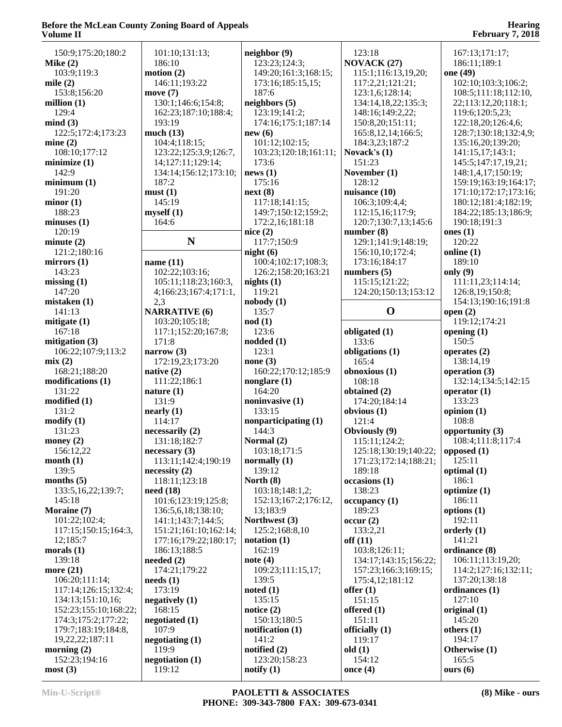150:9;175:20;180:2
**Mike (2)**
103:9;119:3
**mile (2)**
153:8;156:20
**million (1)**
129:4
**mind (3)**
122:5;172:4;173:23
**mine (2)**
108:10;177:12
**minimize (1)**
142:9
**minimum (1)**
191:20
**minor (1)**
188:23
**minuses (1)**
120:19
**minute (2)**
121:2;180:16
**mirrors (1)**
143:23
**missing (1)**
147:20
**mistaken (1)**
141:13
**mitigate (1)**
167:18
**mitigation (3)**
106:22;107:9;113:2
**mix (2)**
168:21;188:20
**modifications (1)**
131:22
**modified (1)**
131:2
**modify (1)**
131:23
**money (2)**
156:12,22
**month (1)**
139:5
**months (5)**
133:5,16,22;139:7;
145:18
**Moraine (7)**
101:22;102:4;
117:15;150:15;164:3,
12;185:7
**morals (1)**
139:18
**more (21)**
106:20;111:14;
117:14;126:15;132:4;
134:13;151:10,16;
152:23;155:10;168:22;
174:3;175:2;177:22;
179:7;183:19;184:8,
19,22,22;187:11
**morning (2)**
152:23;194:16
**most (3)**
101:10;131:13;
186:10
**motion (2)**
146:11;193:22
**move (7)**
130:1;146:6;154:8;
162:23;187:10;188:4;
193:19
**much (13)**
104:4;118:15;
123:22;125:3,9;126:7,
14;127:11;129:14;
134:14;156:12;173:10;
187:2
**must (1)**
145:19
**myself (1)**
164:6

## N

**name (11)**
102:22;103:16;
105:11;118:23;160:3,
4;166:23;167:4;171:1,
2,3
**NARRATIVE (6)**
103:20;105:18;
117:1;152:20;167:8;
171:8
**narrow (3)**
172:19,23;173:20
**native (2)**
111:22;186:1
**nature (1)**
131:9
**nearly (1)**
114:17
**necessarily (2)**
131:18;182:7
**necessary (3)**
113:11;142:4;190:19
**necessity (2)**
118:11;123:18
**need (18)**
101:8;123:19;125:8;
136:5,6,18;138:10;
141:1;143:7;144:5;
151:21;161:10;162:14;
177:16;179:22;180:17;
186:13;188:5
**needed (2)**
174:21;179:22
**needs (1)**
173:19
**negatively (1)**
168:15
**negotiated (1)**
107:9
**negotiating (1)**
119:9
**negotiation (1)**
119:12
**neighbor (9)**
123:23;124:3;
149:20;161:3;168:15;
173:16;185:15,15;
187:6
**neighbors (5)**
123:19;141:2;
174:16;175:1;187:14
**new (6)**
101:12;102:15;
103:23;120:18;161:11;
173:6
**news (1)**
175:16
**next (8)**
117:18;141:15;
149:7;150:12;159:2;
172:2,16;181:18
**nice (2)**
117:7;150:9
**night (6)**
100:4;102:17;108:3;
126:2;158:20;163:21
**nights (1)**
119:21
**nobody (1)**
135:7
**nod (1)**
123:6
**nodded (1)**
123:1
**none (3)**
160:22;170:12;185:9
**nonglare (1)**
164:20
**noninvasive (1)**
133:15
**nonparticipating (1)**
144:3
**Normal (2)**
103:18;171:5
**normally (1)**
139:12
**North (8)**
103:18;148:1,2;
152:13;167:2;176:12,
13;183:9
**Northwest (3)**
125:2;168:8,10
**notation (1)**
162:19
**note (4)**
109:23;111:15,17;
139:5
**noted (1)**
135:15
**notice (2)**
150:13;180:5
**notification (1)**
141:2
**notified (2)**
123:20;158:23
**notify (1)**
123:18
**NOVACK (27)**
115:1;116:13,19,20;
117:2,21;121:21;
123:1,6;128:14;
134:14,18,22;135:3;
148:16;149:2,22;
150:8,20;151:11;
165:8,12,14;166:5;
184:3,23;187:2
**Novack's (1)**
151:23
**November (1)**
128:12
**nuisance (10)**
106:3;109:4,4;
112:15,16;117:9;
120:7;130:7,13;145:6
**number (8)**
129:1;141:9;148:19;
156:10,10;172:4;
173:16;184:17
**numbers (5)**
115:15;121:22;
124:20;150:13;153:12

## O

**obligated (1)**
133:6
**obligations (1)**
165:4
**obnoxious (1)**
108:18
**obtained (2)**
174:20;184:14
**obvious (1)**
121:4
**Obviously (9)**
115:11;124:2;
125:18;130:19;140:22;
171:23;172:14;188:21;
189:18
**occasions (1)**
138:23
**occupancy (1)**
189:23
**occur (2)**
133:2,21
**off (11)**
103:8;126:11;
134:17;143:15;156:22;
157:23;166:3;169:15;
175:4,12;181:12
**offer (1)**
151:15
**offered (1)**
151:11
**officially (1)**
119:17
**old (1)**
154:12
**once (4)**
167:13;171:17;
186:11;189:1
**one (49)**
102:10;103:3;106:2;
108:5;111:18;112:10,
22;113:12,20;118:1;
119:6;120:5,23;
122:18,20;126:4,6;
128:7;130:18;132:4,9;
135:16,20;139:20;
141:15,17;143:1;
145:5;147:17,19,21;
148:1,4,17;150:19;
159:19;163:19;164:17;
171:10;172:17;173:16;
180:12;181:4;182:19;
184:22;185:13;186:9;
190:18;191:3
**ones (1)**
120:22
**online (1)**
189:10
**only (9)**
111:11,23;114:14;
126:8,19;150:8;
154:13;190:16;191:8
**open (2)**
119:12;174:21
**opening (1)**
150:5
**operates (2)**
138:14,19
**operation (3)**
132:14;134:5;142:15
**operator (1)**
133:23
**opinion (1)**
108:8
**opportunity (3)**
108:4;111:8;117:4
**opposed (1)**
125:11
**optimal (1)**
186:1
**optimize (1)**
186:11
**options (1)**
192:11
**orderly (1)**
141:21
**ordinance (8)**
106:11;113:19,20;
114:2;127:16;132:11;
137:20;138:18
**ordinances (1)**
127:10
**original (1)**
145:20
**others (1)**
194:17
**Otherwise (1)**
165:5
**ours (6)**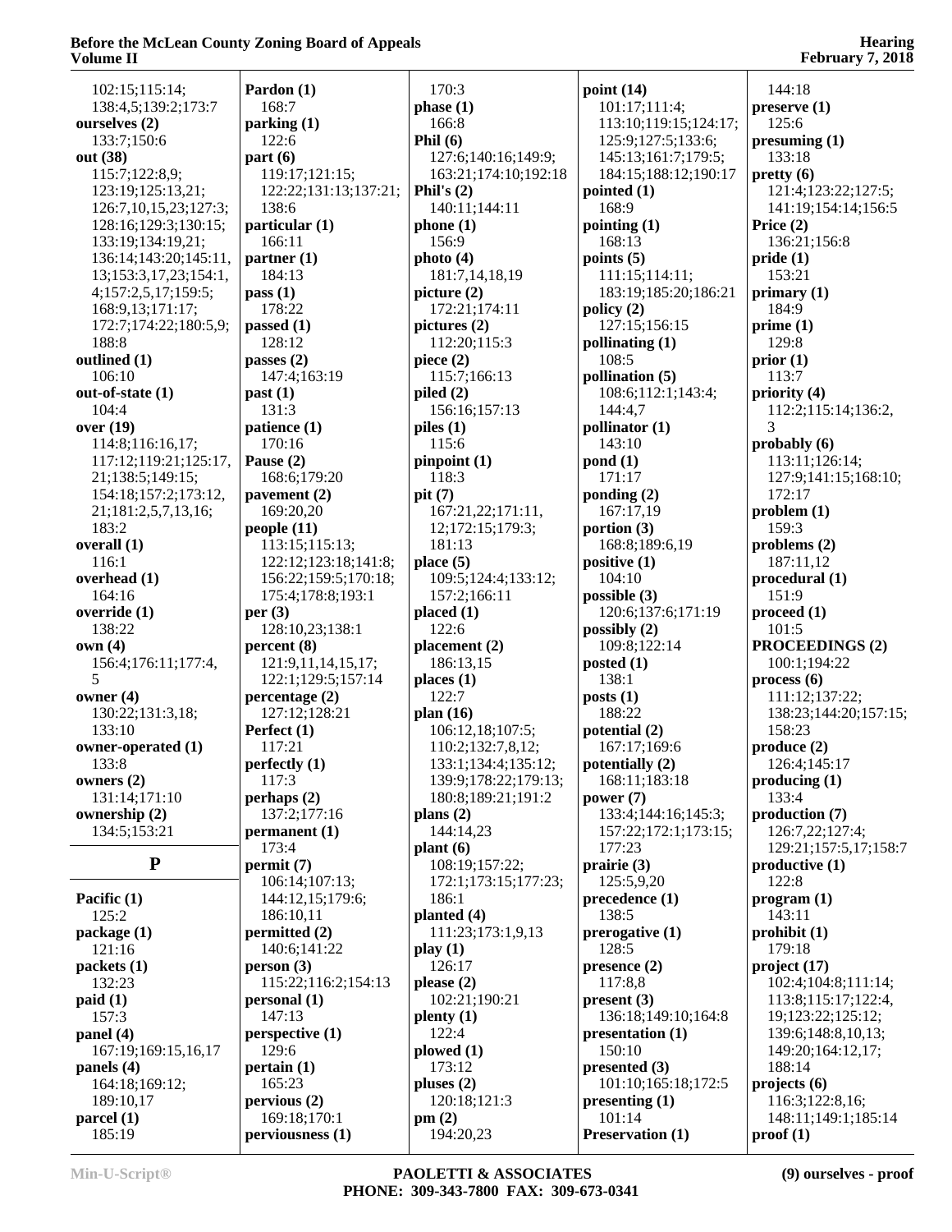102:15;115:14;
138:4,5;139:2;173:7
**ourselves (2)**
133:7;150:6
**out (38)**
115:7;122:8,9;
123:19;125:13,21;
126:7,10,15,23;127:3;
128:16;129:3;130:15;
133:19;134:19,21;
136:14;143:20;145:11,
13;153:3,17,23;154:1,
4;157:2,5,17;159:5;
168:9,13;171:17;
172:7;174:22;180:5,9;
188:8
**outlined (1)**
106:10
**out-of-state (1)**
104:4
**over (19)**
114:8;116:16,17;
117:12;119:21;125:17,
21;138:5;149:15;
154:18;157:2;173:12,
21;181:2,5,7,13,16;
183:2
**overall (1)**
116:1
**overhead (1)**
164:16
**override (1)**
138:22
**own (4)**
156:4;176:11;177:4,
5
**owner (4)**
130:22;131:3,18;
133:10
**owner-operated (1)**
133:8
**owners (2)**
131:14;171:10
**ownership (2)**
134:5;153:21

## P

**Pacific (1)**
125:2
**package (1)**
121:16
**packets (1)**
132:23
**paid (1)**
157:3
**panel (4)**
167:19;169:15,16,17
**panels (4)**
164:18;169:12;
189:10,17
**parcel (1)**
185:19
**Pardon (1)**
168:7
**parking (1)**
122:6
**part (6)**
119:17;121:15;
122:22;131:13;137:21;
138:6
**particular (1)**
166:11
**partner (1)**
184:13
**pass (1)**
178:22
**passed (1)**
128:12
**passes (2)**
147:4;163:19
**past (1)**
131:3
**patience (1)**
170:16
**Pause (2)**
168:6;179:20
**pavement (2)**
169:20,20
**people (11)**
113:15;115:13;
122:12;123:18;141:8;
156:22;159:5;170:18;
175:4;178:8;193:1
**per (3)**
128:10,23;138:1
**percent (8)**
121:9,11,14,15,17;
122:1;129:5;157:14
**percentage (2)**
127:12;128:21
**Perfect (1)**
117:21
**perfectly (1)**
117:3
**perhaps (2)**
137:2;177:16
**permanent (1)**
173:4
**permit (7)**
106:14;107:13;
144:12,15;179:6;
186:10,11
**permitted (2)**
140:6;141:22
**person (3)**
115:22;116:2;154:13
**personal (1)**
147:13
**perspective (1)**
129:6
**pertain (1)**
165:23
**pervious (2)**
169:18;170:1
**perviousness (1)**
170:3
**phase (1)**
166:8
**Phil (6)**
127:6;140:16;149:9;
163:21;174:10;192:18
**Phil's (2)**
140:11;144:11
**phone (1)**
156:9
**photo (4)**
181:7,14,18,19
**picture (2)**
172:21;174:11
**pictures (2)**
112:20;115:3
**piece (2)**
115:7;166:13
**piled (2)**
156:16;157:13
**piles (1)**
115:6
**pinpoint (1)**
118:3
**pit (7)**
167:21,22;171:11,
12;172:15;179:3;
181:13
**place (5)**
109:5;124:4;133:12;
157:2;166:11
**placed (1)**
122:6
**placement (2)**
186:13,15
**places (1)**
122:7
**plan (16)**
106:12,18;107:5;
110:2;132:7,8,12;
133:1;134:4;135:12;
139:9;178:22;179:13;
180:8;189:21;191:2
**plans (2)**
144:14,23
**plant (6)**
108:19;157:22;
172:1;173:15;177:23;
186:1
**planted (4)**
111:23;173:1,9,13
**play (1)**
126:17
**please (2)**
102:21;190:21
**plenty (1)**
122:4
**plowed (1)**
173:12
**pluses (2)**
120:18;121:3
**pm (2)**
194:20,23
**point (14)**
101:17;111:4;
113:10;119:15;124:17;
125:9;127:5;133:6;
145:13;161:7;179:5;
184:15;188:12;190:17
**pointed (1)**
168:9
**pointing (1)**
168:13
**points (5)**
111:15;114:11;
183:19;185:20;186:21
**policy (2)**
127:15;156:15
**pollinating (1)**
108:5
**pollination (5)**
108:6;112:1;143:4;
144:4,7
**pollinator (1)**
143:10
**pond (1)**
171:17
**ponding (2)**
167:17,19
**portion (3)**
168:8;189:6,19
**positive (1)**
104:10
**possible (3)**
120:6;137:6;171:19
**possibly (2)**
109:8;122:14
**posted (1)**
138:1
**posts (1)**
188:22
**potential (2)**
167:17;169:6
**potentially (2)**
168:11;183:18
**power (7)**
133:4;144:16;145:3;
157:22;172:1;173:15;
177:23
**prairie (3)**
125:5,9,20
**precedence (1)**
138:5
**prerogative (1)**
128:5
**presence (2)**
117:8,8
**present (3)**
136:18;149:10;164:8
**presentation (1)**
150:10
**presented (3)**
101:10;165:18;172:5
**presenting (1)**
101:14
**Preservation (1)**
144:18
**preserve (1)**
125:6
**presuming (1)**
133:18
**pretty (6)**
121:4;123:22;127:5;
141:19;154:14;156:5
**Price (2)**
136:21;156:8
**pride (1)**
153:21
**primary (1)**
184:9
**prime (1)**
129:8
**prior (1)**
113:7
**priority (4)**
112:2;115:14;136:2,
3
**probably (6)**
113:11;126:14;
127:9;141:15;168:10;
172:17
**problem (1)**
159:3
**problems (2)**
187:11,12
**procedural (1)**
151:9
**proceed (1)**
101:5
**PROCEEDINGS (2)**
100:1;194:22
**process (6)**
111:12;137:22;
138:23;144:20;157:15;
158:23
**produce (2)**
126:4;145:17
**producing (1)**
133:4
**production (7)**
126:7,22;127:4;
129:21;157:5,17;158:7
**productive (1)**
122:8
**program (1)**
143:11
**prohibit (1)**
179:18
**project (17)**
102:4;104:8;111:14;
113:8;115:17;122:4,
19;123:22;125:12;
139:6;148:8,10,13;
149:20;164:12,17;
188:14
**projects (6)**
116:3;122:8,16;
148:11;149:1;185:14
**proof (1)**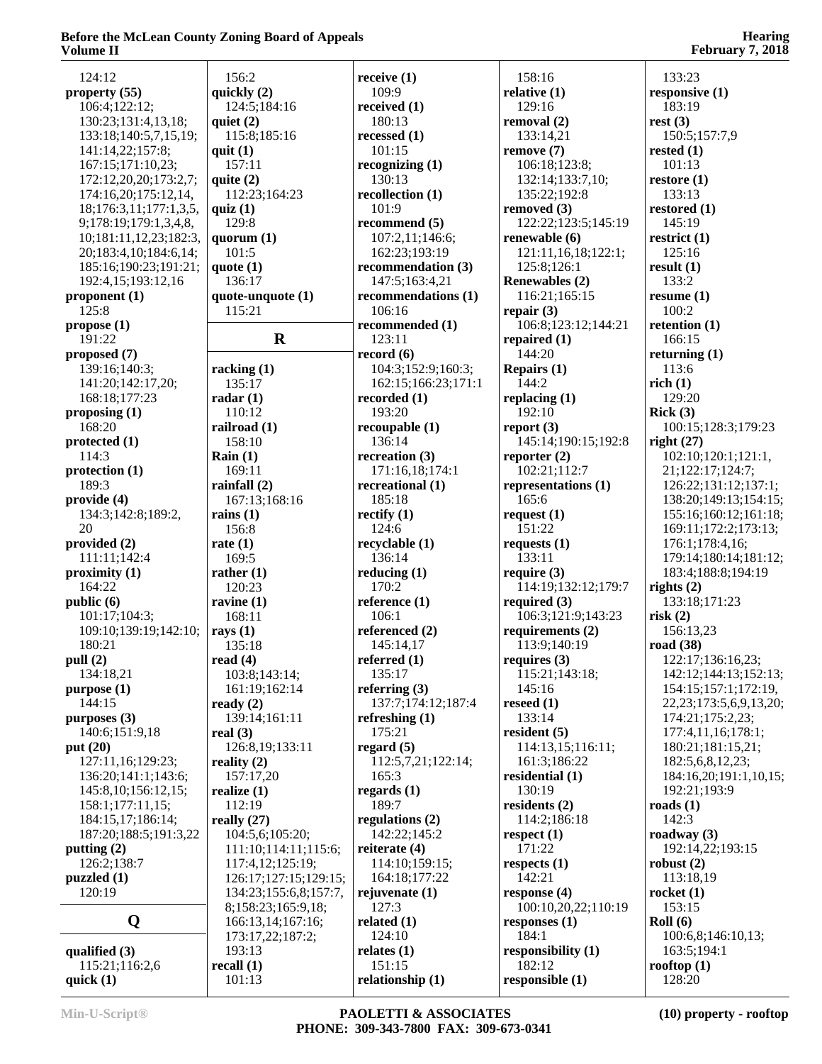124:12
**property (55)**
106:4;122:12;
130:23;131:4,13,18;
133:18;140:5,7,15,19;
141:14,22;157:8;
167:15;171:10,23;
172:12,20,20;173:2,7;
174:16,20;175:12,14,
18;176:3,11;177:1,3,5,
9;178:19;179:1,3,4,8,
10;181:11,12,23;182:3,
20;183:4,10;184:6,14;
185:16;190:23;191:21;
192:4,15;193:12,16
**proponent (1)**
125:8
**propose (1)**
191:22
**proposed (7)**
139:16;140:3;
141:20;142:17,20;
168:18;177:23
**proposing (1)**
168:20
**protected (1)**
114:3
**protection (1)**
189:3
**provide (4)**
134:3;142:8;189:2,
20
**provided (2)**
111:11;142:4
**proximity (1)**
164:22
**public (6)**
101:17;104:3;
109:10;139:19;142:10;
180:21
**pull (2)**
134:18,21
**purpose (1)**
144:15
**purposes (3)**
140:6;151:9,18
**put (20)**
127:11,16;129:23;
136:20;141:1;143:6;
145:8,10;156:12,15;
158:1;177:11,15;
184:15,17;186:14;
187:20;188:5;191:3,22
**putting (2)**
126:2;138:7
**puzzled (1)**
120:19

## Q

**qualified (3)**
115:21;116:2,6
**quick (1)**
156:2
**quickly (2)**
124:5;184:16
**quiet (2)**
115:8;185:16
**quit (1)**
157:11
**quite (2)**
112:23;164:23
**quiz (1)**
129:8
**quorum (1)**
101:5
**quote (1)**
136:17
**quote-unquote (1)**
115:21

## R

**racking (1)**
135:17
**radar (1)**
110:12
**railroad (1)**
158:10
**Rain (1)**
169:11
**rainfall (2)**
167:13;168:16
**rains (1)**
156:8
**rate (1)**
169:5
**rather (1)**
120:23
**ravine (1)**
168:11
**rays (1)**
135:18
**read (4)**
103:8;143:14;
161:19;162:14
**ready (2)**
139:14;161:11
**real (3)**
126:8,19;133:11
**reality (2)**
157:17,20
**realize (1)**
112:19
**really (27)**
104:5,6;105:20;
111:10;114:11;115:6;
117:4,12;125:19;
126:17;127:15;129:15;
134:23;155:6,8;157:7,
8;158:23;165:9,18;
166:13,14;167:16;
173:17,22;187:2;
193:13
**recall (1)**
101:13
**receive (1)**
109:9
**received (1)**
180:13
**recessed (1)**
101:15
**recognizing (1)**
130:13
**recollection (1)**
101:9
**recommend (5)**
107:2,11;146:6;
162:23;193:19
**recommendation (3)**
147:5;163:4,21
**recommendations (1)**
106:16
**recommended (1)**
123:11
**record (6)**
104:3;152:9;160:3;
162:15;166:23;171:1
**recorded (1)**
193:20
**recoupable (1)**
136:14
**recreation (3)**
171:16,18;174:1
**recreational (1)**
185:18
**rectify (1)**
124:6
**recyclable (1)**
136:14
**reducing (1)**
170:2
**reference (1)**
106:1
**referenced (2)**
145:14,17
**referred (1)**
135:17
**referring (3)**
137:7;174:12;187:4
**refreshing (1)**
175:21
**regard (5)**
112:5,7,21;122:14;
165:3
**regards (1)**
189:7
**regulations (2)**
142:22;145:2
**reiterate (4)**
114:10;159:15;
164:18;177:22
**rejuvenate (1)**
127:3
**related (1)**
124:10
**relates (1)**
151:15
**relationship (1)**
158:16
**relative (1)**
129:16
**removal (2)**
133:14,21
**remove (7)**
106:18;123:8;
132:14;133:7,10;
135:22;192:8
**removed (3)**
122:22;123:5;145:19
**renewable (6)**
121:11,16,18;122:1;
125:8;126:1
**Renewables (2)**
116:21;165:15
**repair (3)**
106:8;123:12;144:21
**repaired (1)**
144:20
**Repairs (1)**
144:2
**replacing (1)**
192:10
**report (3)**
145:14;190:15;192:8
**reporter (2)**
102:21;112:7
**representations (1)**
165:6
**request (1)**
151:22
**requests (1)**
133:11
**require (3)**
114:19;132:12;179:7
**required (3)**
106:3;121:9;143:23
**requirements (2)**
113:9;140:19
**requires (3)**
115:21;143:18;
145:16
**reseed (1)**
133:14
**resident (5)**
114:13,15;116:11;
161:3;186:22
**residential (1)**
130:19
**residents (2)**
114:2;186:18
**respect (1)**
171:22
**respects (1)**
142:21
**response (4)**
100:10,20,22;110:19
**responses (1)**
184:1
**responsibility (1)**
182:12
**responsible (1)**
133:23
**responsive (1)**
183:19
**rest (3)**
150:5;157:7,9
**rested (1)**
101:13
**restore (1)**
133:13
**restored (1)**
145:19
**restrict (1)**
125:16
**result (1)**
133:2
**resume (1)**
100:2
**retention (1)**
166:15
**returning (1)**
113:6
**rich (1)**
129:20
**Rick (3)**
100:15;128:3;179:23
**right (27)**
102:10;120:1;121:1,
21;122:17;124:7;
126:22;131:12;137:1;
138:20;149:13;154:15;
155:16;160:12;161:18;
169:11;172:2;173:13;
176:1;178:4,16;
179:14;180:14;181:12;
183:4;188:8;194:19
**rights (2)**
133:18;171:23
**risk (2)**
156:13,23
**road (38)**
122:17;136:16,23;
142:12;144:13;152:13;
154:15;157:1;172:19,
22,23;173:5,6,9,13,20;
174:21;175:2,23;
177:4,11,16;178:1;
180:21;181:15,21;
182:5,6,8,12,23;
184:16,20;191:1,10,15;
192:21;193:9
**roads (1)**
142:3
**roadway (3)**
192:14,22;193:15
**robust (2)**
113:18,19
**rocket (1)**
153:15
**Roll (6)**
100:6,8;146:10,13;
163:5;194:1
**rooftop (1)**
128:20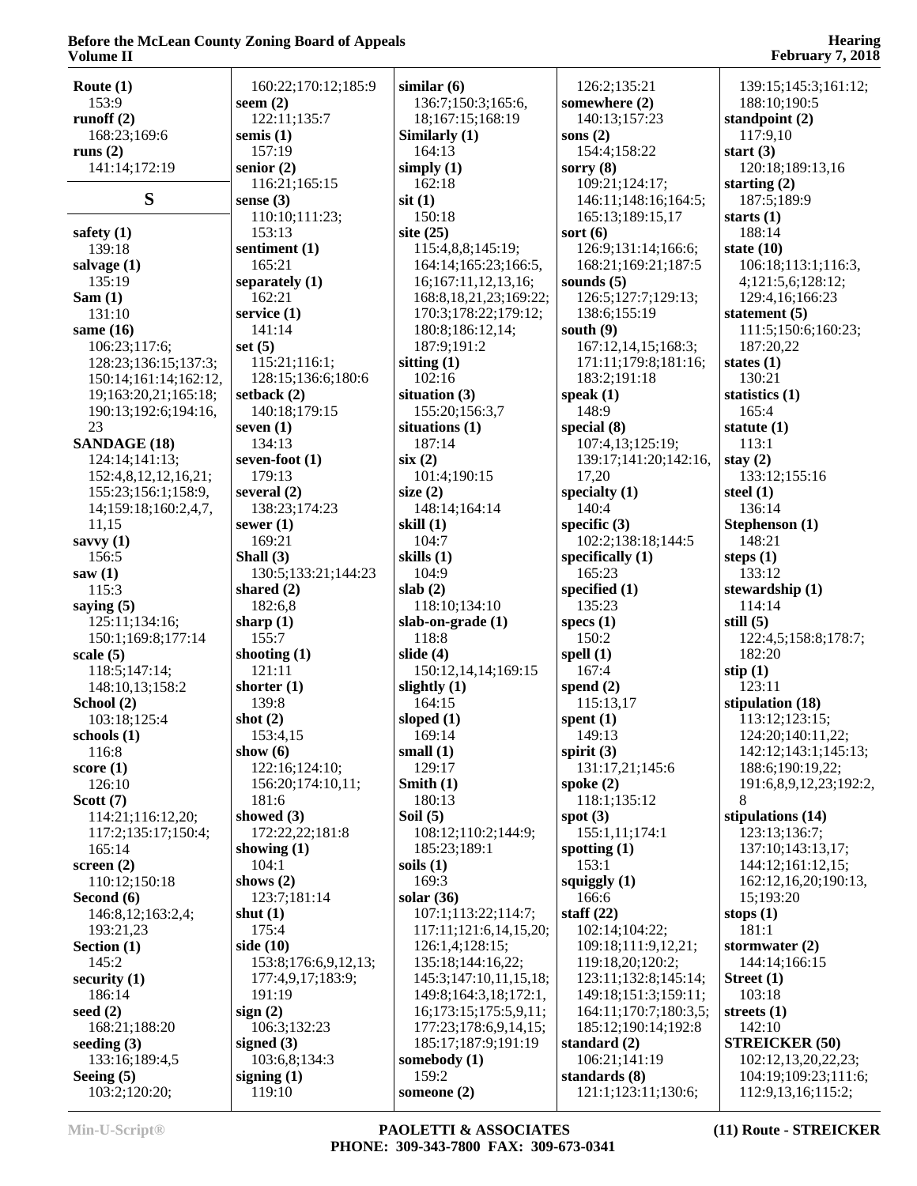**Route (1)**
153:9
**runoff (2)**
168:23;169:6
**runs (2)**
141:14;172:19

## S

**safety (1)**
139:18
**salvage (1)**
135:19
**Sam (1)**
131:10
**same (16)**
106:23;117:6;
128:23;136:15;137:3;
150:14;161:14;162:12,
19;163:20,21;165:18;
190:13;192:6;194:16,
23
**SANDAGE (18)**
124:14;141:13;
152:4,8,12,12,16,21;
155:23;156:1;158:9,
14;159:18;160:2,4,7,
11,15
**savvy (1)**
156:5
**saw (1)**
115:3
**saying (5)**
125:11;134:16;
150:1;169:8;177:14
**scale (5)**
118:5;147:14;
148:10,13;158:2
**School (2)**
103:18;125:4
**schools (1)**
116:8
**score (1)**
126:10
**Scott (7)**
114:21;116:12,20;
117:2;135:17;150:4;
165:14
**screen (2)**
110:12;150:18
**Second (6)**
146:8,12;163:2,4;
193:21,23
**Section (1)**
145:2
**security (1)**
186:14
**seed (2)**
168:21;188:20
**seeding (3)**
133:16;189:4,5
**Seeing (5)**
103:2;120:20;
160:22;170:12;185:9
**seem (2)**
122:11;135:7
**semis (1)**
157:19
**senior (2)**
116:21;165:15
**sense (3)**
110:10;111:23;
153:13
**sentiment (1)**
165:21
**separately (1)**
162:21
**service (1)**
141:14
**set (5)**
115:21;116:1;
128:15;136:6;180:6
**setback (2)**
140:18;179:15
**seven (1)**
134:13
**seven-foot (1)**
179:13
**several (2)**
138:23;174:23
**sewer (1)**
169:21
**Shall (3)**
130:5;133:21;144:23
**shared (2)**
182:6,8
**sharp (1)**
155:7
**shooting (1)**
121:11
**shorter (1)**
139:8
**shot (2)**
153:4,15
**show (6)**
122:16;124:10;
156:20;174:10,11;
181:6
**showed (3)**
172:22,22;181:8
**showing (1)**
104:1
**shows (2)**
123:7;181:14
**shut (1)**
175:4
**side (10)**
153:8;176:6,9,12,13;
177:4,9,17;183:9;
191:19
**sign (2)**
106:3;132:23
**signed (3)**
103:6,8;134:3
**signing (1)**
119:10
**similar (6)**
136:7;150:3;165:6,
18;167:15;168:19
**Similarly (1)**
164:13
**simply (1)**
162:18
**sit (1)**
150:18
**site (25)**
115:4,8,8;145:19;
164:14;165:23;166:5,
16;167:11,12,13,16;
168:8,18,21,23;169:22;
170:3;178:22;179:12;
180:8;186:12,14;
187:9;191:2
**sitting (1)**
102:16
**situation (3)**
155:20;156:3,7
**situations (1)**
187:14
**six (2)**
101:4;190:15
**size (2)**
148:14;164:14
**skill (1)**
104:7
**skills (1)**
104:9
**slab (2)**
118:10;134:10
**slab-on-grade (1)**
118:8
**slide (4)**
150:12,14,14;169:15
**slightly (1)**
164:15
**sloped (1)**
169:14
**small (1)**
129:17
**Smith (1)**
180:13
**Soil (5)**
108:12;110:2;144:9;
185:23;189:1
**soils (1)**
169:3
**solar (36)**
107:1;113:22;114:7;
117:11;121:6,14,15,20;
126:1,4;128:15;
135:18;144:16,22;
145:3;147:10,11,15,18;
149:8;164:3,18;172:1,
16;173:15;175:5,9,11;
177:23;178:6,9,14,15;
185:17;187:9;191:19
**somebody (1)**
159:2
**someone (2)**
126:2;135:21
**somewhere (2)**
140:13;157:23
**sons (2)**
154:4;158:22
**sorry (8)**
109:21;124:17;
146:11;148:16;164:5;
165:13;189:15,17
**sort (6)**
126:9;131:14;166:6;
168:21;169:21;187:5
**sounds (5)**
126:5;127:7;129:13;
138:6;155:19
**south (9)**
167:12,14,15;168:3;
171:11;179:8;181:16;
183:2;191:18
**speak (1)**
148:9
**special (8)**
107:4,13;125:19;
139:17;141:20;142:16,
17,20
**specialty (1)**
140:4
**specific (3)**
102:2;138:18;144:5
**specifically (1)**
165:23
**specified (1)**
135:23
**specs (1)**
150:2
**spell (1)**
167:4
**spend (2)**
115:13,17
**spent (1)**
149:13
**spirit (3)**
131:17,21;145:6
**spoke (2)**
118:1;135:12
**spot (3)**
155:1,11;174:1
**spotting (1)**
153:1
**squiggly (1)**
166:6
**staff (22)**
102:14;104:22;
109:18;111:9,12,21;
119:18,20;120:2;
123:11;132:8;145:14;
149:18;151:3;159:11;
164:11;170:7;180:3,5;
185:12;190:14;192:8
**standard (2)**
106:21;141:19
**standards (8)**
121:1;123:11;130:6;
139:15;145:3;161:12;
188:10;190:5
**standpoint (2)**
117:9,10
**start (3)**
120:18;189:13,16
**starting (2)**
187:5;189:9
**starts (1)**
188:14
**state (10)**
106:18;113:1;116:3,
4;121:5,6;128:12;
129:4,16;166:23
**statement (5)**
111:5;150:6;160:23;
187:20,22
**states (1)**
130:21
**statistics (1)**
165:4
**statute (1)**
113:1
**stay (2)**
133:12;155:16
**steel (1)**
136:14
**Stephenson (1)**
148:21
**steps (1)**
133:12
**stewardship (1)**
114:14
**still (5)**
122:4,5;158:8;178:7;
182:20
**stip (1)**
123:11
**stipulation (18)**
113:12;123:15;
124:20;140:11,22;
142:12;143:1;145:13;
188:6;190:19,22;
191:6,8,9,12,23;192:2,
8
**stipulations (14)**
123:13;136:7;
137:10;143:13,17;
144:12;161:12,15;
162:12,16,20;190:13,
15;193:20
**stops (1)**
181:1
**stormwater (2)**
144:14;166:15
**Street (1)**
103:18
**streets (1)**
142:10
**STREICKER (50)**
102:12,13,20,22,23;
104:19;109:23;111:6;
112:9,13,16;115:2;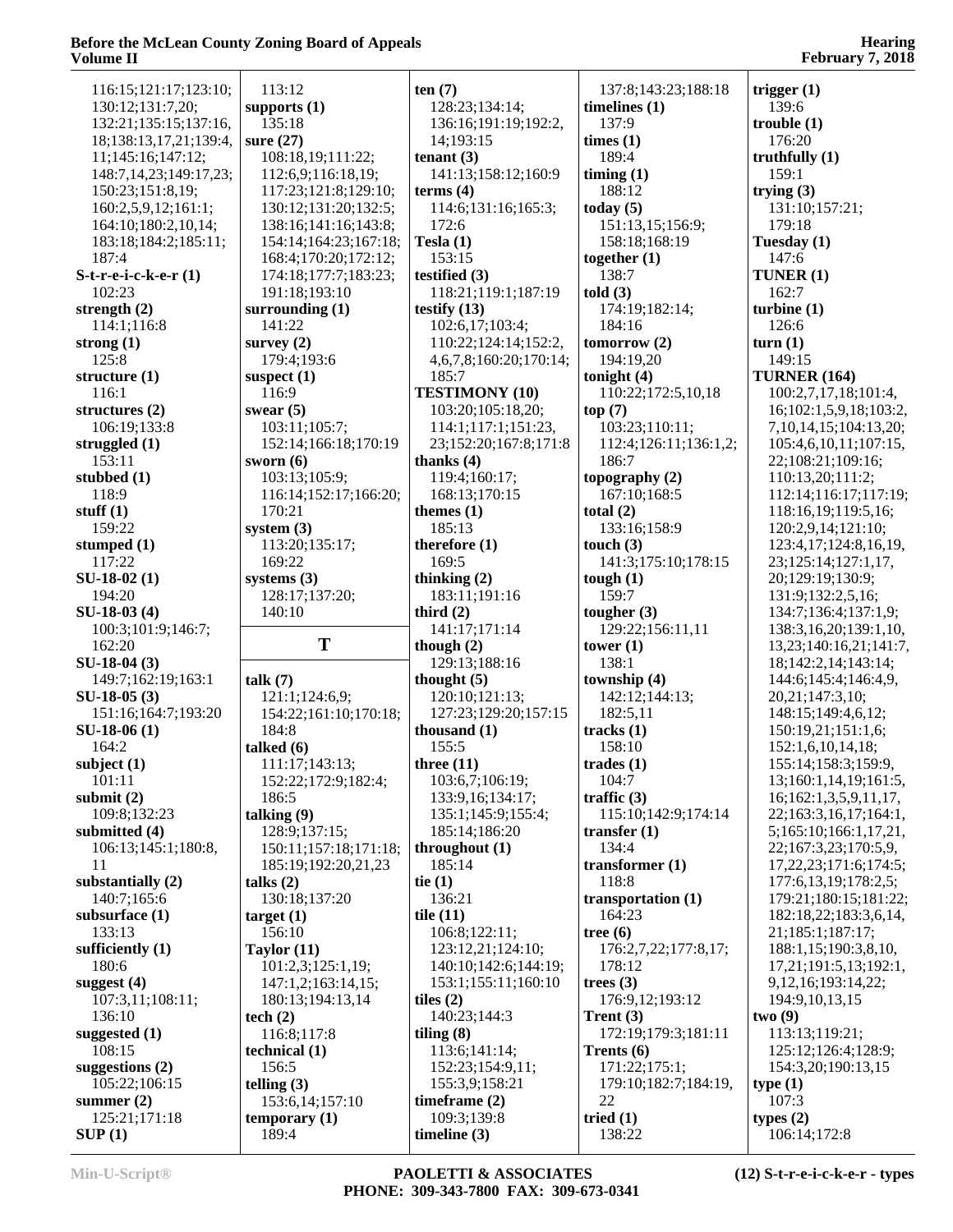116:15;121:17;123:10;
130:12;131:7,20;
132:21;135:15;137:16,
18;138:13,17,21;139:4,
11;145:16;147:12;
148:7,14,23;149:17,23;
150:23;151:8,19;
160:2,5,9,12;161:1;
164:10;180:2,10,14;
183:18;184:2;185:11;
187:4

**S-t-r-e-i-c-k-e-r (1)**
102:23

**strength (2)**
114:1;116:8

**strong (1)**
125:8

**structure (1)**
116:1

**structures (2)**
106:19;133:8

**struggled (1)**
153:11

**stubbed (1)**
118:9

**stuff (1)**
159:22

**stumped (1)**
117:22

**SU-18-02 (1)**
194:20

**SU-18-03 (4)**
100:3;101:9;146:7;
162:20

**SU-18-04 (3)**
149:7;162:19;163:1

**SU-18-05 (3)**
151:16;164:7;193:20

**SU-18-06 (1)**
164:2

**subject (1)**
101:11

**submit (2)**
109:8;132:23

**submitted (4)**
106:13;145:1;180:8,
11

**substantially (2)**
140:7;165:6

**subsurface (1)**
133:13

**sufficiently (1)**
180:6

**suggest (4)**
107:3,11;108:11;
136:10

**suggested (1)**
108:15

**suggestions (2)**
105:22;106:15

**summer (2)**
125:21;171:18

**SUP (1)**
113:12

**supports (1)**
135:18

**sure (27)**
108:18,19;111:22;
112:6,9;116:18,19;
117:23;121:8;129:10;
130:12;131:20;132:5;
138:16;141:16;143:8;
154:14;164:23;167:18;
168:4;170:20;172:12;
174:18;177:7;183:23;
191:18;193:10

**surrounding (1)**
141:22

**survey (2)**
179:4;193:6

**suspect (1)**
116:9

**swear (5)**
103:11;105:7;
152:14;166:18;170:19

**sworn (6)**
103:13;105:9;
116:14;152:17;166:20;
170:21

**system (3)**
113:20;135:17;
169:22

**systems (3)**
128:17;137:20;
140:10

## T

**talk (7)**
121:1;124:6,9;
154:22;161:10;170:18;
184:8

**talked (6)**
111:17;143:13;
152:22;172:9;182:4;
186:5

**talking (9)**
128:9;137:15;
150:11;157:18;171:18;
185:19;192:20,21,23

**talks (2)**
130:18;137:20

**target (1)**
156:10

**Taylor (11)**
101:2,3;125:1,19;
147:1,2;163:14,15;
180:13;194:13,14

**tech (2)**
116:8;117:8

**technical (1)**
156:5

**telling (3)**
153:6,14;157:10

**temporary (1)**
189:4

**ten (7)**
128:23;134:14;
136:16;191:19;192:2,
14;193:15

**tenant (3)**
141:13;158:12;160:9

**terms (4)**
114:6;131:16;165:3;
172:6

**Tesla (1)**
153:15

**testified (3)**
118:21;119:1;187:19

**testify (13)**
102:6,17;103:4;
110:22;124:14;152:2,
4,6,7,8;160:20;170:14;
185:7

**TESTIMONY (10)**
103:20;105:18,20;
114:1;117:1;151:23,
23;152:20;167:8;171:8

**thanks (4)**
119:4;160:17;
168:13;170:15

**themes (1)**
185:13

**therefore (1)**
169:5

**thinking (2)**
183:11;191:16

**third (2)**
141:17;171:14

**though (2)**
129:13;188:16

**thought (5)**
120:10;121:13;
127:23;129:20;157:15

**thousand (1)**
155:5

**three (11)**
103:6,7;106:19;
133:9,16;134:17;
135:1;145:9;155:4;
185:14;186:20

**throughout (1)**
185:14

**tie (1)**
136:21

**tile (11)**
106:8;122:11;
123:12,21;124:10;
140:10;142:6;144:19;
153:1;155:11;160:10

**tiles (2)**
140:23;144:3

**tiling (8)**
113:6;141:14;
152:23;154:9,11;
155:3,9;158:21

**timeframe (2)**
109:3;139:8

**timeline (3)**
137:8;143:23;188:18

**timelines (1)**
137:9

**times (1)**
189:4

**timing (1)**
188:12

**today (5)**
151:13,15;156:9;
158:18;168:19

**together (1)**
138:7

**told (3)**
174:19;182:14;
184:16

**tomorrow (2)**
194:19,20

**tonight (4)**
110:22;172:5,10,18

**top (7)**
103:23;110:11;
112:4;126:11;136:1,2;
186:7

**topography (2)**
167:10;168:5

**total (2)**
133:16;158:9

**touch (3)**
141:3;175:10;178:15

**tough (1)**
159:7

**tougher (3)**
129:22;156:11,11

**tower (1)**
138:1

**township (4)**
142:12;144:13;
182:5,11

**tracks (1)**
158:10

**trades (1)**
104:7

**traffic (3)**
115:10;142:9;174:14

**transfer (1)**
134:4

**transformer (1)**
118:8

**transportation (1)**
164:23

**tree (6)**
176:2,7,22;177:8,17;
178:12

**trees (3)**
176:9,12;193:12

**Trent (3)**
172:19;179:3;181:11

**Trents (6)**
171:22;175:1;
179:10;182:7;184:19,
22

**tried (1)**
138:22

**trigger (1)**
139:6

**trouble (1)**
176:20

**truthfully (1)**
159:1

**trying (3)**
131:10;157:21;
179:18

**Tuesday (1)**
147:6

**TUNER (1)**
162:7

**turbine (1)**
126:6

**turn (1)**
149:15

**TURNER (164)**
100:2,7,17,18;101:4,
16;102:1,5,9,18;103:2,
7,10,14,15;104:13,20;
105:4,6,10,11;107:15,
22;108:21;109:16;
110:13,20;111:2;
112:14;116:17;117:19;
118:16,19;119:5,16;
120:2,9,14;121:10;
123:4,17;124:8,16,19,
23;125:14;127:1,17,
20;129:19;130:9;
131:9;132:2,5,16;
134:7;136:4;137:1,9;
138:3,16,20;139:1,10,
13,23;140:16,21;141:7,
18;142:2,14;143:14;
144:6;145:4;146:4,9,
20,21;147:3,10;
148:15;149:4,6,12;
150:19,21;151:1,6;
152:1,6,10,14,18;
155:14;158:3;159:9,
13;160:1,14,19;161:5,
16;162:1,3,5,9,11,17,
22;163:3,16,17;164:1,
5;165:10;166:1,17,21,
22;167:3,23;170:5,9,
17,22,23;171:6;174:5;
177:6,13,19;178:2,5;
179:21;180:15;181:22;
182:18,22;183:3,6,14,
21;185:1;187:17;
188:1,15;190:3,8,10,
17,21;191:5,13;192:1,
9,12,16;193:14,22;
194:9,10,13,15

**two (9)**
113:13;119:21;
125:12;126:4;128:9;
154:3,20;190:13,15

**type (1)**
107:3

**types (2)**
106:14;172:8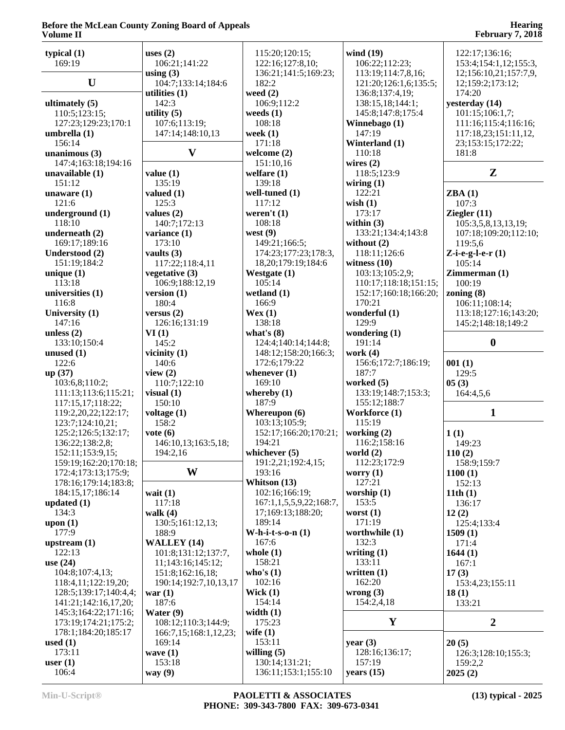**typical (1)**
169:19

## U

**ultimately (5)**
110:5;123:15;
127:23;129:23;170:1
**umbrella (1)**
156:14
**unanimous (3)**
147:4;163:18;194:16
**unavailable (1)**
151:12
**unaware (1)**
121:6
**underground (1)**
118:10
**underneath (2)**
169:17;189:16
**Understood (2)**
151:19;184:2
**unique (1)**
113:18
**universities (1)**
116:8
**University (1)**
147:16
**unless (2)**
133:10;150:4
**unused (1)**
122:6
**up (37)**
103:6,8;110:2;
111:13;113:6;115:21;
117:15,17;118:22;
119:2,20,22;122:17;
123:7;124:10,21;
125:2;126:5;132:17;
136:22;138:2,8;
152:11;153:9,15;
159:19;162:20;170:18;
172:4;173:13;175:9;
178:16;179:14;183:8;
184:15,17;186:14
**updated (1)**
134:3
**upon (1)**
177:9
**upstream (1)**
122:13
**use (24)**
104:8;107:4,13;
118:4,11;122:19,20;
128:5;139:17;140:4,4;
141:21;142:16,17,20;
145:3;164:22;171:16;
173:19;174:21;175:2;
178:1;184:20;185:17
**used (1)**
173:11
**user (1)**
106:4
**uses (2)**
106:21;141:22
**using (3)**
104:7;133:14;184:6
**utilities (1)**
142:3
**utility (5)**
107:6;113:19;
147:14;148:10,13

## V

**value (1)**
135:19
**valued (1)**
125:3
**values (2)**
140:7;172:13
**variance (1)**
173:10
**vaults (3)**
117:22;118:4,11
**vegetative (3)**
106:9;188:12,19
**version (1)**
180:4
**versus (2)**
126:16;131:19
**VI (1)**
145:2
**vicinity (1)**
140:6
**view (2)**
110:7;122:10
**visual (1)**
150:10
**voltage (1)**
158:2
**vote (6)**
146:10,13;163:5,18;
194:2,16

## W

**wait (1)**
117:18
**walk (4)**
130:5;161:12,13;
188:9
**WALLEY (14)**
101:8;131:12;137:7,
11;143:16;145:12;
151:8;162:16,18;
190:14;192:7,10,13,17
**war (1)**
187:6
**Water (9)**
108:12;110:3;144:9;
166:7,15;168:1,12,23;
169:14
**wave (1)**
153:18
**way (9)**
115:20;120:15;
122:16;127:8,10;
136:21;141:5;169:23;
182:2
**weed (2)**
106:9;112:2
**weeds (1)**
108:18
**week (1)**
171:18
**welcome (2)**
151:10,16
**welfare (1)**
139:18
**well-tuned (1)**
117:12
**weren't (1)**
108:18
**west (9)**
149:21;166:5;
174:23;177:23;178:3,
18,20;179:19;184:6
**Westgate (1)**
105:14
**wetland (1)**
166:9
**Wex (1)**
138:18
**what's (8)**
124:4;140:14;144:8;
148:12;158:20;166:3;
172:6;179:22
**whenever (1)**
169:10
**whereby (1)**
187:9
**Whereupon (6)**
103:13;105:9;
152:17;166:20;170:21;
194:21
**whichever (5)**
191:2,21;192:4,15;
193:16
**Whitson (13)**
102:16;166:19;
167:1,1,5,5,9,22;168:7,
17;169:13;188:20;
189:14
**W-h-i-t-s-o-n (1)**
167:6
**whole (1)**
158:21
**who's (1)**
102:16
**Wick (1)**
154:14
**width (1)**
175:23
**wife (1)**
153:11
**willing (5)**
130:14;131:21;
136:11;153:1;155:10
**wind (19)**
106:22;112:23;
113:19;114:7,8,16;
121:20;126:1,6;135:5;
136:8;137:4,19;
138:15,18;144:1;
145:8;147:8;175:4
**Winnebago (1)**
147:19
**Winterland (1)**
110:18
**wires (2)**
118:5;123:9
**wiring (1)**
122:21
**wish (1)**
173:17
**within (3)**
133:21;134:4;143:8
**without (2)**
118:11;126:6
**witness (10)**
103:13;105:2,9;
110:17;118:18;151:15;
152:17;160:18;166:20;
170:21
**wonderful (1)**
129:9
**wondering (1)**
191:14
**work (4)**
156:6;172:7;186:19;
187:7
**worked (5)**
133:19;148:7;153:3;
155:12;188:7
**Workforce (1)**
115:19
**working (2)**
116:2;158:16
**world (2)**
112:23;172:9
**worry (1)**
127:21
**worship (1)**
153:5
**worst (1)**
171:19
**worthwhile (1)**
132:3
**writing (1)**
133:11
**written (1)**
162:20
**wrong (3)**
154:2,4,18

## Y

**year (3)**
128:16;136:17;
157:19
**years (15)**
122:17;136:16;
153:4;154:1,12;155:3,
12;156:10,21;157:7,9,
12;159:2;173:12;
174:20
**yesterday (14)**
101:15;106:1,7;
111:16;115:4;116:16;
117:18,23;151:11,12,
23;153:15;172:22;
181:8

## Z

**ZBA (1)**
107:3
**Ziegler (11)**
105:3,5,8,13,13,19;
107:18;109:20;112:10;
119:5,6
**Z-i-e-g-l-e-r (1)**
105:14
**Zimmerman (1)**
100:19
**zoning (8)**
106:11;108:14;
113:18;127:16;143:20;
145:2;148:18;149:2

## 0

**001 (1)**
129:5
**05 (3)**
164:4,5,6

## 1

**1 (1)**
149:23
**110 (2)**
158:9;159:7
**1100 (1)**
152:13
**11th (1)**
136:17
**12 (2)**
125:4;133:4
**1509 (1)**
171:4
**1644 (1)**
167:1
**17 (3)**
153:4,23;155:11
**18 (1)**
133:21

## 2

**20 (5)**
126:3;128:10;155:3;
159:2,2
**2025 (2)**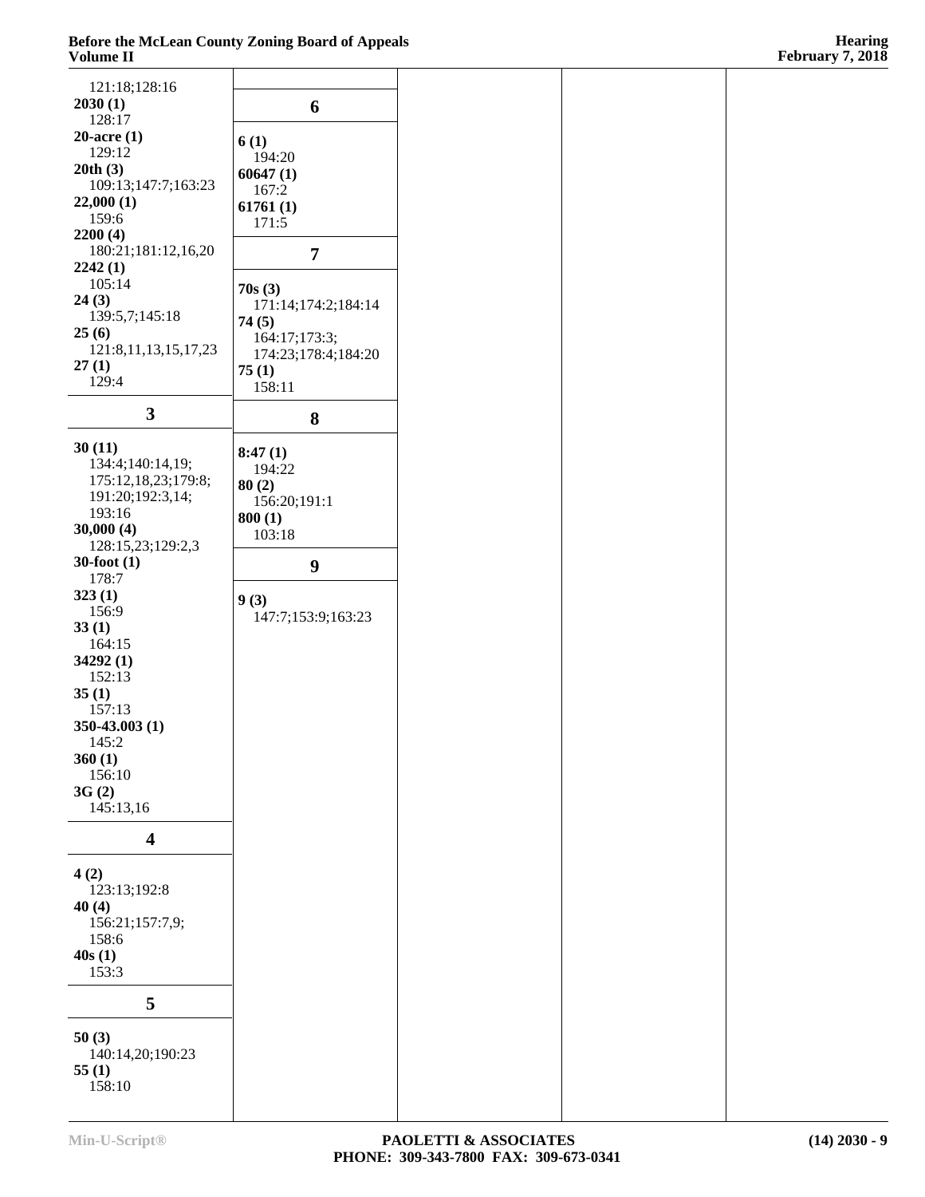121:18;128:16

**2030 (1)**
128:17

**20-acre (1)**
129:12

**20th (3)**
109:13;147:7;163:23

**22,000 (1)**
159:6

**2200 (4)**
180:21;181:12,16,20

**2242 (1)**
105:14

**24 (3)**
139:5,7;145:18

**25 (6)**
121:8,11,13,15,17,23

**27 (1)**
129:4

## 3

**30 (11)**
134:4;140:14,19;
175:12,18,23;179:8;
191:20;192:3,14;
193:16

**30,000 (4)**
128:15,23;129:2,3

**30-foot (1)**
178:7

**323 (1)**
156:9

**33 (1)**
164:15

**34292 (1)**
152:13

**35 (1)**
157:13

**350-43.003 (1)**
145:2

**360 (1)**
156:10

**3G (2)**
145:13,16

## 4

**4 (2)**
123:13;192:8

**40 (4)**
156:21;157:7,9;
158:6

**40s (1)**
153:3

## 5

**50 (3)**
140:14,20;190:23

**55 (1)**
158:10

## 6

**6 (1)**
194:20

**60647 (1)**
167:2

**61761 (1)**
171:5

## 7

**70s (3)**
171:14;174:2;184:14

**74 (5)**
164:17;173:3;
174:23;178:4;184:20

**75 (1)**
158:11

## 8

**8:47 (1)**
194:22

**80 (2)**
156:20;191:1

**800 (1)**
103:18

## 9

**9 (3)**
147:7;153:9;163:23